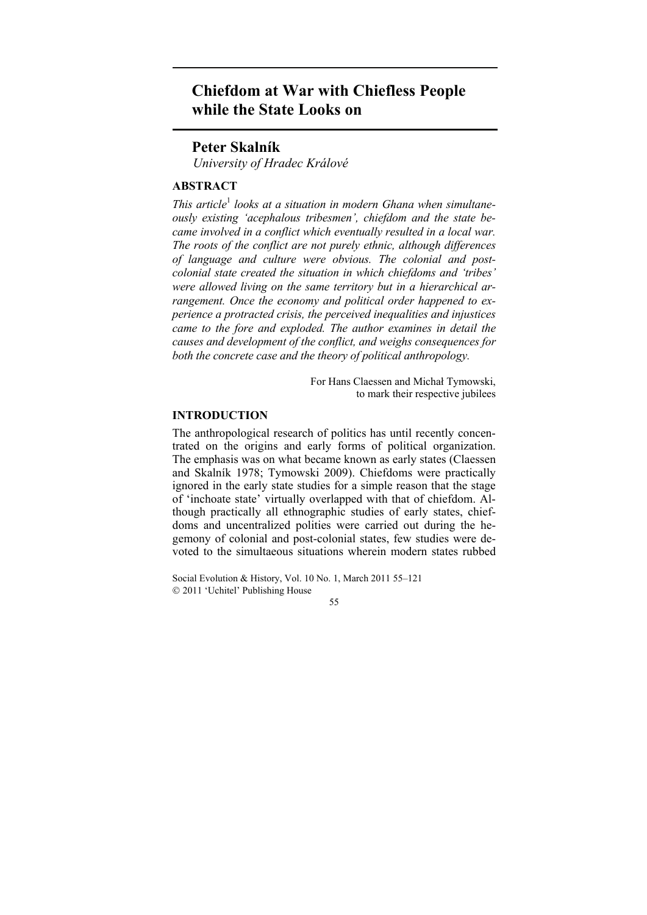# Chiefdom at War with Chiefless People while the State Looks on

## Peter Skalník

*University of Hradec Králové*

### ABSTRACT

*This article*[1] *looks at a situation in modern Ghana when simultaneously existing 'acephalous tribesmen', chiefdom and the state became involved in a conflict which eventually resulted in a local war. The roots of the conflict are not purely ethnic, although differences of language and culture were obvious. The colonial and post-colonial state created the situation in which chiefdoms and 'tribes' were allowed living on the same territory but in a hierarchical arrangement. Once the economy and political order happened to experience a protracted crisis, the perceived inequalities and injustices came to the fore and exploded. The author examines in detail the causes and development of the conflict, and weighs consequences for both the concrete case and the theory of political anthropology.*

For Hans Claessen and Michał Tymowski,
to mark their respective jubilees

### INTRODUCTION

The anthropological research of politics has until recently concentrated on the origins and early forms of political organization. The emphasis was on what became known as early states (Claessen and Skalník 1978; Tymowski 2009). Chiefdoms were practically ignored in the early state studies for a simple reason that the stage of 'inchoate state' virtually overlapped with that of chiefdom. Although practically all ethnographic studies of early states, chiefdoms and uncentralized polities were carried out during the hegemony of colonial and post-colonial states, few studies were devoted to the simultaeous situations wherein modern states rubbed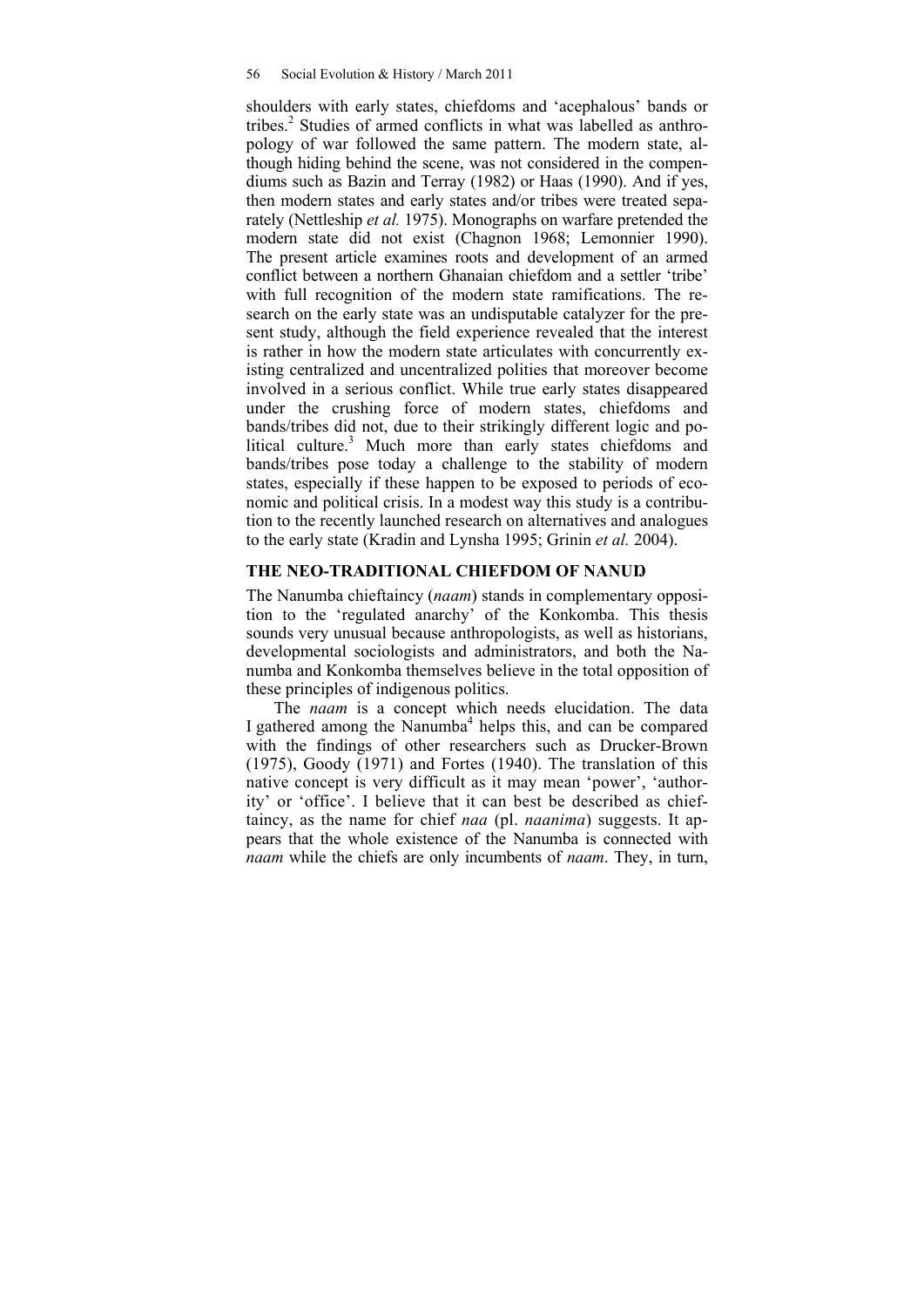shoulders with early states, chiefdoms and 'acephalous' bands or tribes.[2] Studies of armed conflicts in what was labelled as anthropology of war followed the same pattern. The modern state, although hiding behind the scene, was not considered in the compendiums such as Bazin and Terray (1982) or Haas (1990). And if yes, then modern states and early states and/or tribes were treated separately (Nettleship *et al.* 1975). Monographs on warfare pretended the modern state did not exist (Chagnon 1968; Lemonnier 1990). The present article examines roots and development of an armed conflict between a northern Ghanaian chiefdom and a settler 'tribe' with full recognition of the modern state ramifications. The research on the early state was an undisputable catalyzer for the present study, although the field experience revealed that the interest is rather in how the modern state articulates with concurrently existing centralized and uncentralized polities that moreover become involved in a serious conflict. While true early states disappeared under the crushing force of modern states, chiefdoms and bands/tribes did not, due to their strikingly different logic and political culture.[3] Much more than early states chiefdoms and bands/tribes pose today a challenge to the stability of modern states, especially if these happen to be exposed to periods of economic and political crisis. In a modest way this study is a contribution to the recently launched research on alternatives and analogues to the early state (Kradin and Lynsha 1995; Grinin *et al.* 2004).

## THE NEO-TRADITIONAL CHIEFDOM OF NANUŊ

The Nanumba chieftaincy (*naam*) stands in complementary opposition to the 'regulated anarchy' of the Konkomba. This thesis sounds very unusual because anthropologists, as well as historians, developmental sociologists and administrators, and both the Nanumba and Konkomba themselves believe in the total opposition of these principles of indigenous politics.

The *naam* is a concept which needs elucidation. The data I gathered among the Nanumba[4] helps this, and can be compared with the findings of other researchers such as Drucker-Brown (1975), Goody (1971) and Fortes (1940). The translation of this native concept is very difficult as it may mean 'power', 'authority' or 'office'. I believe that it can best be described as chieftaincy, as the name for chief *naa* (pl. *naanima*) suggests. It appears that the whole existence of the Nanumba is connected with *naam* while the chiefs are only incumbents of *naam*. They, in turn,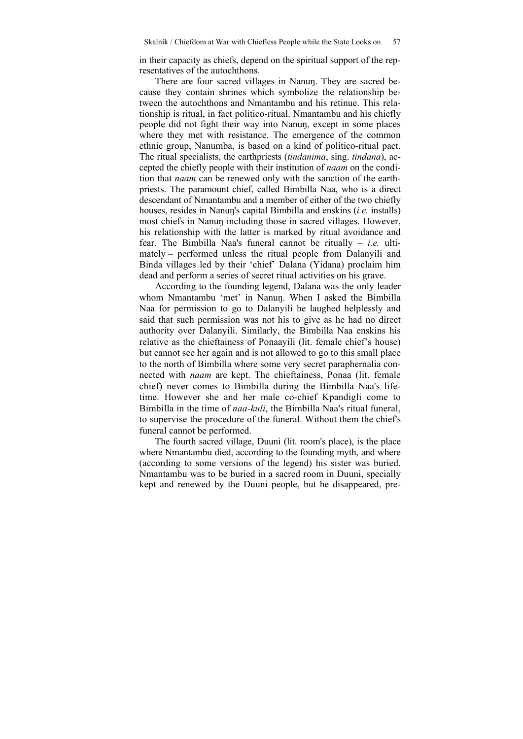in their capacity as chiefs, depend on the spiritual support of the representatives of the autochthons.

There are four sacred villages in Nanuŋ. They are sacred because they contain shrines which symbolize the relationship between the autochthons and Nmantambu and his retinue. This relationship is ritual, in fact politico-ritual. Nmantambu and his chiefly people did not fight their way into Nanuŋ, except in some places where they met with resistance. The emergence of the common ethnic group, Nanumba, is based on a kind of politico-ritual pact. The ritual specialists, the earthpriests (*tindanima*, sing. *tindana*), accepted the chiefly people with their institution of *naam* on the condition that *naam* can be renewed only with the sanction of the earthpriests. The paramount chief, called Bimbilla Naa, who is a direct descendant of Nmantambu and a member of either of the two chiefly houses, resides in Nanuŋ's capital Bimbilla and enskins (*i.e.* installs) most chiefs in Nanuŋ including those in sacred villages. However, his relationship with the latter is marked by ritual avoidance and fear. The Bimbilla Naa's funeral cannot be ritually – *i.e.* ultimately – performed unless the ritual people from Dalanyili and Binda villages led by their 'chief' Dalana (Yidana) proclaim him dead and perform a series of secret ritual activities on his grave.

According to the founding legend, Dalana was the only leader whom Nmantambu 'met' in Nanuŋ. When I asked the Bimbilla Naa for permission to go to Dalanyili he laughed helplessly and said that such permission was not his to give as he had no direct authority over Dalanyili. Similarly, the Bimbilla Naa enskins his relative as the chieftainess of Ponaayili (lit. female chief's house) but cannot see her again and is not allowed to go to this small place to the north of Bimbilla where some very secret paraphernalia connected with *naam* are kept. The chieftainess, Ponaa (lit. female chief) never comes to Bimbilla during the Bimbilla Naa's lifetime. However she and her male co-chief Kpandigli come to Bimbilla in the time of *naa-kuli*, the Bimbilla Naa's ritual funeral, to supervise the procedure of the funeral. Without them the chief's funeral cannot be performed.

The fourth sacred village, Duuni (lit. room's place), is the place where Nmantambu died, according to the founding myth, and where (according to some versions of the legend) his sister was buried. Nmantambu was to be buried in a sacred room in Duuni, specially kept and renewed by the Duuni people, but he disappeared, pre-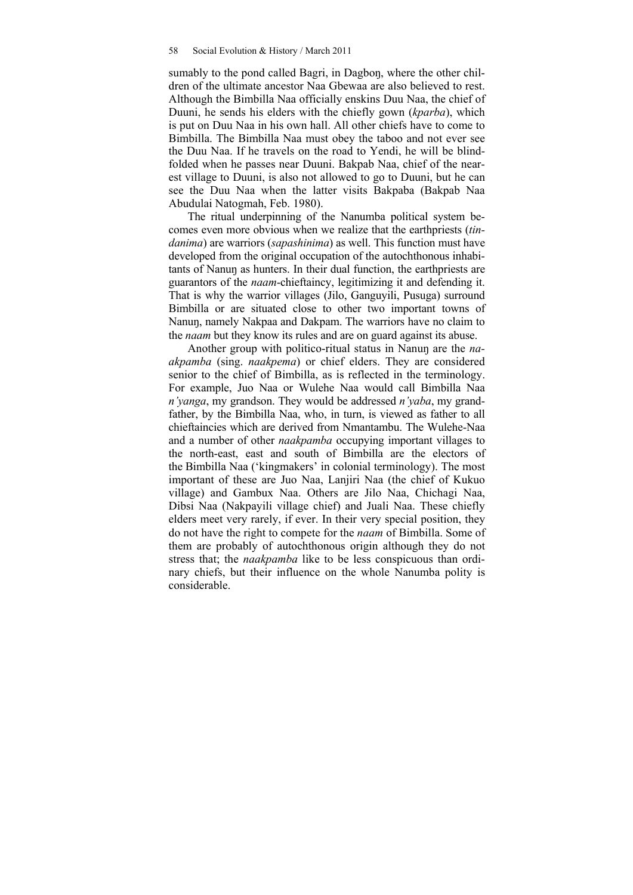sumably to the pond called Bagri, in Dagboŋ, where the other children of the ultimate ancestor Naa Gbewaa are also believed to rest. Although the Bimbilla Naa officially enskins Duu Naa, the chief of Duuni, he sends his elders with the chiefly gown (*kparba*), which is put on Duu Naa in his own hall. All other chiefs have to come to Bimbilla. The Bimbilla Naa must obey the taboo and not ever see the Duu Naa. If he travels on the road to Yendi, he will be blindfolded when he passes near Duuni. Bakpab Naa, chief of the nearest village to Duuni, is also not allowed to go to Duuni, but he can see the Duu Naa when the latter visits Bakpaba (Bakpab Naa Abudulai Natogmah, Feb. 1980).

The ritual underpinning of the Nanumba political system becomes even more obvious when we realize that the earthpriests (*tindanima*) are warriors (*sapashinima*) as well. This function must have developed from the original occupation of the autochthonous inhabitants of Nanuŋ as hunters. In their dual function, the earthpriests are guarantors of the *naam*-chieftaincy, legitimizing it and defending it. That is why the warrior villages (Jilo, Ganguyili, Pusuga) surround Bimbilla or are situated close to other two important towns of Nanuŋ, namely Nakpaa and Dakpam. The warriors have no claim to the *naam* but they know its rules and are on guard against its abuse.

Another group with politico-ritual status in Nanuŋ are the *naakpamba* (sing. *naakpema*) or chief elders. They are considered senior to the chief of Bimbilla, as is reflected in the terminology. For example, Juo Naa or Wulehe Naa would call Bimbilla Naa *n'yanga*, my grandson. They would be addressed *n'yaba*, my grandfather, by the Bimbilla Naa, who, in turn, is viewed as father to all chieftaincies which are derived from Nmantambu. The Wulehe-Naa and a number of other *naakpamba* occupying important villages to the north-east, east and south of Bimbilla are the electors of the Bimbilla Naa ('kingmakers' in colonial terminology). The most important of these are Juo Naa, Lanjiri Naa (the chief of Kukuo village) and Gambux Naa. Others are Jilo Naa, Chichagi Naa, Dibsi Naa (Nakpayili village chief) and Juali Naa. These chiefly elders meet very rarely, if ever. In their very special position, they do not have the right to compete for the *naam* of Bimbilla. Some of them are probably of autochthonous origin although they do not stress that; the *naakpamba* like to be less conspicuous than ordinary chiefs, but their influence on the whole Nanumba polity is considerable.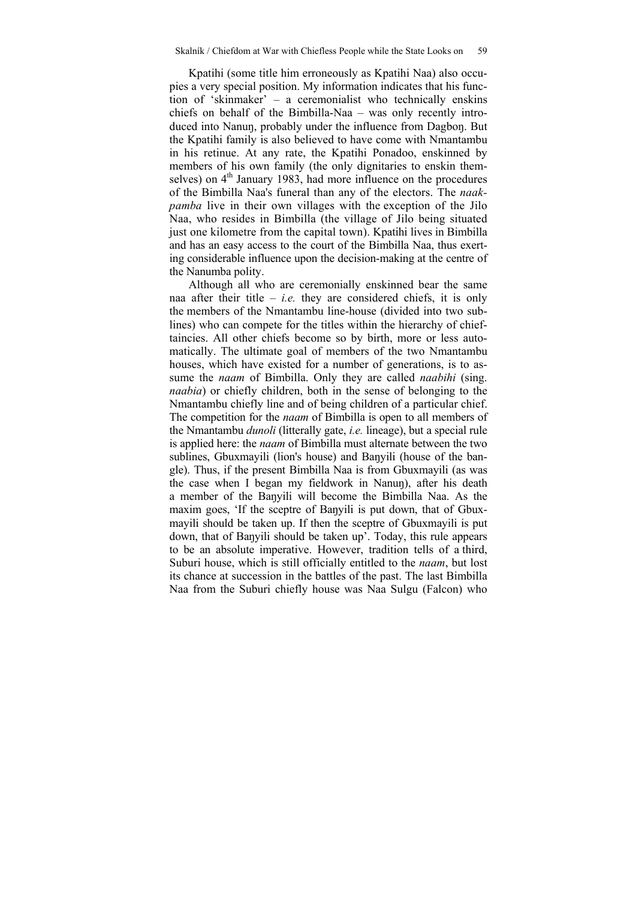Kpatihi (some title him erroneously as Kpatihi Naa) also occupies a very special position. My information indicates that his function of 'skinmaker' – a ceremonialist who technically enskins chiefs on behalf of the Bimbilla-Naa – was only recently introduced into Nanuŋ, probably under the influence from Dagboŋ. But the Kpatihi family is also believed to have come with Nmantambu in his retinue. At any rate, the Kpatihi Ponadoo, enskinned by members of his own family (the only dignitaries to enskin themselves) on 4th January 1983, had more influence on the procedures of the Bimbilla Naa's funeral than any of the electors. The *naakpamba* live in their own villages with the exception of the Jilo Naa, who resides in Bimbilla (the village of Jilo being situated just one kilometre from the capital town). Kpatihi lives in Bimbilla and has an easy access to the court of the Bimbilla Naa, thus exerting considerable influence upon the decision-making at the centre of the Nanumba polity.

Although all who are ceremonially enskinned bear the same naa after their title – *i.e.* they are considered chiefs, it is only the members of the Nmantambu line-house (divided into two sublines) who can compete for the titles within the hierarchy of chieftaincies. All other chiefs become so by birth, more or less automatically. The ultimate goal of members of the two Nmantambu houses, which have existed for a number of generations, is to assume the *naam* of Bimbilla. Only they are called *naabihi* (sing. *naabia*) or chiefly children, both in the sense of belonging to the Nmantambu chiefly line and of being children of a particular chief. The competition for the *naam* of Bimbilla is open to all members of the Nmantambu *dunoli* (litterally gate, *i.e.* lineage), but a special rule is applied here: the *naam* of Bimbilla must alternate between the two sublines, Gbuxmayili (lion's house) and Baŋyili (house of the bangle). Thus, if the present Bimbilla Naa is from Gbuxmayili (as was the case when I began my fieldwork in Nanuŋ), after his death a member of the Baŋyili will become the Bimbilla Naa. As the maxim goes, 'If the sceptre of Baŋyili is put down, that of Gbuxmayili should be taken up. If then the sceptre of Gbuxmayili is put down, that of Baŋyili should be taken up'. Today, this rule appears to be an absolute imperative. However, tradition tells of a third, Suburi house, which is still officially entitled to the *naam*, but lost its chance at succession in the battles of the past. The last Bimbilla Naa from the Suburi chiefly house was Naa Sulgu (Falcon) who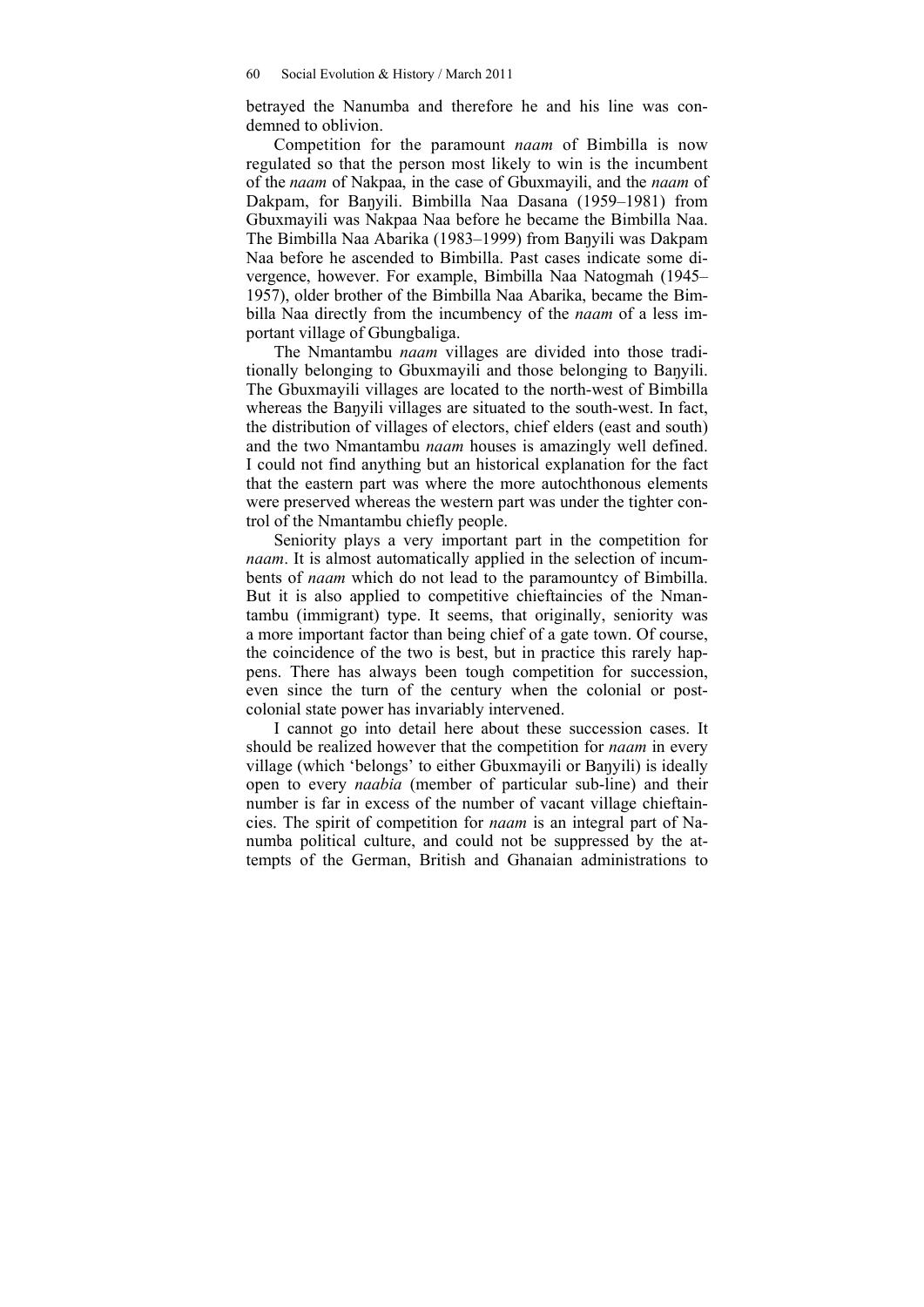betrayed the Nanumba and therefore he and his line was condemned to oblivion.

Competition for the paramount *naam* of Bimbilla is now regulated so that the person most likely to win is the incumbent of the *naam* of Nakpaa, in the case of Gbuxmayili, and the *naam* of Dakpam, for Baŋyili. Bimbilla Naa Dasana (1959–1981) from Gbuxmayili was Nakpaa Naa before he became the Bimbilla Naa. The Bimbilla Naa Abarika (1983–1999) from Baŋyili was Dakpam Naa before he ascended to Bimbilla. Past cases indicate some divergence, however. For example, Bimbilla Naa Natogmah (1945–1957), older brother of the Bimbilla Naa Abarika, became the Bimbilla Naa directly from the incumbency of the *naam* of a less important village of Gbungbaliga.

The Nmantambu *naam* villages are divided into those traditionally belonging to Gbuxmayili and those belonging to Baŋyili. The Gbuxmayili villages are located to the north-west of Bimbilla whereas the Baŋyili villages are situated to the south-west. In fact, the distribution of villages of electors, chief elders (east and south) and the two Nmantambu *naam* houses is amazingly well defined. I could not find anything but an historical explanation for the fact that the eastern part was where the more autochthonous elements were preserved whereas the western part was under the tighter control of the Nmantambu chiefly people.

Seniority plays a very important part in the competition for *naam*. It is almost automatically applied in the selection of incumbents of *naam* which do not lead to the paramountcy of Bimbilla. But it is also applied to competitive chieftaincies of the Nmantambu (immigrant) type. It seems, that originally, seniority was a more important factor than being chief of a gate town. Of course, the coincidence of the two is best, but in practice this rarely happens. There has always been tough competition for succession, even since the turn of the century when the colonial or post-colonial state power has invariably intervened.

I cannot go into detail here about these succession cases. It should be realized however that the competition for *naam* in every village (which 'belongs' to either Gbuxmayili or Baŋyili) is ideally open to every *naabia* (member of particular sub-line) and their number is far in excess of the number of vacant village chieftaincies. The spirit of competition for *naam* is an integral part of Nanumba political culture, and could not be suppressed by the attempts of the German, British and Ghanaian administrations to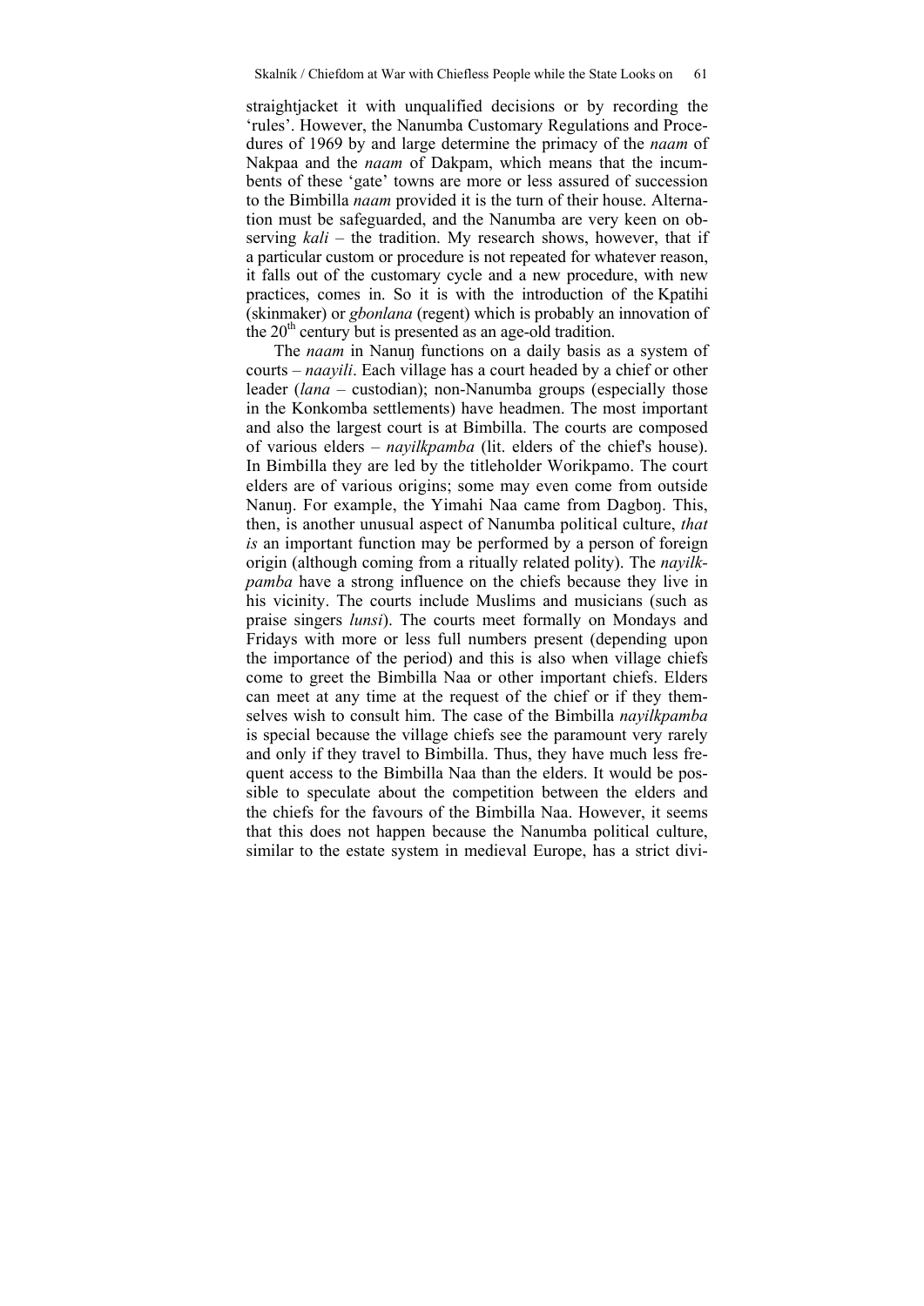straightjacket it with unqualified decisions or by recording the 'rules'. However, the Nanumba Customary Regulations and Procedures of 1969 by and large determine the primacy of the *naam* of Nakpaa and the *naam* of Dakpam, which means that the incumbents of these 'gate' towns are more or less assured of succession to the Bimbilla *naam* provided it is the turn of their house. Alternation must be safeguarded, and the Nanumba are very keen on observing *kali* – the tradition. My research shows, however, that if a particular custom or procedure is not repeated for whatever reason, it falls out of the customary cycle and a new procedure, with new practices, comes in. So it is with the introduction of the Kpatihi (skinmaker) or *gbonlana* (regent) which is probably an innovation of the 20th century but is presented as an age-old tradition.

The *naam* in Nanuŋ functions on a daily basis as a system of courts – *naayili*. Each village has a court headed by a chief or other leader (*lana* – custodian); non-Nanumba groups (especially those in the Konkomba settlements) have headmen. The most important and also the largest court is at Bimbilla. The courts are composed of various elders – *nayilkpamba* (lit. elders of the chief's house). In Bimbilla they are led by the titleholder Worikpamo. The court elders are of various origins; some may even come from outside Nanuŋ. For example, the Yimahi Naa came from Dagboŋ. This, then, is another unusual aspect of Nanumba political culture, *that is* an important function may be performed by a person of foreign origin (although coming from a ritually related polity). The *nayilkpamba* have a strong influence on the chiefs because they live in his vicinity. The courts include Muslims and musicians (such as praise singers *lunsi*). The courts meet formally on Mondays and Fridays with more or less full numbers present (depending upon the importance of the period) and this is also when village chiefs come to greet the Bimbilla Naa or other important chiefs. Elders can meet at any time at the request of the chief or if they themselves wish to consult him. The case of the Bimbilla *nayilkpamba* is special because the village chiefs see the paramount very rarely and only if they travel to Bimbilla. Thus, they have much less frequent access to the Bimbilla Naa than the elders. It would be possible to speculate about the competition between the elders and the chiefs for the favours of the Bimbilla Naa. However, it seems that this does not happen because the Nanumba political culture, similar to the estate system in medieval Europe, has a strict divi-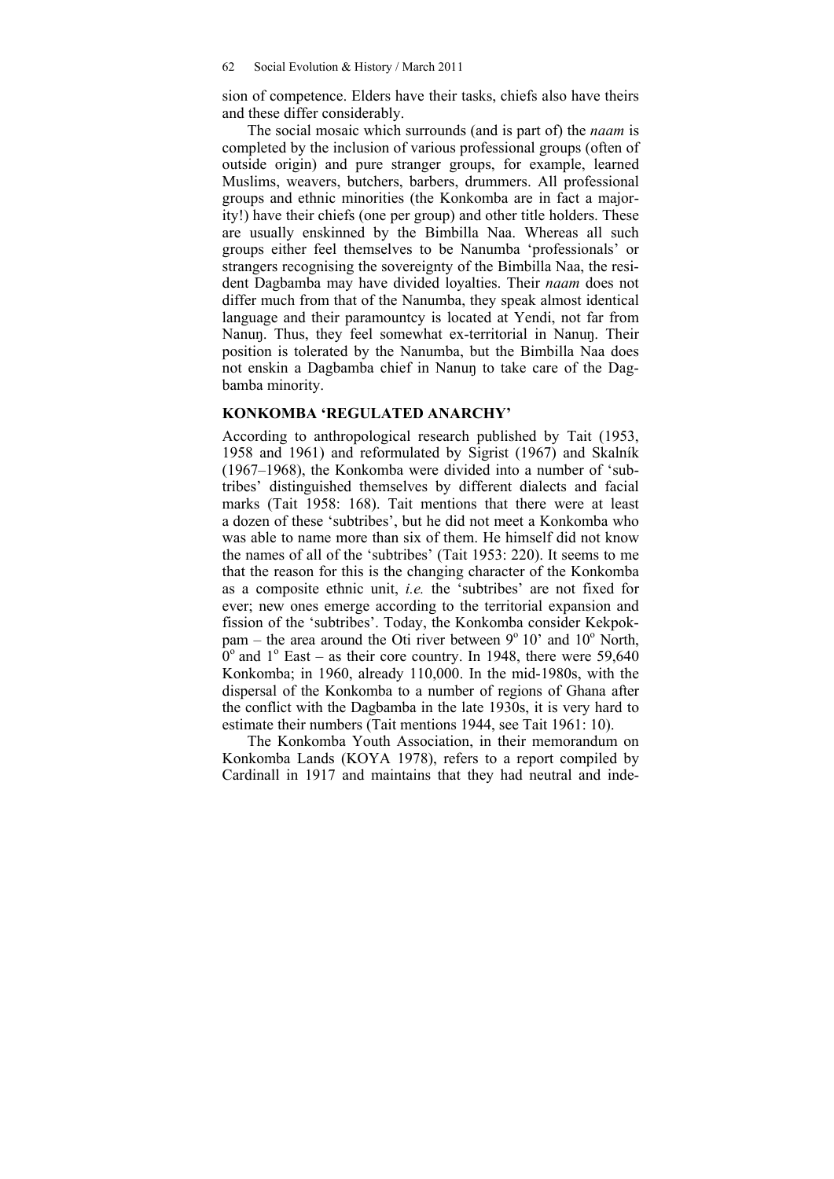sion of competence. Elders have their tasks, chiefs also have theirs and these differ considerably.

The social mosaic which surrounds (and is part of) the *naam* is completed by the inclusion of various professional groups (often of outside origin) and pure stranger groups, for example, learned Muslims, weavers, butchers, barbers, drummers. All professional groups and ethnic minorities (the Konkomba are in fact a majority!) have their chiefs (one per group) and other title holders. These are usually enskinned by the Bimbilla Naa. Whereas all such groups either feel themselves to be Nanumba 'professionals' or strangers recognising the sovereignty of the Bimbilla Naa, the resident Dagbamba may have divided loyalties. Their *naam* does not differ much from that of the Nanumba, they speak almost identical language and their paramountcy is located at Yendi, not far from Nanuŋ. Thus, they feel somewhat ex-territorial in Nanuŋ. Their position is tolerated by the Nanumba, but the Bimbilla Naa does not enskin a Dagbamba chief in Nanuŋ to take care of the Dagbamba minority.

## KONKOMBA 'REGULATED ANARCHY'

According to anthropological research published by Tait (1953, 1958 and 1961) and reformulated by Sigrist (1967) and Skalník (1967–1968), the Konkomba were divided into a number of 'subtribes' distinguished themselves by different dialects and facial marks (Tait 1958: 168). Tait mentions that there were at least a dozen of these 'subtribes', but he did not meet a Konkomba who was able to name more than six of them. He himself did not know the names of all of the 'subtribes' (Tait 1953: 220). It seems to me that the reason for this is the changing character of the Konkomba as a composite ethnic unit, *i.e.* the 'subtribes' are not fixed for ever; new ones emerge according to the territorial expansion and fission of the 'subtribes'. Today, the Konkomba consider Kekpokpam – the area around the Oti river between 9° 10' and 10° North, 0° and 1° East – as their core country. In 1948, there were 59,640 Konkomba; in 1960, already 110,000. In the mid-1980s, with the dispersal of the Konkomba to a number of regions of Ghana after the conflict with the Dagbamba in the late 1930s, it is very hard to estimate their numbers (Tait mentions 1944, see Tait 1961: 10).

The Konkomba Youth Association, in their memorandum on Konkomba Lands (KOYA 1978), refers to a report compiled by Cardinall in 1917 and maintains that they had neutral and inde-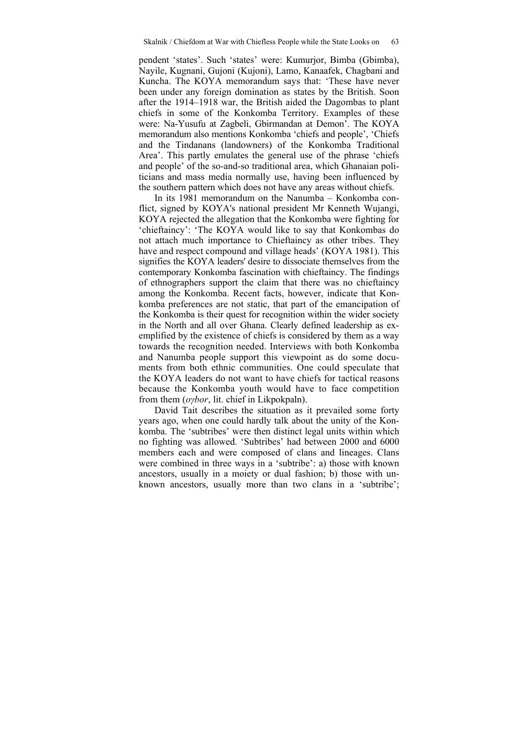pendent 'states'. Such 'states' were: Kumurjor, Bimba (Gbimba), Nayile, Kugnani, Gujoni (Kujoni), Lamo, Kanaafek, Chagbani and Kuncha. The KOYA memorandum says that: 'These have never been under any foreign domination as states by the British. Soon after the 1914–1918 war, the British aided the Dagombas to plant chiefs in some of the Konkomba Territory. Examples of these were: Na-Yusufu at Zagbeli, Gbirmandan at Demon'. The KOYA memorandum also mentions Konkomba 'chiefs and people', 'Chiefs and the Tindanans (landowners) of the Konkomba Traditional Area'. This partly emulates the general use of the phrase 'chiefs and people' of the so-and-so traditional area, which Ghanaian politicians and mass media normally use, having been influenced by the southern pattern which does not have any areas without chiefs.

In its 1981 memorandum on the Nanumba – Konkomba conflict, signed by KOYA's national president Mr Kenneth Wujangi, KOYA rejected the allegation that the Konkomba were fighting for 'chieftaincy': 'The KOYA would like to say that Konkombas do not attach much importance to Chieftaincy as other tribes. They have and respect compound and village heads' (KOYA 1981). This signifies the KOYA leaders' desire to dissociate themselves from the contemporary Konkomba fascination with chieftaincy. The findings of ethnographers support the claim that there was no chieftaincy among the Konkomba. Recent facts, however, indicate that Konkomba preferences are not static, that part of the emancipation of the Konkomba is their quest for recognition within the wider society in the North and all over Ghana. Clearly defined leadership as exemplified by the existence of chiefs is considered by them as a way towards the recognition needed. Interviews with both Konkomba and Nanumba people support this viewpoint as do some documents from both ethnic communities. One could speculate that the KOYA leaders do not want to have chiefs for tactical reasons because the Konkomba youth would have to face competition from them (*oγbor*, lit. chief in Likpokpaln).

David Tait describes the situation as it prevailed some forty years ago, when one could hardly talk about the unity of the Konkomba. The 'subtribes' were then distinct legal units within which no fighting was allowed. 'Subtribes' had between 2000 and 6000 members each and were composed of clans and lineages. Clans were combined in three ways in a 'subtribe': a) those with known ancestors, usually in a moiety or dual fashion; b) those with unknown ancestors, usually more than two clans in a 'subtribe';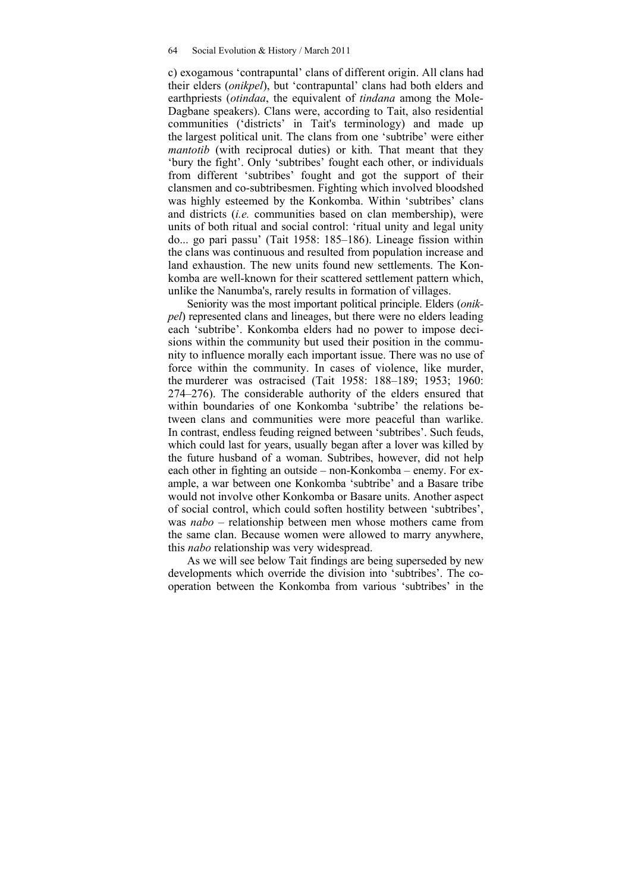c) exogamous 'contrapuntal' clans of different origin. All clans had their elders (*onikpel*), but 'contrapuntal' clans had both elders and earthpriests (*otindaa*, the equivalent of *tindana* among the Mole-Dagbane speakers). Clans were, according to Tait, also residential communities ('districts' in Tait's terminology) and made up the largest political unit. The clans from one 'subtribe' were either *mantotib* (with reciprocal duties) or kith. That meant that they 'bury the fight'. Only 'subtribes' fought each other, or individuals from different 'subtribes' fought and got the support of their clansmen and co-subtribesmen. Fighting which involved bloodshed was highly esteemed by the Konkomba. Within 'subtribes' clans and districts (*i.e.* communities based on clan membership), were units of both ritual and social control: 'ritual unity and legal unity do... go pari passu' (Tait 1958: 185–186). Lineage fission within the clans was continuous and resulted from population increase and land exhaustion. The new units found new settlements. The Konkomba are well-known for their scattered settlement pattern which, unlike the Nanumba's, rarely results in formation of villages.

Seniority was the most important political principle. Elders (*onikpel*) represented clans and lineages, but there were no elders leading each 'subtribe'. Konkomba elders had no power to impose decisions within the community but used their position in the community to influence morally each important issue. There was no use of force within the community. In cases of violence, like murder, the murderer was ostracised (Tait 1958: 188–189; 1953; 1960: 274–276). The considerable authority of the elders ensured that within boundaries of one Konkomba 'subtribe' the relations between clans and communities were more peaceful than warlike. In contrast, endless feuding reigned between 'subtribes'. Such feuds, which could last for years, usually began after a lover was killed by the future husband of a woman. Subtribes, however, did not help each other in fighting an outside – non-Konkomba – enemy. For example, a war between one Konkomba 'subtribe' and a Basare tribe would not involve other Konkomba or Basare units. Another aspect of social control, which could soften hostility between 'subtribes', was *nabo* – relationship between men whose mothers came from the same clan. Because women were allowed to marry anywhere, this *nabo* relationship was very widespread.

As we will see below Tait findings are being superseded by new developments which override the division into 'subtribes'. The cooperation between the Konkomba from various 'subtribes' in the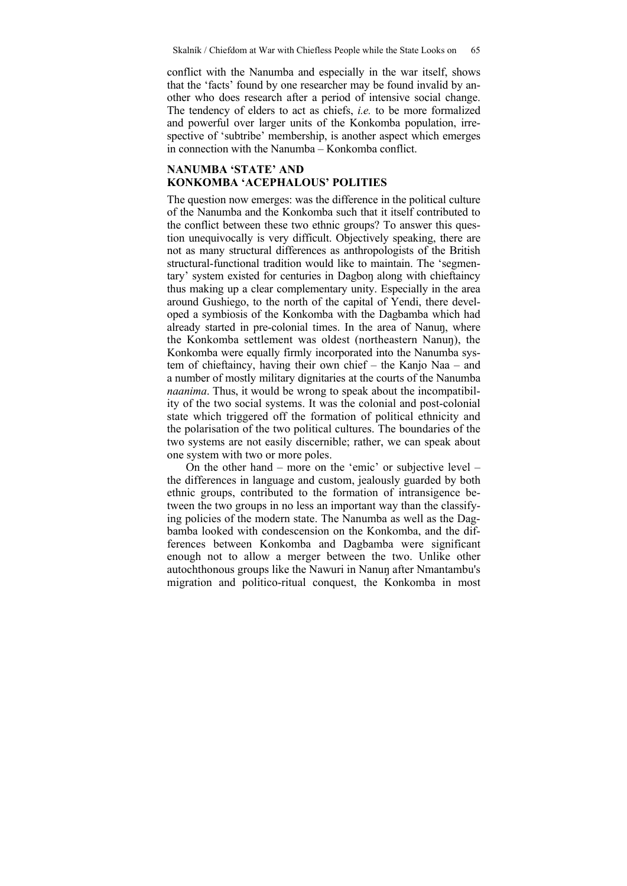conflict with the Nanumba and especially in the war itself, shows that the 'facts' found by one researcher may be found invalid by another who does research after a period of intensive social change. The tendency of elders to act as chiefs, *i.e.* to be more formalized and powerful over larger units of the Konkomba population, irrespective of 'subtribe' membership, is another aspect which emerges in connection with the Nanumba – Konkomba conflict.

## NANUMBA 'STATE' AND KONKOMBA 'ACEPHALOUS' POLITIES

The question now emerges: was the difference in the political culture of the Nanumba and the Konkomba such that it itself contributed to the conflict between these two ethnic groups? To answer this question unequivocally is very difficult. Objectively speaking, there are not as many structural differences as anthropologists of the British structural-functional tradition would like to maintain. The 'segmentary' system existed for centuries in Dagboŋ along with chieftaincy thus making up a clear complementary unity. Especially in the area around Gushiego, to the north of the capital of Yendi, there developed a symbiosis of the Konkomba with the Dagbamba which had already started in pre-colonial times. In the area of Nanuŋ, where the Konkomba settlement was oldest (northeastern Nanuŋ), the Konkomba were equally firmly incorporated into the Nanumba system of chieftaincy, having their own chief – the Kanjo Naa – and a number of mostly military dignitaries at the courts of the Nanumba *naanima*. Thus, it would be wrong to speak about the incompatibility of the two social systems. It was the colonial and post-colonial state which triggered off the formation of political ethnicity and the polarisation of the two political cultures. The boundaries of the two systems are not easily discernible; rather, we can speak about one system with two or more poles.

On the other hand – more on the 'emic' or subjective level – the differences in language and custom, jealously guarded by both ethnic groups, contributed to the formation of intransigence between the two groups in no less an important way than the classifying policies of the modern state. The Nanumba as well as the Dagbamba looked with condescension on the Konkomba, and the differences between Konkomba and Dagbamba were significant enough not to allow a merger between the two. Unlike other autochthonous groups like the Nawuri in Nanuŋ after Nmantambu's migration and politico-ritual conquest, the Konkomba in most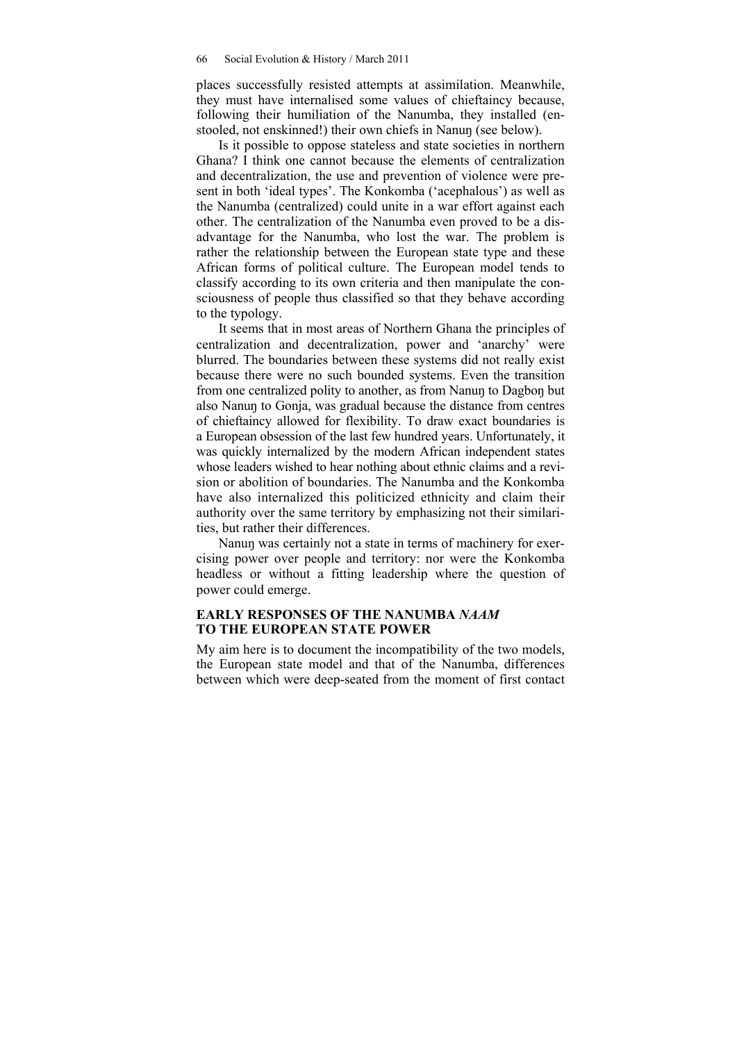places successfully resisted attempts at assimilation. Meanwhile, they must have internalised some values of chieftaincy because, following their humiliation of the Nanumba, they installed (enstooled, not enskinned!) their own chiefs in Nanuŋ (see below).

Is it possible to oppose stateless and state societies in northern Ghana? I think one cannot because the elements of centralization and decentralization, the use and prevention of violence were present in both 'ideal types'. The Konkomba ('acephalous') as well as the Nanumba (centralized) could unite in a war effort against each other. The centralization of the Nanumba even proved to be a disadvantage for the Nanumba, who lost the war. The problem is rather the relationship between the European state type and these African forms of political culture. The European model tends to classify according to its own criteria and then manipulate the consciousness of people thus classified so that they behave according to the typology.

It seems that in most areas of Northern Ghana the principles of centralization and decentralization, power and 'anarchy' were blurred. The boundaries between these systems did not really exist because there were no such bounded systems. Even the transition from one centralized polity to another, as from Nanuŋ to Dagboŋ but also Nanuŋ to Gonja, was gradual because the distance from centres of chieftaincy allowed for flexibility. To draw exact boundaries is a European obsession of the last few hundred years. Unfortunately, it was quickly internalized by the modern African independent states whose leaders wished to hear nothing about ethnic claims and a revision or abolition of boundaries. The Nanumba and the Konkomba have also internalized this politicized ethnicity and claim their authority over the same territory by emphasizing not their similarities, but rather their differences.

Nanuŋ was certainly not a state in terms of machinery for exercising power over people and territory: nor were the Konkomba headless or without a fitting leadership where the question of power could emerge.

## EARLY RESPONSES OF THE NANUMBA *NAAM* TO THE EUROPEAN STATE POWER

My aim here is to document the incompatibility of the two models, the European state model and that of the Nanumba, differences between which were deep-seated from the moment of first contact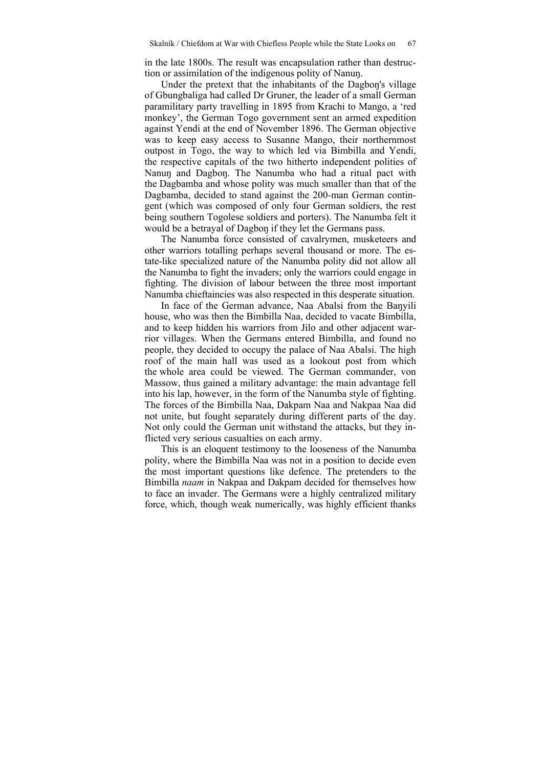in the late 1800s. The result was encapsulation rather than destruction or assimilation of the indigenous polity of Nanuŋ.

Under the pretext that the inhabitants of the Dagboŋ's village of Gbungbaliga had called Dr Gruner, the leader of a small German paramilitary party travelling in 1895 from Krachi to Mango, a 'red monkey', the German Togo government sent an armed expedition against Yendi at the end of November 1896. The German objective was to keep easy access to Susanne Mango, their northernmost outpost in Togo, the way to which led via Bimbilla and Yendi, the respective capitals of the two hitherto independent polities of Nanuŋ and Dagboŋ. The Nanumba who had a ritual pact with the Dagbamba and whose polity was much smaller than that of the Dagbamba, decided to stand against the 200-man German contingent (which was composed of only four German soldiers, the rest being southern Togolese soldiers and porters). The Nanumba felt it would be a betrayal of Dagboŋ if they let the Germans pass.

The Nanumba force consisted of cavalrymen, musketeers and other warriors totalling perhaps several thousand or more. The estate-like specialized nature of the Nanumba polity did not allow all the Nanumba to fight the invaders; only the warriors could engage in fighting. The division of labour between the three most important Nanumba chieftaincies was also respected in this desperate situation.

In face of the German advance, Naa Abalsi from the Baŋyili house, who was then the Bimbilla Naa, decided to vacate Bimbilla, and to keep hidden his warriors from Jilo and other adjacent warrior villages. When the Germans entered Bimbilla, and found no people, they decided to occupy the palace of Naa Abalsi. The high roof of the main hall was used as a lookout post from which the whole area could be viewed. The German commander, von Massow, thus gained a military advantage: the main advantage fell into his lap, however, in the form of the Nanumba style of fighting. The forces of the Bimbilla Naa, Dakpam Naa and Nakpaa Naa did not unite, but fought separately during different parts of the day. Not only could the German unit withstand the attacks, but they inflicted very serious casualties on each army.

This is an eloquent testimony to the looseness of the Nanumba polity, where the Bimbilla Naa was not in a position to decide even the most important questions like defence. The pretenders to the Bimbilla *naam* in Nakpaa and Dakpam decided for themselves how to face an invader. The Germans were a highly centralized military force, which, though weak numerically, was highly efficient thanks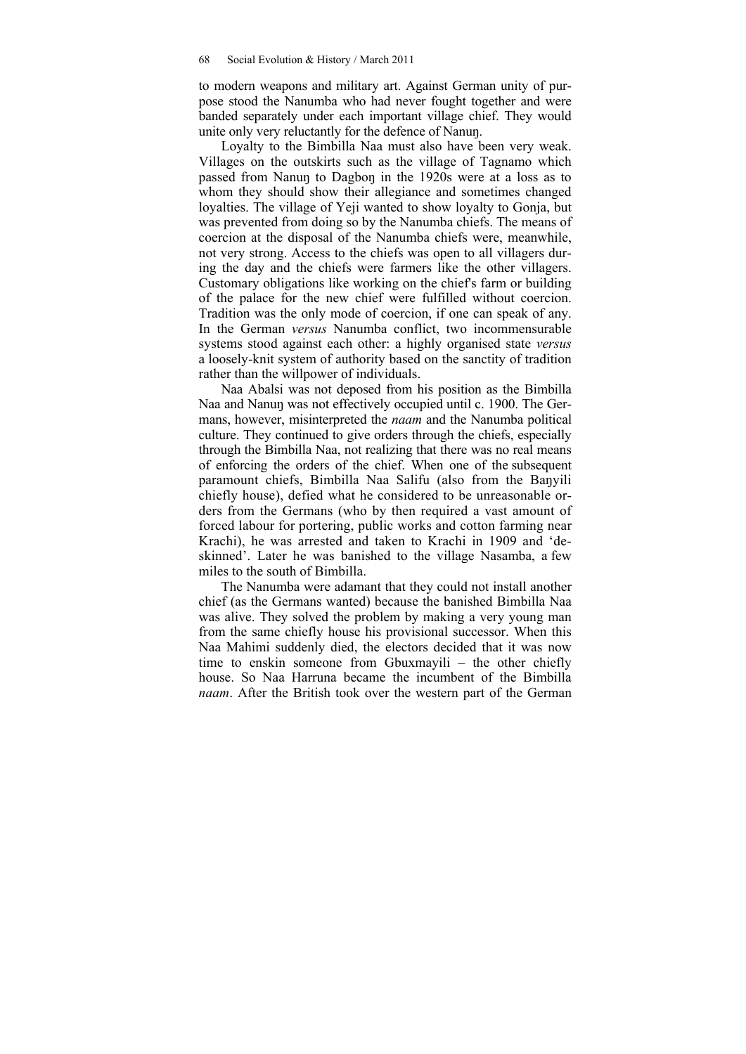to modern weapons and military art. Against German unity of purpose stood the Nanumba who had never fought together and were banded separately under each important village chief. They would unite only very reluctantly for the defence of Nanuŋ.

Loyalty to the Bimbilla Naa must also have been very weak. Villages on the outskirts such as the village of Tagnamo which passed from Nanuŋ to Dagboŋ in the 1920s were at a loss as to whom they should show their allegiance and sometimes changed loyalties. The village of Yeji wanted to show loyalty to Gonja, but was prevented from doing so by the Nanumba chiefs. The means of coercion at the disposal of the Nanumba chiefs were, meanwhile, not very strong. Access to the chiefs was open to all villagers during the day and the chiefs were farmers like the other villagers. Customary obligations like working on the chief's farm or building of the palace for the new chief were fulfilled without coercion. Tradition was the only mode of coercion, if one can speak of any. In the German *versus* Nanumba conflict, two incommensurable systems stood against each other: a highly organised state *versus* a loosely-knit system of authority based on the sanctity of tradition rather than the willpower of individuals.

Naa Abalsi was not deposed from his position as the Bimbilla Naa and Nanuŋ was not effectively occupied until c. 1900. The Germans, however, misinterpreted the *naam* and the Nanumba political culture. They continued to give orders through the chiefs, especially through the Bimbilla Naa, not realizing that there was no real means of enforcing the orders of the chief. When one of the subsequent paramount chiefs, Bimbilla Naa Salifu (also from the Baŋyili chiefly house), defied what he considered to be unreasonable orders from the Germans (who by then required a vast amount of forced labour for portering, public works and cotton farming near Krachi), he was arrested and taken to Krachi in 1909 and 'de-skinned'. Later he was banished to the village Nasamba, a few miles to the south of Bimbilla.

The Nanumba were adamant that they could not install another chief (as the Germans wanted) because the banished Bimbilla Naa was alive. They solved the problem by making a very young man from the same chiefly house his provisional successor. When this Naa Mahimi suddenly died, the electors decided that it was now time to enskin someone from Gbuxmayili – the other chiefly house. So Naa Harruna became the incumbent of the Bimbilla *naam*. After the British took over the western part of the German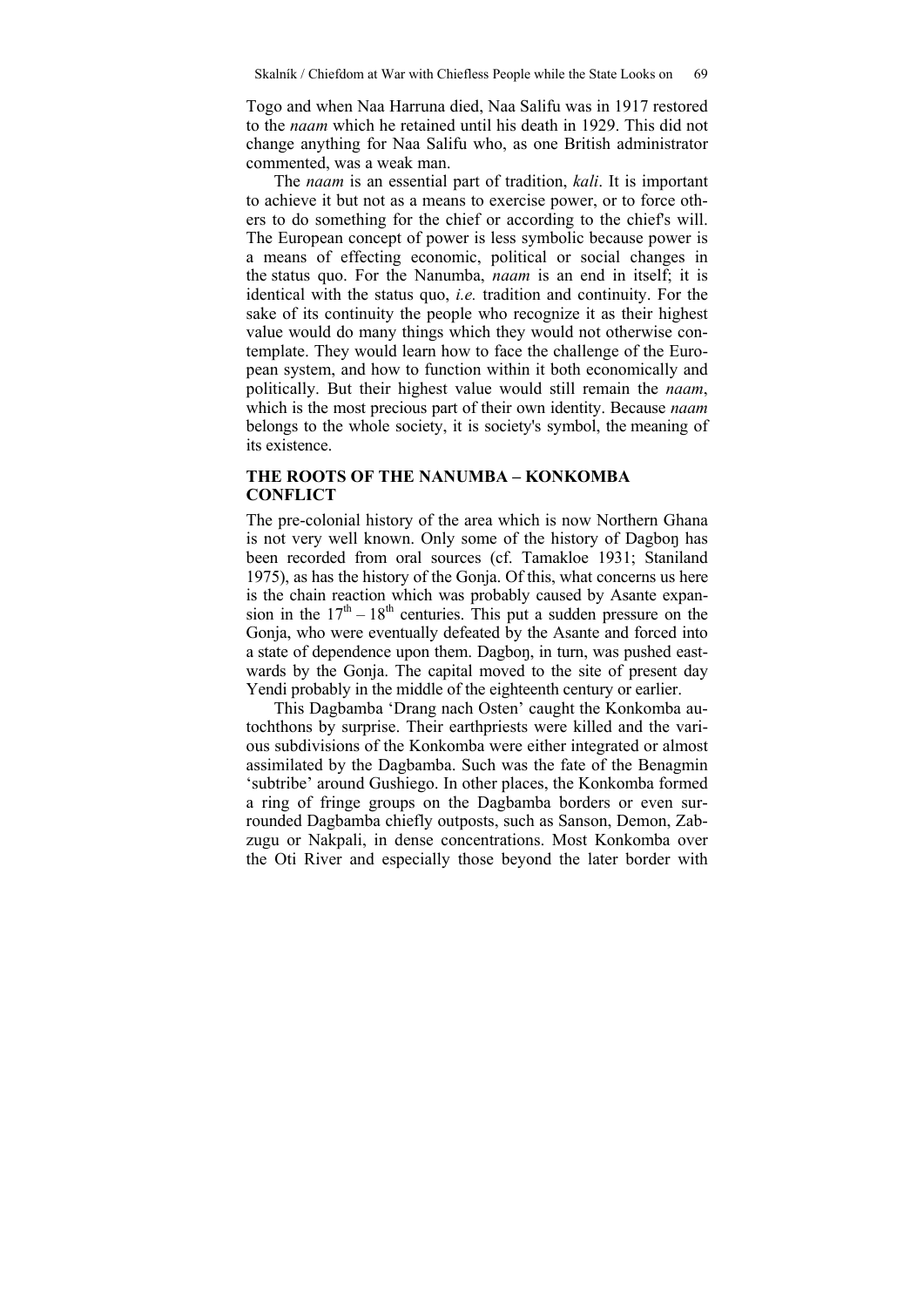Togo and when Naa Harruna died, Naa Salifu was in 1917 restored to the *naam* which he retained until his death in 1929. This did not change anything for Naa Salifu who, as one British administrator commented, was a weak man.

The *naam* is an essential part of tradition, *kali*. It is important to achieve it but not as a means to exercise power, or to force others to do something for the chief or according to the chief's will. The European concept of power is less symbolic because power is a means of effecting economic, political or social changes in the status quo. For the Nanumba, *naam* is an end in itself; it is identical with the status quo, *i.e.* tradition and continuity. For the sake of its continuity the people who recognize it as their highest value would do many things which they would not otherwise contemplate. They would learn how to face the challenge of the European system, and how to function within it both economically and politically. But their highest value would still remain the *naam*, which is the most precious part of their own identity. Because *naam* belongs to the whole society, it is society's symbol, the meaning of its existence.

## THE ROOTS OF THE NANUMBA – KONKOMBA CONFLICT

The pre-colonial history of the area which is now Northern Ghana is not very well known. Only some of the history of Dagboŋ has been recorded from oral sources (cf. Tamakloe 1931; Staniland 1975), as has the history of the Gonja. Of this, what concerns us here is the chain reaction which was probably caused by Asante expansion in the $17^{th} – 18^{th}$ centuries. This put a sudden pressure on the Gonja, who were eventually defeated by the Asante and forced into a state of dependence upon them. Dagboŋ, in turn, was pushed eastwards by the Gonja. The capital moved to the site of present day Yendi probably in the middle of the eighteenth century or earlier.

This Dagbamba 'Drang nach Osten' caught the Konkomba autochthons by surprise. Their earthpriests were killed and the various subdivisions of the Konkomba were either integrated or almost assimilated by the Dagbamba. Such was the fate of the Benagmin 'subtribe' around Gushiego. In other places, the Konkomba formed a ring of fringe groups on the Dagbamba borders or even surrounded Dagbamba chiefly outposts, such as Sanson, Demon, Zabzugu or Nakpali, in dense concentrations. Most Konkomba over the Oti River and especially those beyond the later border with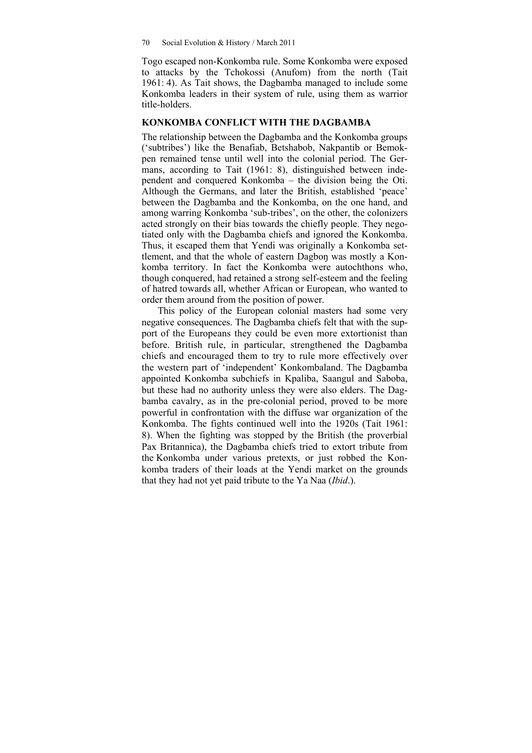Togo escaped non-Konkomba rule. Some Konkomba were exposed to attacks by the Tchokossi (Anufom) from the north (Tait 1961: 4). As Tait shows, the Dagbamba managed to include some Konkomba leaders in their system of rule, using them as warrior title-holders.

## KONKOMBA CONFLICT WITH THE DAGBAMBA

The relationship between the Dagbamba and the Konkomba groups ('subtribes') like the Benafiab, Betshabob, Nakpantib or Bemokpen remained tense until well into the colonial period. The Germans, according to Tait (1961: 8), distinguished between independent and conquered Konkomba – the division being the Oti. Although the Germans, and later the British, established 'peace' between the Dagbamba and the Konkomba, on the one hand, and among warring Konkomba 'sub-tribes', on the other, the colonizers acted strongly on their bias towards the chiefly people. They negotiated only with the Dagbamba chiefs and ignored the Konkomba. Thus, it escaped them that Yendi was originally a Konkomba settlement, and that the whole of eastern Dagboŋ was mostly a Konkomba territory. In fact the Konkomba were autochthons who, though conquered, had retained a strong self-esteem and the feeling of hatred towards all, whether African or European, who wanted to order them around from the position of power.

This policy of the European colonial masters had some very negative consequences. The Dagbamba chiefs felt that with the support of the Europeans they could be even more extortionist than before. British rule, in particular, strengthened the Dagbamba chiefs and encouraged them to try to rule more effectively over the western part of 'independent' Konkombaland. The Dagbamba appointed Konkomba subchiefs in Kpaliba, Saangul and Saboba, but these had no authority unless they were also elders. The Dagbamba cavalry, as in the pre-colonial period, proved to be more powerful in confrontation with the diffuse war organization of the Konkomba. The fights continued well into the 1920s (Tait 1961: 8). When the fighting was stopped by the British (the proverbial Pax Britannica), the Dagbamba chiefs tried to extort tribute from the Konkomba under various pretexts, or just robbed the Konkomba traders of their loads at the Yendi market on the grounds that they had not yet paid tribute to the Ya Naa (*Ibid*.).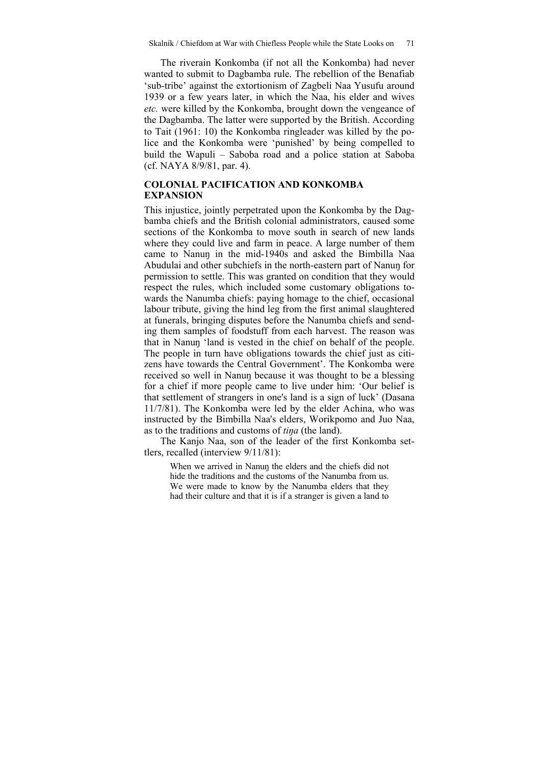The riverain Konkomba (if not all the Konkomba) had never wanted to submit to Dagbamba rule. The rebellion of the Benafiab 'sub-tribe' against the extortionism of Zagbeli Naa Yusufu around 1939 or a few years later, in which the Naa, his elder and wives *etc.* were killed by the Konkomba, brought down the vengeance of the Dagbamba. The latter were supported by the British. According to Tait (1961: 10) the Konkomba ringleader was killed by the police and the Konkomba were 'punished' by being compelled to build the Wapuli – Saboba road and a police station at Saboba (cf. NAYA 8/9/81, par. 4).

## COLONIAL PACIFICATION AND KONKOMBA EXPANSION

This injustice, jointly perpetrated upon the Konkomba by the Dagbamba chiefs and the British colonial administrators, caused some sections of the Konkomba to move south in search of new lands where they could live and farm in peace. A large number of them came to Nanuŋ in the mid-1940s and asked the Bimbilla Naa Abudulai and other subchiefs in the north-eastern part of Nanuŋ for permission to settle. This was granted on condition that they would respect the rules, which included some customary obligations towards the Nanumba chiefs: paying homage to the chief, occasional labour tribute, giving the hind leg from the first animal slaughtered at funerals, bringing disputes before the Nanumba chiefs and sending them samples of foodstuff from each harvest. The reason was that in Nanuŋ 'land is vested in the chief on behalf of the people. The people in turn have obligations towards the chief just as citizens have towards the Central Government'. The Konkomba were received so well in Nanuŋ because it was thought to be a blessing for a chief if more people came to live under him: 'Our belief is that settlement of strangers in one's land is a sign of luck' (Dasana 11/7/81). The Konkomba were led by the elder Achina, who was instructed by the Bimbilla Naa's elders, Worikpomo and Juo Naa, as to the traditions and customs of *tiŋa* (the land).

The Kanjo Naa, son of the leader of the first Konkomba settlers, recalled (interview 9/11/81):

> When we arrived in Nanuŋ the elders and the chiefs did not hide the traditions and the customs of the Nanumba from us. We were made to know by the Nanumba elders that they had their culture and that it is if a stranger is given a land to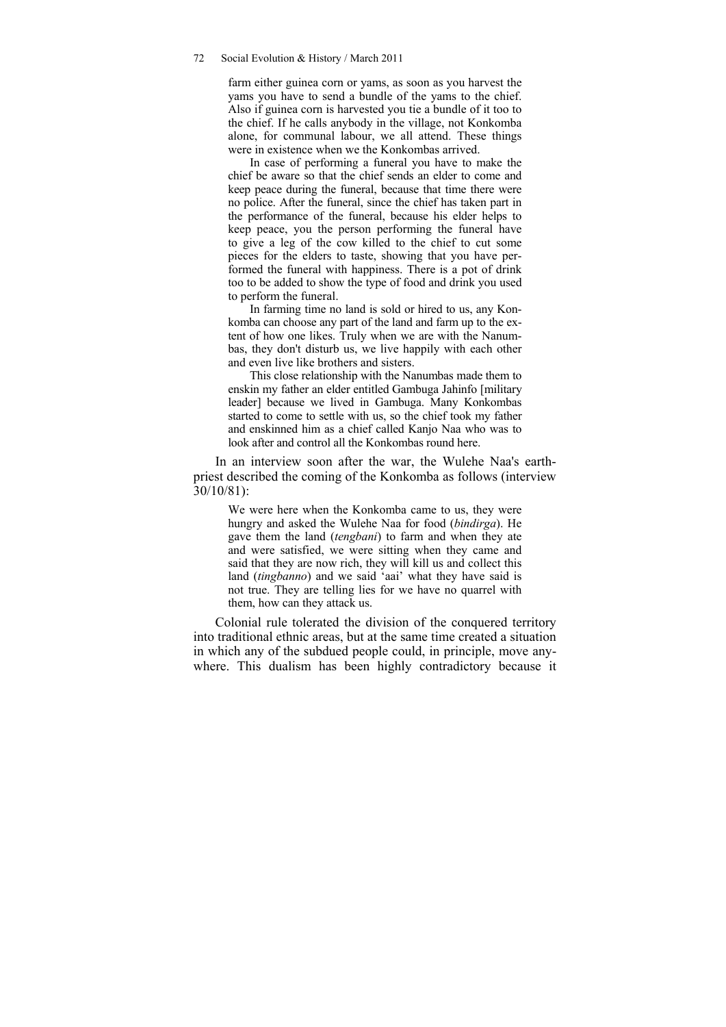> farm either guinea corn or yams, as soon as you harvest the yams you have to send a bundle of the yams to the chief. Also if guinea corn is harvested you tie a bundle of it too to the chief. If he calls anybody in the village, not Konkomba alone, for communal labour, we all attend. These things were in existence when we the Konkombas arrived.
>
> In case of performing a funeral you have to make the chief be aware so that the chief sends an elder to come and keep peace during the funeral, because that time there were no police. After the funeral, since the chief has taken part in the performance of the funeral, because his elder helps to keep peace, you the person performing the funeral have to give a leg of the cow killed to the chief to cut some pieces for the elders to taste, showing that you have performed the funeral with happiness. There is a pot of drink too to be added to show the type of food and drink you used to perform the funeral.
>
> In farming time no land is sold or hired to us, any Konkomba can choose any part of the land and farm up to the extent of how one likes. Truly when we are with the Nanumbas, they don't disturb us, we live happily with each other and even live like brothers and sisters.
>
> This close relationship with the Nanumbas made them to enskin my father an elder entitled Gambuga Jahinfo [military leader] because we lived in Gambuga. Many Konkombas started to come to settle with us, so the chief took my father and enskinned him as a chief called Kanjo Naa who was to look after and control all the Konkombas round here.

In an interview soon after the war, the Wulehe Naa's earth-priest described the coming of the Konkomba as follows (interview 30/10/81):

> We were here when the Konkomba came to us, they were hungry and asked the Wulehe Naa for food (*bindirga*). He gave them the land (*tengbani*) to farm and when they ate and were satisfied, we were sitting when they came and said that they are now rich, they will kill us and collect this land (*tingbanno*) and we said 'aai' what they have said is not true. They are telling lies for we have no quarrel with them, how can they attack us.

Colonial rule tolerated the division of the conquered territory into traditional ethnic areas, but at the same time created a situation in which any of the subdued people could, in principle, move anywhere. This dualism has been highly contradictory because it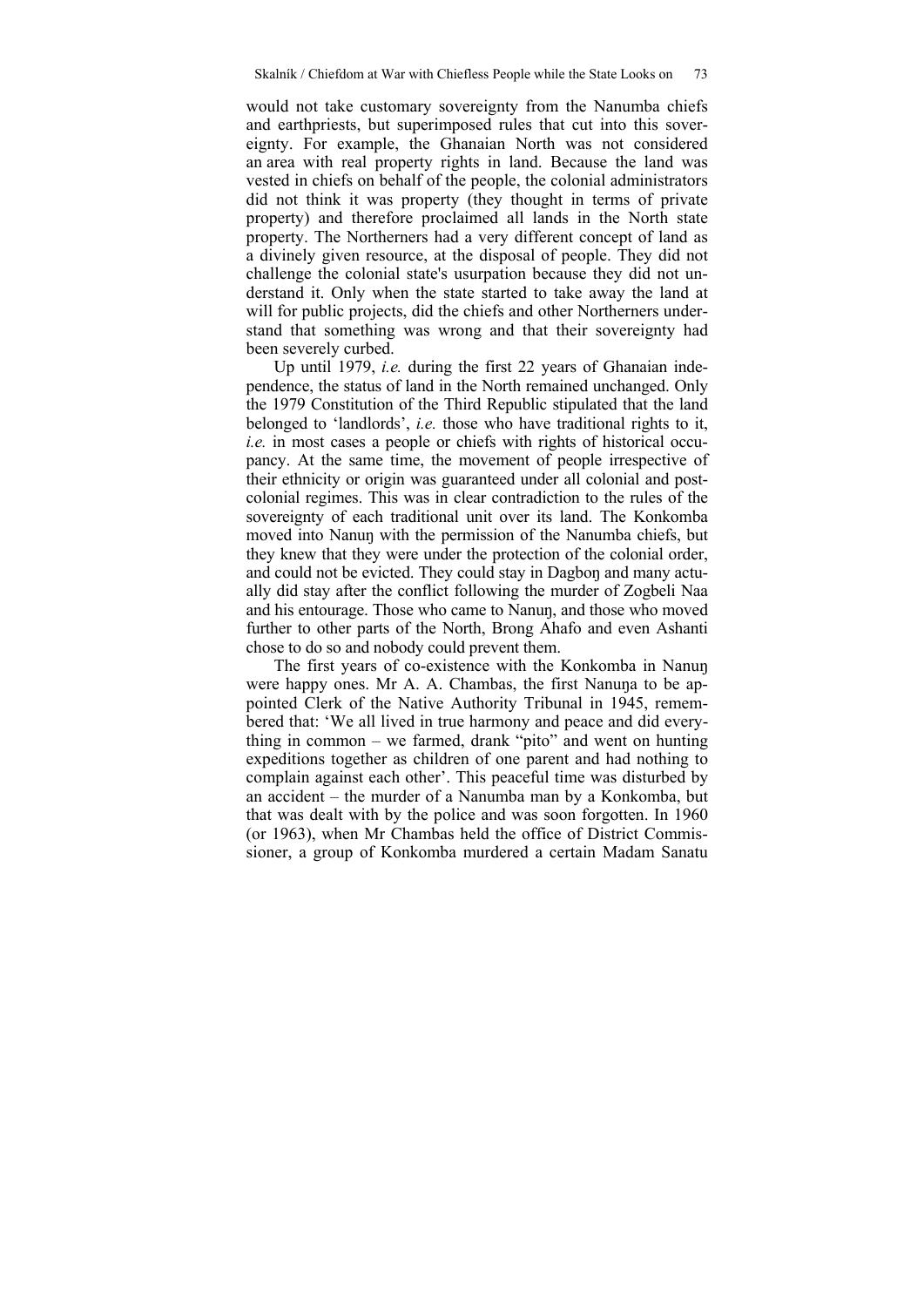would not take customary sovereignty from the Nanumba chiefs and earthpriests, but superimposed rules that cut into this sovereignty. For example, the Ghanaian North was not considered an area with real property rights in land. Because the land was vested in chiefs on behalf of the people, the colonial administrators did not think it was property (they thought in terms of private property) and therefore proclaimed all lands in the North state property. The Northerners had a very different concept of land as a divinely given resource, at the disposal of people. They did not challenge the colonial state's usurpation because they did not understand it. Only when the state started to take away the land at will for public projects, did the chiefs and other Northerners understand that something was wrong and that their sovereignty had been severely curbed.

Up until 1979, *i.e.* during the first 22 years of Ghanaian independence, the status of land in the North remained unchanged. Only the 1979 Constitution of the Third Republic stipulated that the land belonged to 'landlords', *i.e.* those who have traditional rights to it, *i.e.* in most cases a people or chiefs with rights of historical occupancy. At the same time, the movement of people irrespective of their ethnicity or origin was guaranteed under all colonial and postcolonial regimes. This was in clear contradiction to the rules of the sovereignty of each traditional unit over its land. The Konkomba moved into Nanuŋ with the permission of the Nanumba chiefs, but they knew that they were under the protection of the colonial order, and could not be evicted. They could stay in Dagboŋ and many actually did stay after the conflict following the murder of Zogbeli Naa and his entourage. Those who came to Nanuŋ, and those who moved further to other parts of the North, Brong Ahafo and even Ashanti chose to do so and nobody could prevent them.

The first years of co-existence with the Konkomba in Nanuŋ were happy ones. Mr A. A. Chambas, the first Nanuŋa to be appointed Clerk of the Native Authority Tribunal in 1945, remembered that: 'We all lived in true harmony and peace and did everything in common – we farmed, drank "pito" and went on hunting expeditions together as children of one parent and had nothing to complain against each other'. This peaceful time was disturbed by an accident – the murder of a Nanumba man by a Konkomba, but that was dealt with by the police and was soon forgotten. In 1960 (or 1963), when Mr Chambas held the office of District Commissioner, a group of Konkomba murdered a certain Madam Sanatu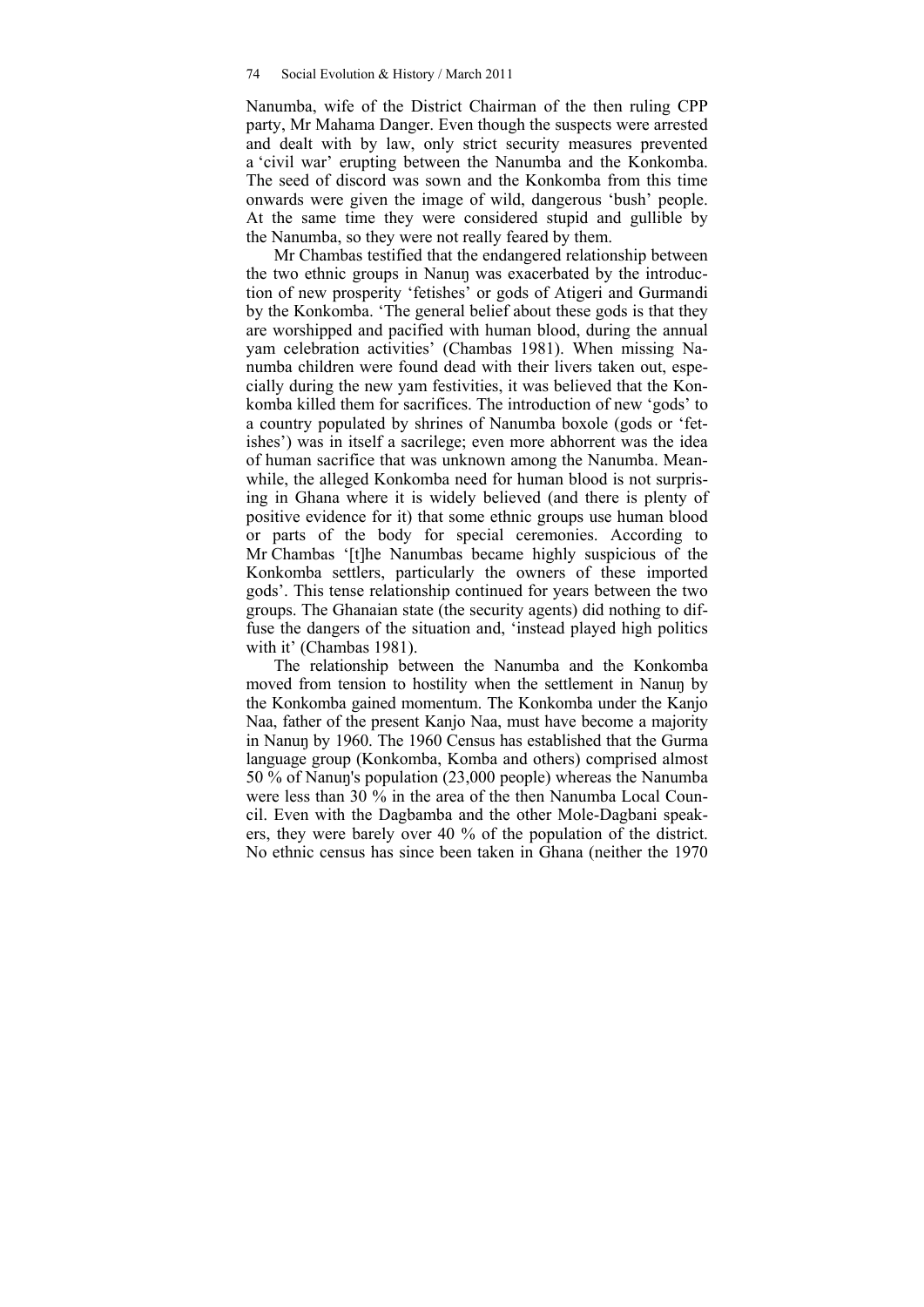Nanumba, wife of the District Chairman of the then ruling CPP party, Mr Mahama Danger. Even though the suspects were arrested and dealt with by law, only strict security measures prevented a 'civil war' erupting between the Nanumba and the Konkomba. The seed of discord was sown and the Konkomba from this time onwards were given the image of wild, dangerous 'bush' people. At the same time they were considered stupid and gullible by the Nanumba, so they were not really feared by them.

Mr Chambas testified that the endangered relationship between the two ethnic groups in Nanuŋ was exacerbated by the introduction of new prosperity 'fetishes' or gods of Atigeri and Gurmandi by the Konkomba. 'The general belief about these gods is that they are worshipped and pacified with human blood, during the annual yam celebration activities' (Chambas 1981). When missing Nanumba children were found dead with their livers taken out, especially during the new yam festivities, it was believed that the Konkomba killed them for sacrifices. The introduction of new 'gods' to a country populated by shrines of Nanumba boxole (gods or 'fetishes') was in itself a sacrilege; even more abhorrent was the idea of human sacrifice that was unknown among the Nanumba. Meanwhile, the alleged Konkomba need for human blood is not surprising in Ghana where it is widely believed (and there is plenty of positive evidence for it) that some ethnic groups use human blood or parts of the body for special ceremonies. According to Mr Chambas '[t]he Nanumbas became highly suspicious of the Konkomba settlers, particularly the owners of these imported gods'. This tense relationship continued for years between the two groups. The Ghanaian state (the security agents) did nothing to diffuse the dangers of the situation and, 'instead played high politics with it' (Chambas 1981).

The relationship between the Nanumba and the Konkomba moved from tension to hostility when the settlement in Nanuŋ by the Konkomba gained momentum. The Konkomba under the Kanjo Naa, father of the present Kanjo Naa, must have become a majority in Nanuŋ by 1960. The 1960 Census has established that the Gurma language group (Konkomba, Komba and others) comprised almost 50 % of Nanuŋ's population (23,000 people) whereas the Nanumba were less than 30 % in the area of the then Nanumba Local Council. Even with the Dagbamba and the other Mole-Dagbani speakers, they were barely over 40 % of the population of the district. No ethnic census has since been taken in Ghana (neither the 1970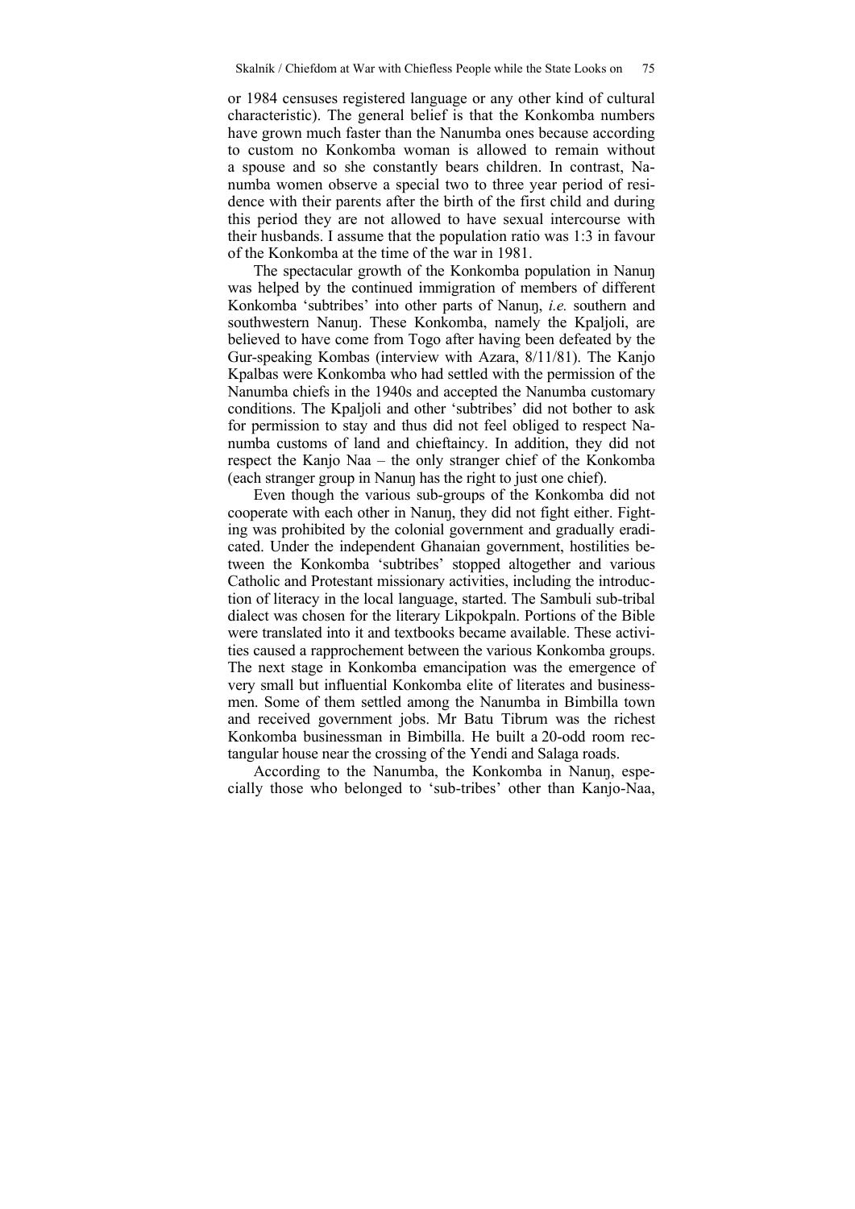or 1984 censuses registered language or any other kind of cultural characteristic). The general belief is that the Konkomba numbers have grown much faster than the Nanumba ones because according to custom no Konkomba woman is allowed to remain without a spouse and so she constantly bears children. In contrast, Nanumba women observe a special two to three year period of residence with their parents after the birth of the first child and during this period they are not allowed to have sexual intercourse with their husbands. I assume that the population ratio was 1:3 in favour of the Konkomba at the time of the war in 1981.

The spectacular growth of the Konkomba population in Nanuŋ was helped by the continued immigration of members of different Konkomba 'subtribes' into other parts of Nanuŋ, *i.e.* southern and southwestern Nanuŋ. These Konkomba, namely the Kpaljoli, are believed to have come from Togo after having been defeated by the Gur-speaking Kombas (interview with Azara, 8/11/81). The Kanjo Kpalbas were Konkomba who had settled with the permission of the Nanumba chiefs in the 1940s and accepted the Nanumba customary conditions. The Kpaljoli and other 'subtribes' did not bother to ask for permission to stay and thus did not feel obliged to respect Nanumba customs of land and chieftaincy. In addition, they did not respect the Kanjo Naa – the only stranger chief of the Konkomba (each stranger group in Nanuŋ has the right to just one chief).

Even though the various sub-groups of the Konkomba did not cooperate with each other in Nanuŋ, they did not fight either. Fighting was prohibited by the colonial government and gradually eradicated. Under the independent Ghanaian government, hostilities between the Konkomba 'subtribes' stopped altogether and various Catholic and Protestant missionary activities, including the introduction of literacy in the local language, started. The Sambuli sub-tribal dialect was chosen for the literary Likpokpaln. Portions of the Bible were translated into it and textbooks became available. These activities caused a rapprochement between the various Konkomba groups. The next stage in Konkomba emancipation was the emergence of very small but influential Konkomba elite of literates and businessmen. Some of them settled among the Nanumba in Bimbilla town and received government jobs. Mr Batu Tibrum was the richest Konkomba businessman in Bimbilla. He built a 20-odd room rectangular house near the crossing of the Yendi and Salaga roads.

According to the Nanumba, the Konkomba in Nanuŋ, especially those who belonged to 'sub-tribes' other than Kanjo-Naa,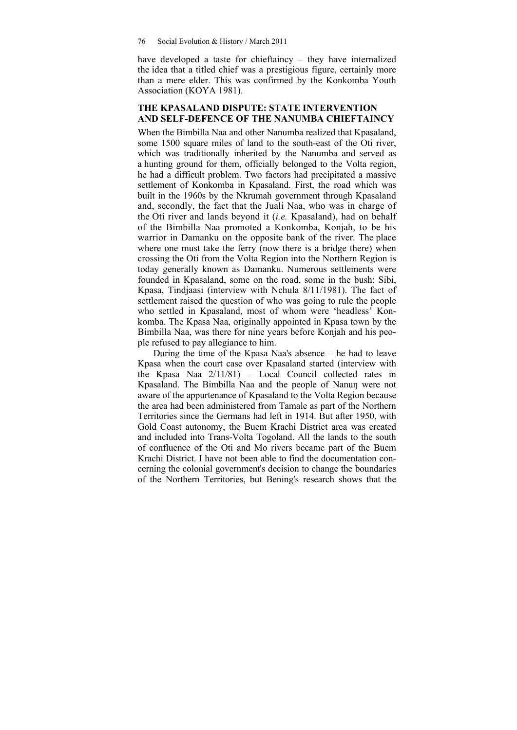have developed a taste for chieftaincy – they have internalized the idea that a titled chief was a prestigious figure, certainly more than a mere elder. This was confirmed by the Konkomba Youth Association (KOYA 1981).

## THE KPASALAND DISPUTE: STATE INTERVENTION AND SELF-DEFENCE OF THE NANUMBA CHIEFTAINCY

When the Bimbilla Naa and other Nanumba realized that Kpasaland, some 1500 square miles of land to the south-east of the Oti river, which was traditionally inherited by the Nanumba and served as a hunting ground for them, officially belonged to the Volta region, he had a difficult problem. Two factors had precipitated a massive settlement of Konkomba in Kpasaland. First, the road which was built in the 1960s by the Nkrumah government through Kpasaland and, secondly, the fact that the Juali Naa, who was in charge of the Oti river and lands beyond it (*i.e.* Kpasaland), had on behalf of the Bimbilla Naa promoted a Konkomba, Konjah, to be his warrior in Damanku on the opposite bank of the river. The place where one must take the ferry (now there is a bridge there) when crossing the Oti from the Volta Region into the Northern Region is today generally known as Damanku. Numerous settlements were founded in Kpasaland, some on the road, some in the bush: Sibi, Kpasa, Tindjaasi (interview with Nchula 8/11/1981). The fact of settlement raised the question of who was going to rule the people who settled in Kpasaland, most of whom were 'headless' Konkomba. The Kpasa Naa, originally appointed in Kpasa town by the Bimbilla Naa, was there for nine years before Konjah and his people refused to pay allegiance to him.

During the time of the Kpasa Naa's absence – he had to leave Kpasa when the court case over Kpasaland started (interview with the Kpasa Naa 2/11/81) – Local Council collected rates in Kpasaland. The Bimbilla Naa and the people of Nanuŋ were not aware of the appurtenance of Kpasaland to the Volta Region because the area had been administered from Tamale as part of the Northern Territories since the Germans had left in 1914. But after 1950, with Gold Coast autonomy, the Buem Krachi District area was created and included into Trans-Volta Togoland. All the lands to the south of confluence of the Oti and Mo rivers became part of the Buem Krachi District. I have not been able to find the documentation concerning the colonial government's decision to change the boundaries of the Northern Territories, but Bening's research shows that the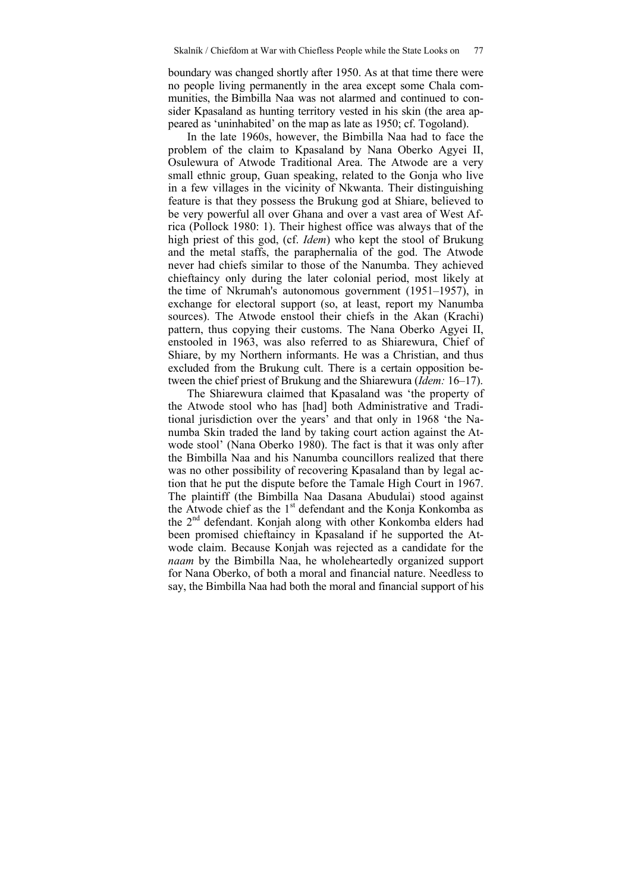boundary was changed shortly after 1950. As at that time there were no people living permanently in the area except some Chala communities, the Bimbilla Naa was not alarmed and continued to consider Kpasaland as hunting territory vested in his skin (the area appeared as 'uninhabited' on the map as late as 1950; cf. Togoland).

In the late 1960s, however, the Bimbilla Naa had to face the problem of the claim to Kpasaland by Nana Oberko Agyei II, Osulewura of Atwode Traditional Area. The Atwode are a very small ethnic group, Guan speaking, related to the Gonja who live in a few villages in the vicinity of Nkwanta. Their distinguishing feature is that they possess the Brukung god at Shiare, believed to be very powerful all over Ghana and over a vast area of West Africa (Pollock 1980: 1). Their highest office was always that of the high priest of this god, (cf. *Idem*) who kept the stool of Brukung and the metal staffs, the paraphernalia of the god. The Atwode never had chiefs similar to those of the Nanumba. They achieved chieftaincy only during the later colonial period, most likely at the time of Nkrumah's autonomous government (1951–1957), in exchange for electoral support (so, at least, report my Nanumba sources). The Atwode enstool their chiefs in the Akan (Krachi) pattern, thus copying their customs. The Nana Oberko Agyei II, enstooled in 1963, was also referred to as Shiarewura, Chief of Shiare, by my Northern informants. He was a Christian, and thus excluded from the Brukung cult. There is a certain opposition between the chief priest of Brukung and the Shiarewura (*Idem:* 16–17).

The Shiarewura claimed that Kpasaland was 'the property of the Atwode stool who has [had] both Administrative and Traditional jurisdiction over the years' and that only in 1968 'the Nanumba Skin traded the land by taking court action against the Atwode stool' (Nana Oberko 1980). The fact is that it was only after the Bimbilla Naa and his Nanumba councillors realized that there was no other possibility of recovering Kpasaland than by legal action that he put the dispute before the Tamale High Court in 1967. The plaintiff (the Bimbilla Naa Dasana Abudulai) stood against the Atwode chief as the 1st defendant and the Konja Konkomba as the 2nd defendant. Konjah along with other Konkomba elders had been promised chieftaincy in Kpasaland if he supported the Atwode claim. Because Konjah was rejected as a candidate for the *naam* by the Bimbilla Naa, he wholeheartedly organized support for Nana Oberko, of both a moral and financial nature. Needless to say, the Bimbilla Naa had both the moral and financial support of his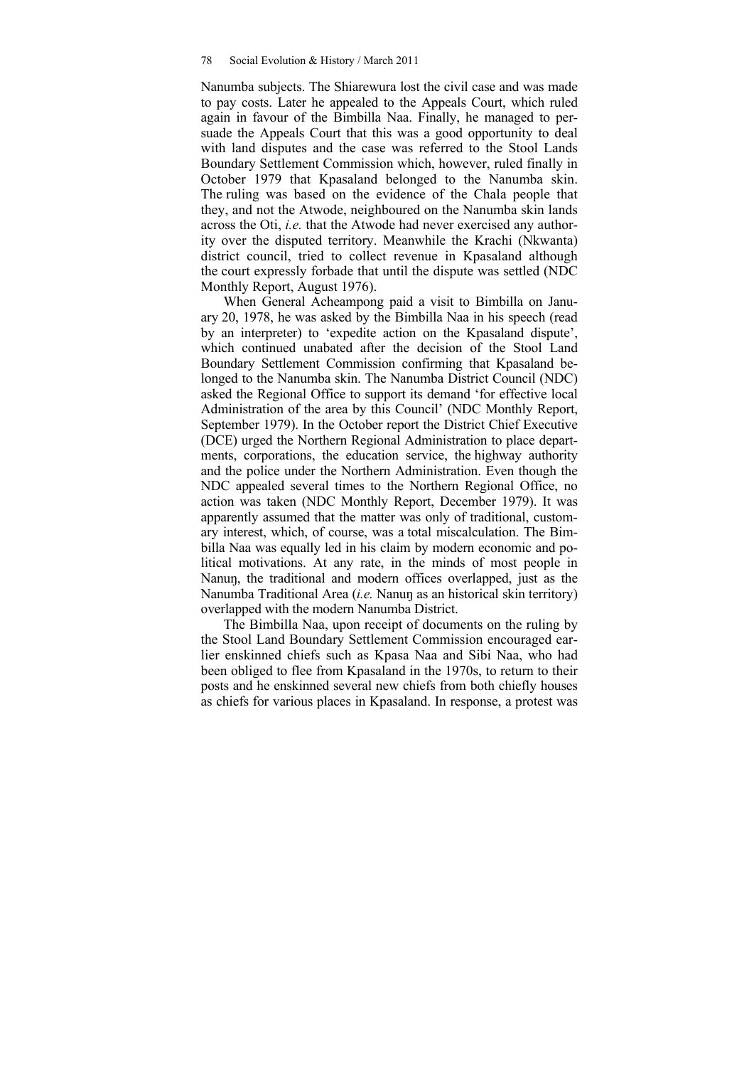Nanumba subjects. The Shiarewura lost the civil case and was made to pay costs. Later he appealed to the Appeals Court, which ruled again in favour of the Bimbilla Naa. Finally, he managed to persuade the Appeals Court that this was a good opportunity to deal with land disputes and the case was referred to the Stool Lands Boundary Settlement Commission which, however, ruled finally in October 1979 that Kpasaland belonged to the Nanumba skin. The ruling was based on the evidence of the Chala people that they, and not the Atwode, neighboured on the Nanumba skin lands across the Oti, *i.e.* that the Atwode had never exercised any authority over the disputed territory. Meanwhile the Krachi (Nkwanta) district council, tried to collect revenue in Kpasaland although the court expressly forbade that until the dispute was settled (NDC Monthly Report, August 1976).

When General Acheampong paid a visit to Bimbilla on January 20, 1978, he was asked by the Bimbilla Naa in his speech (read by an interpreter) to 'expedite action on the Kpasaland dispute', which continued unabated after the decision of the Stool Land Boundary Settlement Commission confirming that Kpasaland belonged to the Nanumba skin. The Nanumba District Council (NDC) asked the Regional Office to support its demand 'for effective local Administration of the area by this Council' (NDC Monthly Report, September 1979). In the October report the District Chief Executive (DCE) urged the Northern Regional Administration to place departments, corporations, the education service, the highway authority and the police under the Northern Administration. Even though the NDC appealed several times to the Northern Regional Office, no action was taken (NDC Monthly Report, December 1979). It was apparently assumed that the matter was only of traditional, customary interest, which, of course, was a total miscalculation. The Bimbilla Naa was equally led in his claim by modern economic and political motivations. At any rate, in the minds of most people in Nanuŋ, the traditional and modern offices overlapped, just as the Nanumba Traditional Area (*i.e.* Nanuŋ as an historical skin territory) overlapped with the modern Nanumba District.

The Bimbilla Naa, upon receipt of documents on the ruling by the Stool Land Boundary Settlement Commission encouraged earlier enskinned chiefs such as Kpasa Naa and Sibi Naa, who had been obliged to flee from Kpasaland in the 1970s, to return to their posts and he enskinned several new chiefs from both chiefly houses as chiefs for various places in Kpasaland. In response, a protest was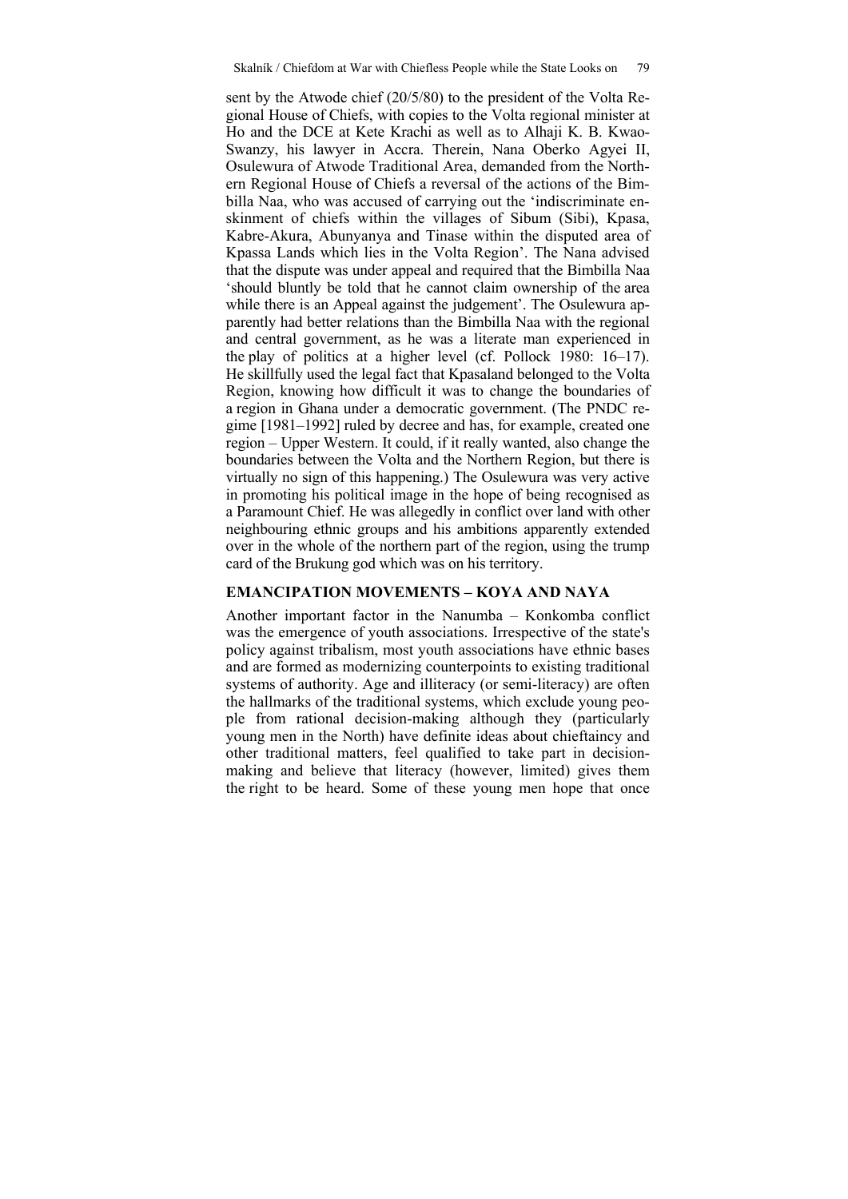sent by the Atwode chief (20/5/80) to the president of the Volta Regional House of Chiefs, with copies to the Volta regional minister at Ho and the DCE at Kete Krachi as well as to Alhaji K. B. Kwao-Swanzy, his lawyer in Accra. Therein, Nana Oberko Agyei II, Osulewura of Atwode Traditional Area, demanded from the Northern Regional House of Chiefs a reversal of the actions of the Bimbilla Naa, who was accused of carrying out the 'indiscriminate enskinment of chiefs within the villages of Sibum (Sibi), Kpasa, Kabre-Akura, Abunyanya and Tinase within the disputed area of Kpassa Lands which lies in the Volta Region'. The Nana advised that the dispute was under appeal and required that the Bimbilla Naa 'should bluntly be told that he cannot claim ownership of the area while there is an Appeal against the judgement'. The Osulewura apparently had better relations than the Bimbilla Naa with the regional and central government, as he was a literate man experienced in the play of politics at a higher level (cf. Pollock 1980: 16–17). He skillfully used the legal fact that Kpasaland belonged to the Volta Region, knowing how difficult it was to change the boundaries of a region in Ghana under a democratic government. (The PNDC regime [1981–1992] ruled by decree and has, for example, created one region – Upper Western. It could, if it really wanted, also change the boundaries between the Volta and the Northern Region, but there is virtually no sign of this happening.) The Osulewura was very active in promoting his political image in the hope of being recognised as a Paramount Chief. He was allegedly in conflict over land with other neighbouring ethnic groups and his ambitions apparently extended over in the whole of the northern part of the region, using the trump card of the Brukung god which was on his territory.

## EMANCIPATION MOVEMENTS – KOYA AND NAYA

Another important factor in the Nanumba – Konkomba conflict was the emergence of youth associations. Irrespective of the state's policy against tribalism, most youth associations have ethnic bases and are formed as modernizing counterpoints to existing traditional systems of authority. Age and illiteracy (or semi-literacy) are often the hallmarks of the traditional systems, which exclude young people from rational decision-making although they (particularly young men in the North) have definite ideas about chieftaincy and other traditional matters, feel qualified to take part in decision-making and believe that literacy (however, limited) gives them the right to be heard. Some of these young men hope that once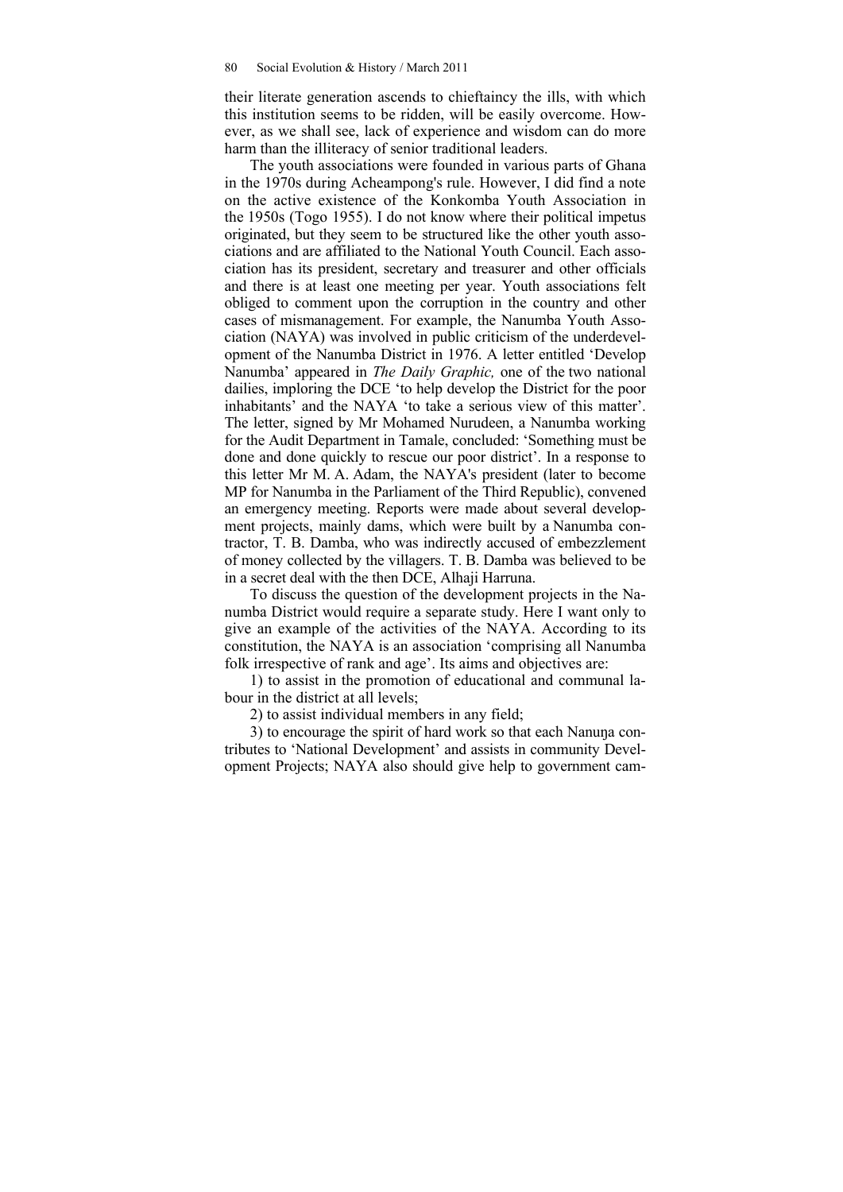their literate generation ascends to chieftaincy the ills, with which this institution seems to be ridden, will be easily overcome. However, as we shall see, lack of experience and wisdom can do more harm than the illiteracy of senior traditional leaders.

The youth associations were founded in various parts of Ghana in the 1970s during Acheampong's rule. However, I did find a note on the active existence of the Konkomba Youth Association in the 1950s (Togo 1955). I do not know where their political impetus originated, but they seem to be structured like the other youth associations and are affiliated to the National Youth Council. Each association has its president, secretary and treasurer and other officials and there is at least one meeting per year. Youth associations felt obliged to comment upon the corruption in the country and other cases of mismanagement. For example, the Nanumba Youth Association (NAYA) was involved in public criticism of the underdevelopment of the Nanumba District in 1976. A letter entitled 'Develop Nanumba' appeared in *The Daily Graphic,* one of the two national dailies, imploring the DCE 'to help develop the District for the poor inhabitants' and the NAYA 'to take a serious view of this matter'. The letter, signed by Mr Mohamed Nurudeen, a Nanumba working for the Audit Department in Tamale, concluded: 'Something must be done and done quickly to rescue our poor district'. In a response to this letter Mr M. A. Adam, the NAYA's president (later to become MP for Nanumba in the Parliament of the Third Republic), convened an emergency meeting. Reports were made about several development projects, mainly dams, which were built by a Nanumba contractor, T. B. Damba, who was indirectly accused of embezzlement of money collected by the villagers. T. B. Damba was believed to be in a secret deal with the then DCE, Alhaji Harruna.

To discuss the question of the development projects in the Nanumba District would require a separate study. Here I want only to give an example of the activities of the NAYA. According to its constitution, the NAYA is an association 'comprising all Nanumba folk irrespective of rank and age'. Its aims and objectives are:

1) to assist in the promotion of educational and communal labour in the district at all levels;

2) to assist individual members in any field;

3) to encourage the spirit of hard work so that each Nanuŋa contributes to 'National Development' and assists in community Development Projects; NAYA also should give help to government cam-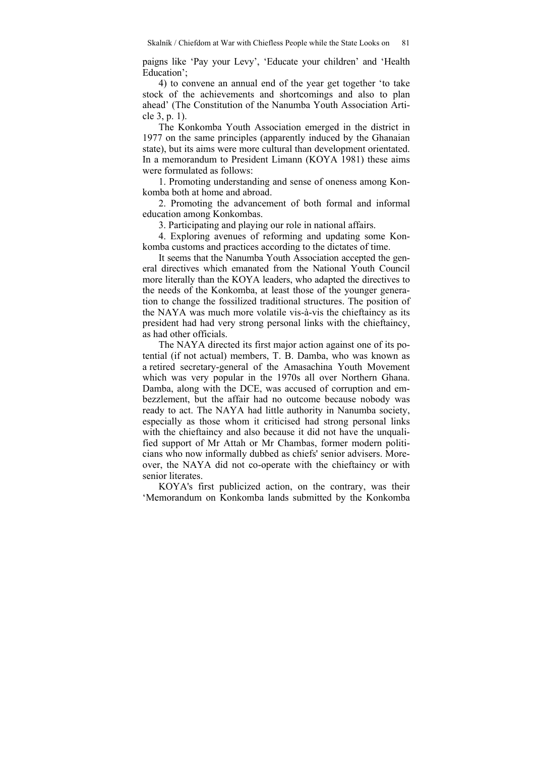paigns like 'Pay your Levy', 'Educate your children' and 'Health Education';

4) to convene an annual end of the year get together 'to take stock of the achievements and shortcomings and also to plan ahead' (The Constitution of the Nanumba Youth Association Article 3, p. 1).

The Konkomba Youth Association emerged in the district in 1977 on the same principles (apparently induced by the Ghanaian state), but its aims were more cultural than development orientated. In a memorandum to President Limann (KOYA 1981) these aims were formulated as follows:

1. Promoting understanding and sense of oneness among Konkomba both at home and abroad.

2. Promoting the advancement of both formal and informal education among Konkombas.

3. Participating and playing our role in national affairs.

4. Exploring avenues of reforming and updating some Konkomba customs and practices according to the dictates of time.

It seems that the Nanumba Youth Association accepted the general directives which emanated from the National Youth Council more literally than the KOYA leaders, who adapted the directives to the needs of the Konkomba, at least those of the younger generation to change the fossilized traditional structures. The position of the NAYA was much more volatile vis-à-vis the chieftaincy as its president had had very strong personal links with the chieftaincy, as had other officials.

The NAYA directed its first major action against one of its potential (if not actual) members, T. B. Damba, who was known as a retired secretary-general of the Amasachina Youth Movement which was very popular in the 1970s all over Northern Ghana. Damba, along with the DCE, was accused of corruption and embezzlement, but the affair had no outcome because nobody was ready to act. The NAYA had little authority in Nanumba society, especially as those whom it criticised had strong personal links with the chieftaincy and also because it did not have the unqualified support of Mr Attah or Mr Chambas, former modern politicians who now informally dubbed as chiefs' senior advisers. Moreover, the NAYA did not co-operate with the chieftaincy or with senior literates.

KOYA's first publicized action, on the contrary, was their 'Memorandum on Konkomba lands submitted by the Konkomba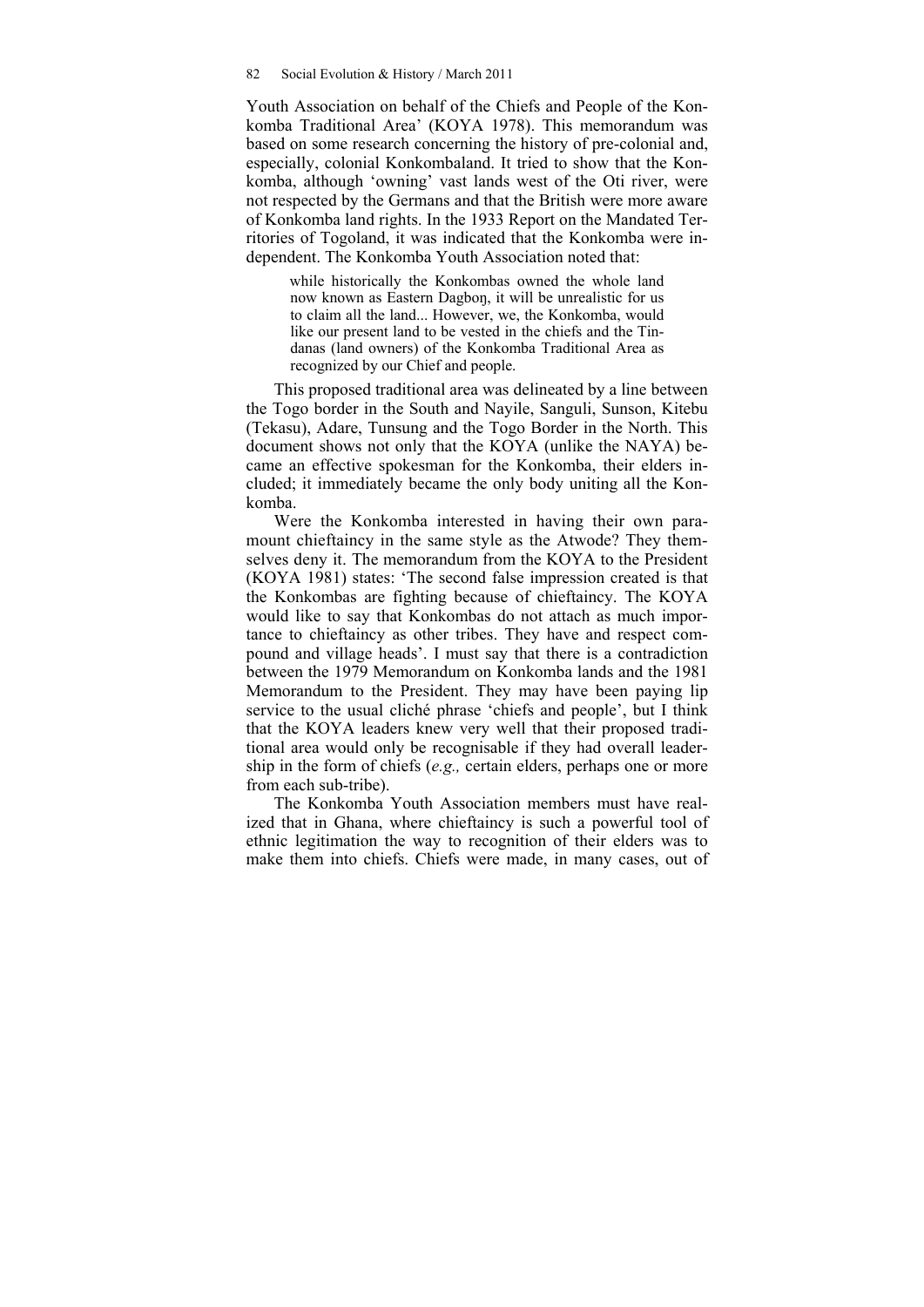Youth Association on behalf of the Chiefs and People of the Konkomba Traditional Area' (KOYA 1978). This memorandum was based on some research concerning the history of pre-colonial and, especially, colonial Konkombaland. It tried to show that the Konkomba, although 'owning' vast lands west of the Oti river, were not respected by the Germans and that the British were more aware of Konkomba land rights. In the 1933 Report on the Mandated Territories of Togoland, it was indicated that the Konkomba were independent. The Konkomba Youth Association noted that:

> while historically the Konkombas owned the whole land now known as Eastern Dagboŋ, it will be unrealistic for us to claim all the land... However, we, the Konkomba, would like our present land to be vested in the chiefs and the Tindanas (land owners) of the Konkomba Traditional Area as recognized by our Chief and people.

This proposed traditional area was delineated by a line between the Togo border in the South and Nayile, Sanguli, Sunson, Kitebu (Tekasu), Adare, Tunsung and the Togo Border in the North. This document shows not only that the KOYA (unlike the NAYA) became an effective spokesman for the Konkomba, their elders included; it immediately became the only body uniting all the Konkomba.

Were the Konkomba interested in having their own paramount chieftaincy in the same style as the Atwode? They themselves deny it. The memorandum from the KOYA to the President (KOYA 1981) states: 'The second false impression created is that the Konkombas are fighting because of chieftaincy. The KOYA would like to say that Konkombas do not attach as much importance to chieftaincy as other tribes. They have and respect compound and village heads'. I must say that there is a contradiction between the 1979 Memorandum on Konkomba lands and the 1981 Memorandum to the President. They may have been paying lip service to the usual cliché phrase 'chiefs and people', but I think that the KOYA leaders knew very well that their proposed traditional area would only be recognisable if they had overall leadership in the form of chiefs (*e.g.,* certain elders, perhaps one or more from each sub-tribe).

The Konkomba Youth Association members must have realized that in Ghana, where chieftaincy is such a powerful tool of ethnic legitimation the way to recognition of their elders was to make them into chiefs. Chiefs were made, in many cases, out of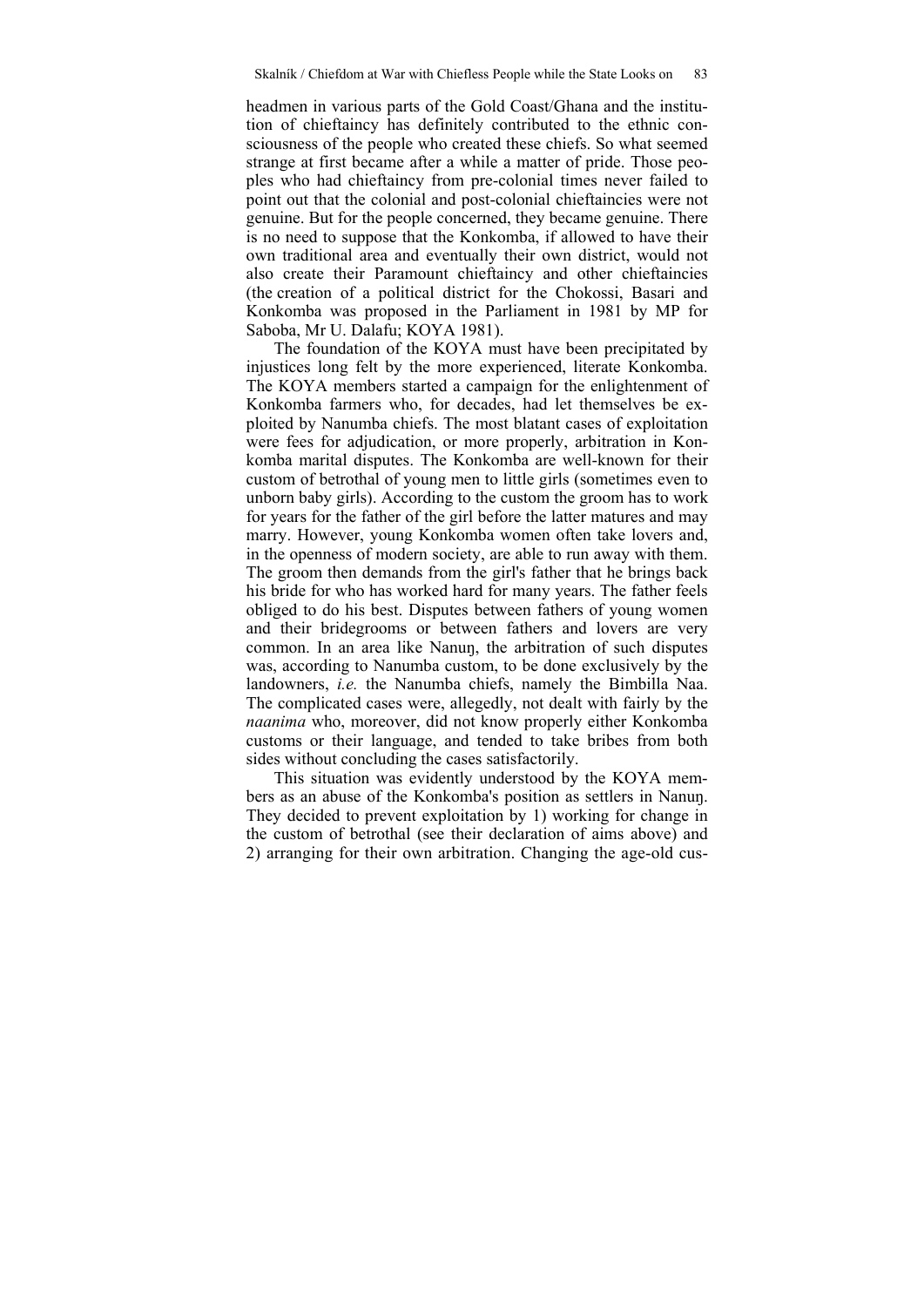headmen in various parts of the Gold Coast/Ghana and the institution of chieftaincy has definitely contributed to the ethnic consciousness of the people who created these chiefs. So what seemed strange at first became after a while a matter of pride. Those peoples who had chieftaincy from pre-colonial times never failed to point out that the colonial and post-colonial chieftaincies were not genuine. But for the people concerned, they became genuine. There is no need to suppose that the Konkomba, if allowed to have their own traditional area and eventually their own district, would not also create their Paramount chieftaincy and other chieftaincies (the creation of a political district for the Chokossi, Basari and Konkomba was proposed in the Parliament in 1981 by MP for Saboba, Mr U. Dalafu; KOYA 1981).

The foundation of the KOYA must have been precipitated by injustices long felt by the more experienced, literate Konkomba. The KOYA members started a campaign for the enlightenment of Konkomba farmers who, for decades, had let themselves be exploited by Nanumba chiefs. The most blatant cases of exploitation were fees for adjudication, or more properly, arbitration in Konkomba marital disputes. The Konkomba are well-known for their custom of betrothal of young men to little girls (sometimes even to unborn baby girls). According to the custom the groom has to work for years for the father of the girl before the latter matures and may marry. However, young Konkomba women often take lovers and, in the openness of modern society, are able to run away with them. The groom then demands from the girl's father that he brings back his bride for who has worked hard for many years. The father feels obliged to do his best. Disputes between fathers of young women and their bridegrooms or between fathers and lovers are very common. In an area like Nanuŋ, the arbitration of such disputes was, according to Nanumba custom, to be done exclusively by the landowners, *i.e.* the Nanumba chiefs, namely the Bimbilla Naa. The complicated cases were, allegedly, not dealt with fairly by the *naanima* who, moreover, did not know properly either Konkomba customs or their language, and tended to take bribes from both sides without concluding the cases satisfactorily.

This situation was evidently understood by the KOYA members as an abuse of the Konkomba's position as settlers in Nanuŋ. They decided to prevent exploitation by 1) working for change in the custom of betrothal (see their declaration of aims above) and 2) arranging for their own arbitration. Changing the age-old cus-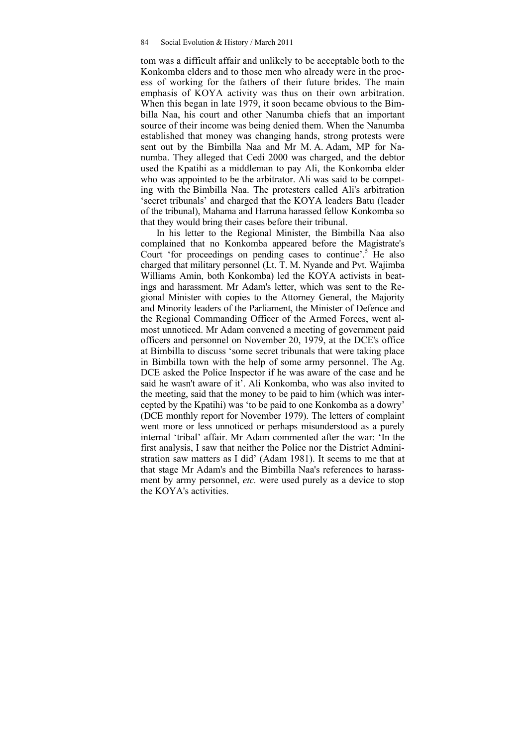tom was a difficult affair and unlikely to be acceptable both to the Konkomba elders and to those men who already were in the process of working for the fathers of their future brides. The main emphasis of KOYA activity was thus on their own arbitration. When this began in late 1979, it soon became obvious to the Bimbilla Naa, his court and other Nanumba chiefs that an important source of their income was being denied them. When the Nanumba established that money was changing hands, strong protests were sent out by the Bimbilla Naa and Mr M. A. Adam, MP for Nanumba. They alleged that Cedi 2000 was charged, and the debtor used the Kpatihi as a middleman to pay Ali, the Konkomba elder who was appointed to be the arbitrator. Ali was said to be competing with the Bimbilla Naa. The protesters called Ali's arbitration 'secret tribunals' and charged that the KOYA leaders Batu (leader of the tribunal), Mahama and Harruna harassed fellow Konkomba so that they would bring their cases before their tribunal.

In his letter to the Regional Minister, the Bimbilla Naa also complained that no Konkomba appeared before the Magistrate's Court 'for proceedings on pending cases to continue'.[5] He also charged that military personnel (Lt. T. M. Nyande and Pvt. Wajimba Williams Amin, both Konkomba) led the KOYA activists in beatings and harassment. Mr Adam's letter, which was sent to the Regional Minister with copies to the Attorney General, the Majority and Minority leaders of the Parliament, the Minister of Defence and the Regional Commanding Officer of the Armed Forces, went almost unnoticed. Mr Adam convened a meeting of government paid officers and personnel on November 20, 1979, at the DCE's office at Bimbilla to discuss 'some secret tribunals that were taking place in Bimbilla town with the help of some army personnel. The Ag. DCE asked the Police Inspector if he was aware of the case and he said he wasn't aware of it'. Ali Konkomba, who was also invited to the meeting, said that the money to be paid to him (which was intercepted by the Kpatihi) was 'to be paid to one Konkomba as a dowry' (DCE monthly report for November 1979). The letters of complaint went more or less unnoticed or perhaps misunderstood as a purely internal 'tribal' affair. Mr Adam commented after the war: 'In the first analysis, I saw that neither the Police nor the District Administration saw matters as I did' (Adam 1981). It seems to me that at that stage Mr Adam's and the Bimbilla Naa's references to harassment by army personnel, *etc.* were used purely as a device to stop the KOYA's activities.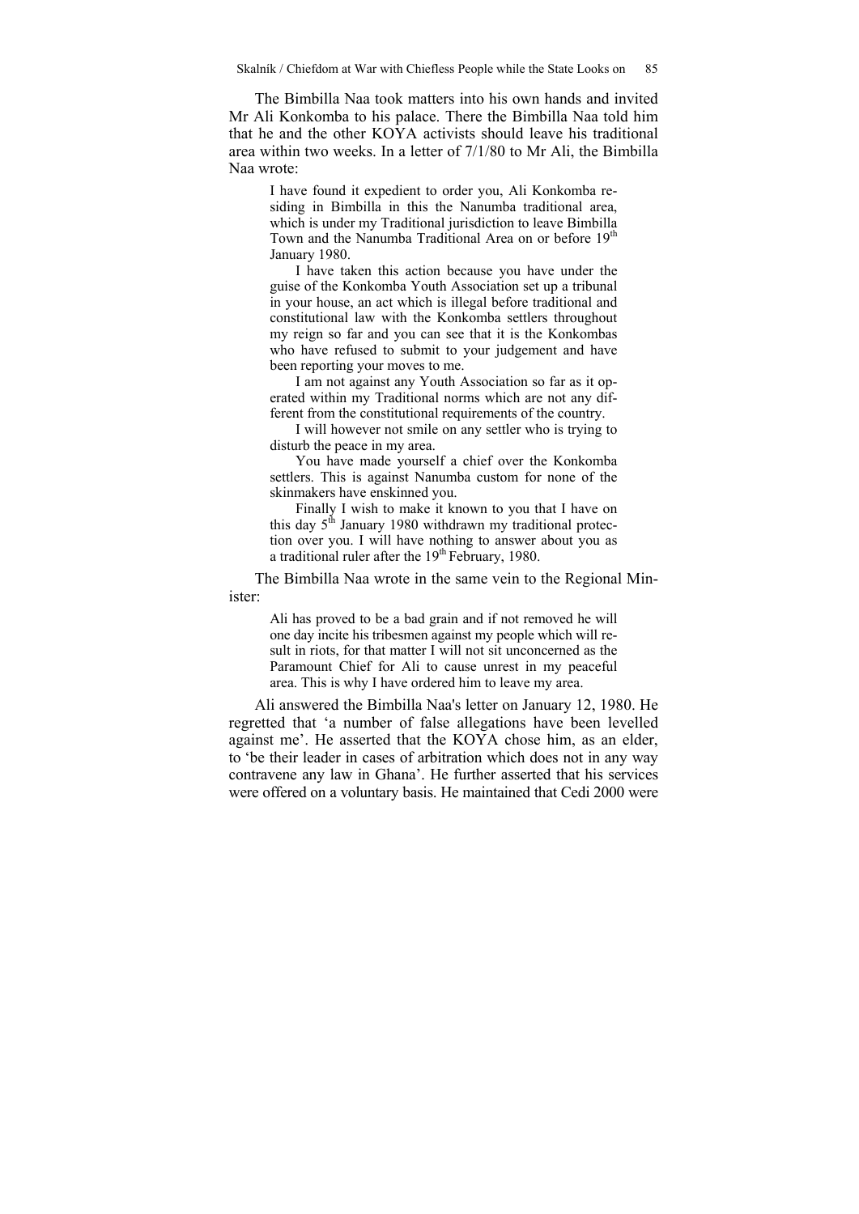The Bimbilla Naa took matters into his own hands and invited Mr Ali Konkomba to his palace. There the Bimbilla Naa told him that he and the other KOYA activists should leave his traditional area within two weeks. In a letter of 7/1/80 to Mr Ali, the Bimbilla Naa wrote:

> I have found it expedient to order you, Ali Konkomba residing in Bimbilla in this the Nanumba traditional area, which is under my Traditional jurisdiction to leave Bimbilla Town and the Nanumba Traditional Area on or before 19th January 1980.
>
> I have taken this action because you have under the guise of the Konkomba Youth Association set up a tribunal in your house, an act which is illegal before traditional and constitutional law with the Konkomba settlers throughout my reign so far and you can see that it is the Konkombas who have refused to submit to your judgement and have been reporting your moves to me.
>
> I am not against any Youth Association so far as it operated within my Traditional norms which are not any different from the constitutional requirements of the country.
>
> I will however not smile on any settler who is trying to disturb the peace in my area.
>
> You have made yourself a chief over the Konkomba settlers. This is against Nanumba custom for none of the skinmakers have enskinned you.
>
> Finally I wish to make it known to you that I have on this day 5th January 1980 withdrawn my traditional protection over you. I will have nothing to answer about you as a traditional ruler after the 19th February, 1980.

The Bimbilla Naa wrote in the same vein to the Regional Minister:

> Ali has proved to be a bad grain and if not removed he will one day incite his tribesmen against my people which will result in riots, for that matter I will not sit unconcerned as the Paramount Chief for Ali to cause unrest in my peaceful area. This is why I have ordered him to leave my area.

Ali answered the Bimbilla Naa's letter on January 12, 1980. He regretted that 'a number of false allegations have been levelled against me'. He asserted that the KOYA chose him, as an elder, to 'be their leader in cases of arbitration which does not in any way contravene any law in Ghana'. He further asserted that his services were offered on a voluntary basis. He maintained that Cedi 2000 were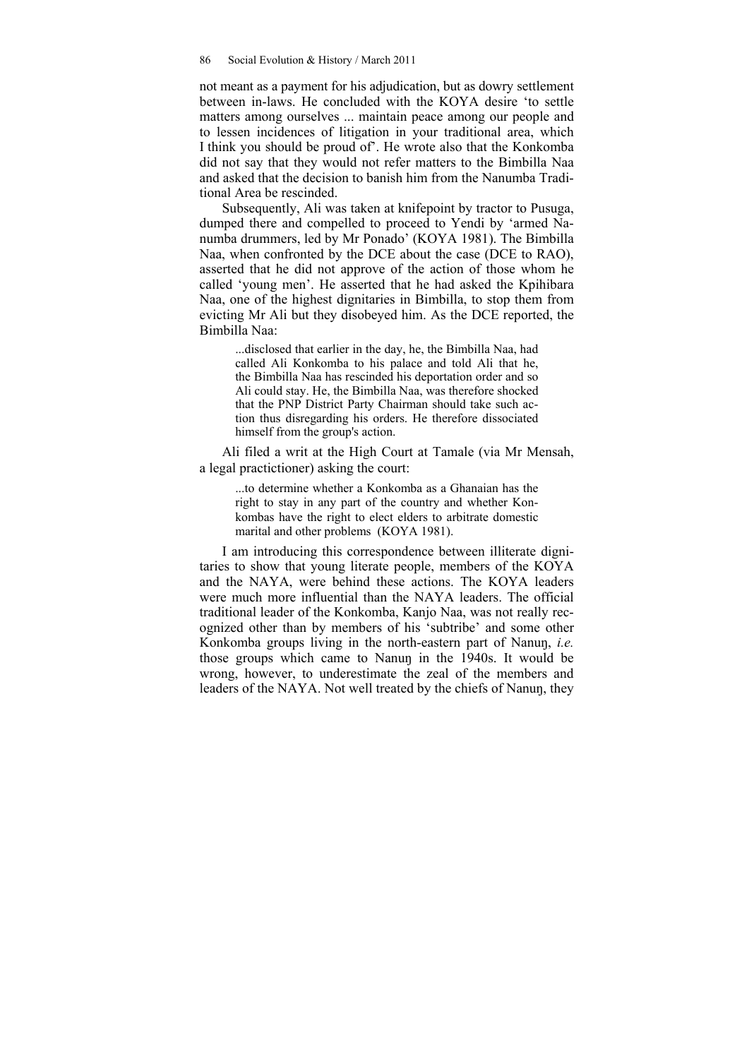not meant as a payment for his adjudication, but as dowry settlement between in-laws. He concluded with the KOYA desire 'to settle matters among ourselves ... maintain peace among our people and to lessen incidences of litigation in your traditional area, which I think you should be proud of'. He wrote also that the Konkomba did not say that they would not refer matters to the Bimbilla Naa and asked that the decision to banish him from the Nanumba Traditional Area be rescinded.

Subsequently, Ali was taken at knifepoint by tractor to Pusuga, dumped there and compelled to proceed to Yendi by 'armed Nanumba drummers, led by Mr Ponado' (KOYA 1981). The Bimbilla Naa, when confronted by the DCE about the case (DCE to RAO), asserted that he did not approve of the action of those whom he called 'young men'. He asserted that he had asked the Kpihibara Naa, one of the highest dignitaries in Bimbilla, to stop them from evicting Mr Ali but they disobeyed him. As the DCE reported, the Bimbilla Naa:

> ...disclosed that earlier in the day, he, the Bimbilla Naa, had called Ali Konkomba to his palace and told Ali that he, the Bimbilla Naa has rescinded his deportation order and so Ali could stay. He, the Bimbilla Naa, was therefore shocked that the PNP District Party Chairman should take such action thus disregarding his orders. He therefore dissociated himself from the group's action.

Ali filed a writ at the High Court at Tamale (via Mr Mensah, a legal practictioner) asking the court:

> ...to determine whether a Konkomba as a Ghanaian has the right to stay in any part of the country and whether Konkombas have the right to elect elders to arbitrate domestic marital and other problems (KOYA 1981).

I am introducing this correspondence between illiterate dignitaries to show that young literate people, members of the KOYA and the NAYA, were behind these actions. The KOYA leaders were much more influential than the NAYA leaders. The official traditional leader of the Konkomba, Kanjo Naa, was not really recognized other than by members of his 'subtribe' and some other Konkomba groups living in the north-eastern part of Nanuŋ, *i.e.* those groups which came to Nanuŋ in the 1940s. It would be wrong, however, to underestimate the zeal of the members and leaders of the NAYA. Not well treated by the chiefs of Nanuŋ, they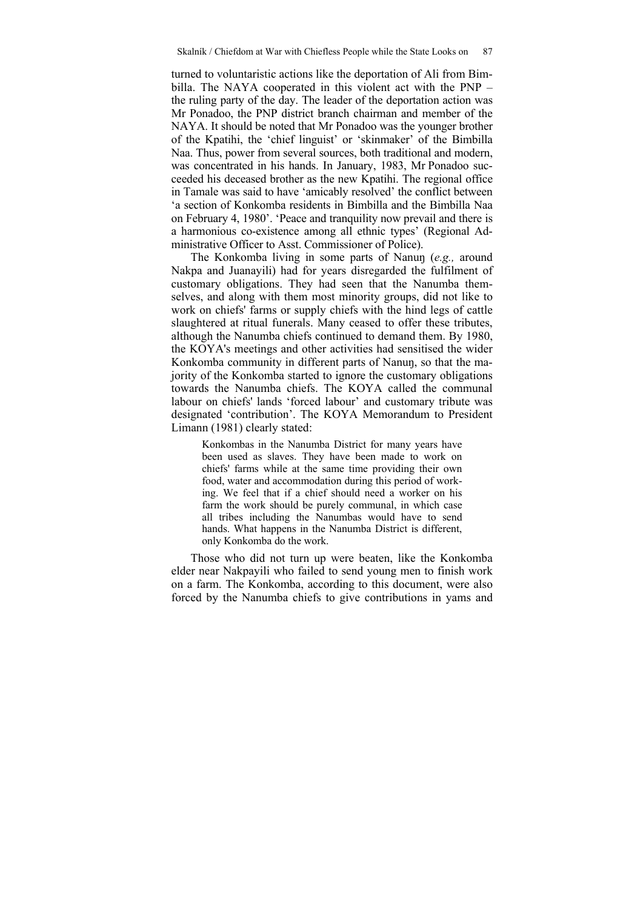turned to voluntaristic actions like the deportation of Ali from Bimbilla. The NAYA cooperated in this violent act with the PNP – the ruling party of the day. The leader of the deportation action was Mr Ponadoo, the PNP district branch chairman and member of the NAYA. It should be noted that Mr Ponadoo was the younger brother of the Kpatihi, the 'chief linguist' or 'skinmaker' of the Bimbilla Naa. Thus, power from several sources, both traditional and modern, was concentrated in his hands. In January, 1983, Mr Ponadoo succeeded his deceased brother as the new Kpatihi. The regional office in Tamale was said to have 'amicably resolved' the conflict between 'a section of Konkomba residents in Bimbilla and the Bimbilla Naa on February 4, 1980'. 'Peace and tranquility now prevail and there is a harmonious co-existence among all ethnic types' (Regional Administrative Officer to Asst. Commissioner of Police).

The Konkomba living in some parts of Nanuŋ (*e.g.,* around Nakpa and Juanayili) had for years disregarded the fulfilment of customary obligations. They had seen that the Nanumba themselves, and along with them most minority groups, did not like to work on chiefs' farms or supply chiefs with the hind legs of cattle slaughtered at ritual funerals. Many ceased to offer these tributes, although the Nanumba chiefs continued to demand them. By 1980, the KOYA's meetings and other activities had sensitised the wider Konkomba community in different parts of Nanuŋ, so that the majority of the Konkomba started to ignore the customary obligations towards the Nanumba chiefs. The KOYA called the communal labour on chiefs' lands 'forced labour' and customary tribute was designated 'contribution'. The KOYA Memorandum to President Limann (1981) clearly stated:

> Konkombas in the Nanumba District for many years have been used as slaves. They have been made to work on chiefs' farms while at the same time providing their own food, water and accommodation during this period of working. We feel that if a chief should need a worker on his farm the work should be purely communal, in which case all tribes including the Nanumbas would have to send hands. What happens in the Nanumba District is different, only Konkomba do the work.

Those who did not turn up were beaten, like the Konkomba elder near Nakpayili who failed to send young men to finish work on a farm. The Konkomba, according to this document, were also forced by the Nanumba chiefs to give contributions in yams and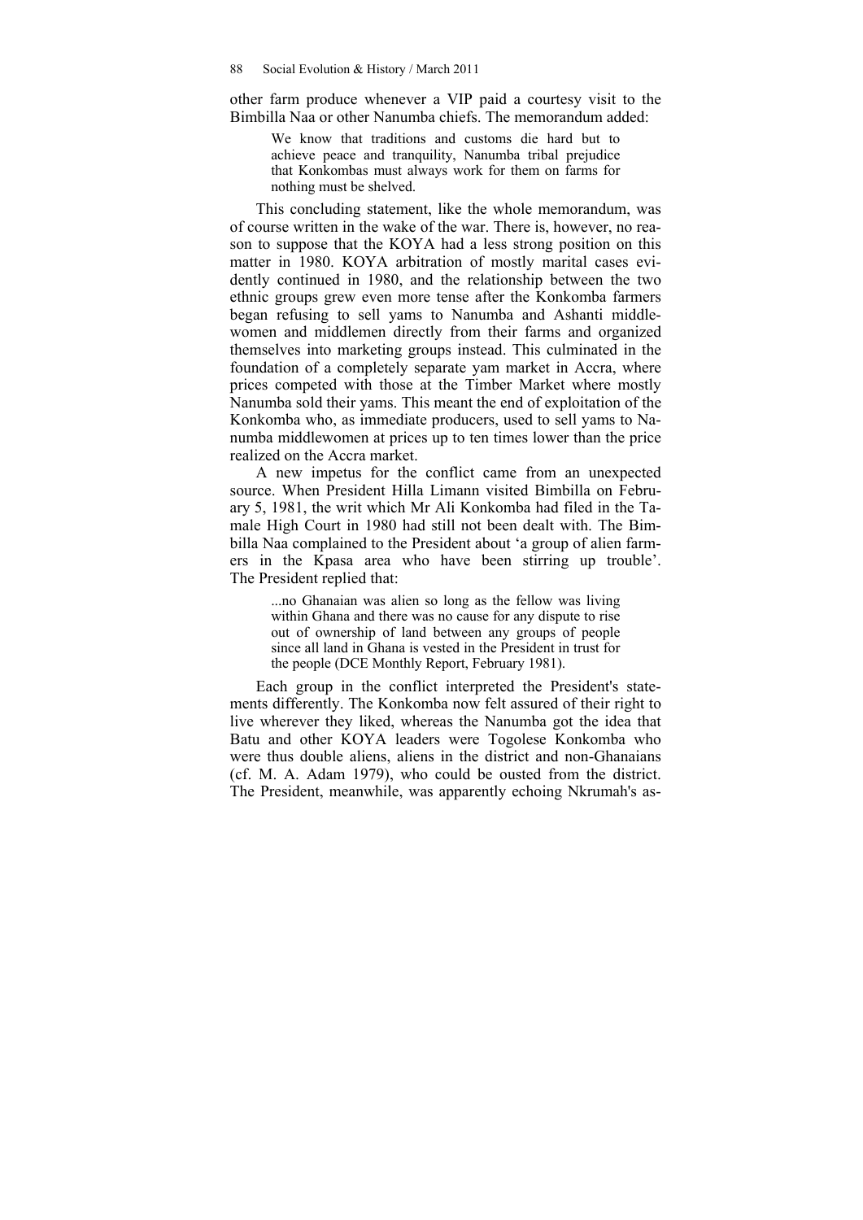other farm produce whenever a VIP paid a courtesy visit to the Bimbilla Naa or other Nanumba chiefs. The memorandum added:

> We know that traditions and customs die hard but to achieve peace and tranquility, Nanumba tribal prejudice that Konkombas must always work for them on farms for nothing must be shelved.

This concluding statement, like the whole memorandum, was of course written in the wake of the war. There is, however, no reason to suppose that the KOYA had a less strong position on this matter in 1980. KOYA arbitration of mostly marital cases evidently continued in 1980, and the relationship between the two ethnic groups grew even more tense after the Konkomba farmers began refusing to sell yams to Nanumba and Ashanti middlewomen and middlemen directly from their farms and organized themselves into marketing groups instead. This culminated in the foundation of a completely separate yam market in Accra, where prices competed with those at the Timber Market where mostly Nanumba sold their yams. This meant the end of exploitation of the Konkomba who, as immediate producers, used to sell yams to Nanumba middlewomen at prices up to ten times lower than the price realized on the Accra market.

A new impetus for the conflict came from an unexpected source. When President Hilla Limann visited Bimbilla on February 5, 1981, the writ which Mr Ali Konkomba had filed in the Tamale High Court in 1980 had still not been dealt with. The Bimbilla Naa complained to the President about 'a group of alien farmers in the Kpasa area who have been stirring up trouble'. The President replied that:

> ...no Ghanaian was alien so long as the fellow was living within Ghana and there was no cause for any dispute to rise out of ownership of land between any groups of people since all land in Ghana is vested in the President in trust for the people (DCE Monthly Report, February 1981).

Each group in the conflict interpreted the President's statements differently. The Konkomba now felt assured of their right to live wherever they liked, whereas the Nanumba got the idea that Batu and other KOYA leaders were Togolese Konkomba who were thus double aliens, aliens in the district and non-Ghanaians (cf. M. A. Adam 1979), who could be ousted from the district. The President, meanwhile, was apparently echoing Nkrumah's as-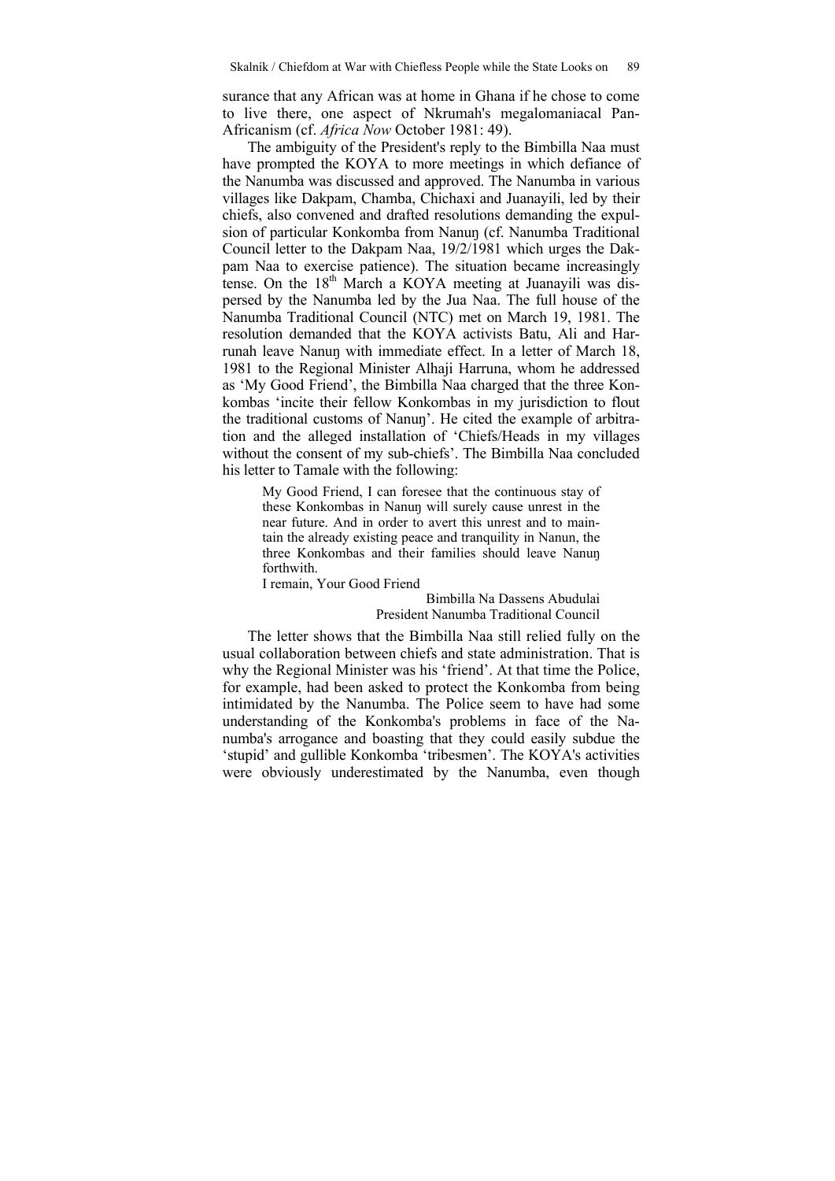surance that any African was at home in Ghana if he chose to come to live there, one aspect of Nkrumah's megalomaniacal Pan-Africanism (cf. *Africa Now* October 1981: 49).

The ambiguity of the President's reply to the Bimbilla Naa must have prompted the KOYA to more meetings in which defiance of the Nanumba was discussed and approved. The Nanumba in various villages like Dakpam, Chamba, Chichaxi and Juanayili, led by their chiefs, also convened and drafted resolutions demanding the expulsion of particular Konkomba from Nanuŋ (cf. Nanumba Traditional Council letter to the Dakpam Naa, 19/2/1981 which urges the Dakpam Naa to exercise patience). The situation became increasingly tense. On the 18th March a KOYA meeting at Juanayili was dispersed by the Nanumba led by the Jua Naa. The full house of the Nanumba Traditional Council (NTC) met on March 19, 1981. The resolution demanded that the KOYA activists Batu, Ali and Harrunah leave Nanuŋ with immediate effect. In a letter of March 18, 1981 to the Regional Minister Alhaji Harruna, whom he addressed as 'My Good Friend', the Bimbilla Naa charged that the three Konkombas 'incite their fellow Konkombas in my jurisdiction to flout the traditional customs of Nanuŋ'. He cited the example of arbitration and the alleged installation of 'Chiefs/Heads in my villages without the consent of my sub-chiefs'. The Bimbilla Naa concluded his letter to Tamale with the following:

> My Good Friend, I can foresee that the continuous stay of these Konkombas in Nanuŋ will surely cause unrest in the near future. And in order to avert this unrest and to maintain the already existing peace and tranquility in Nanun, the three Konkombas and their families should leave Nanuŋ forthwith.
>
> I remain, Your Good Friend
>
> Bimbilla Na Dassens Abudulai
> President Nanumba Traditional Council

The letter shows that the Bimbilla Naa still relied fully on the usual collaboration between chiefs and state administration. That is why the Regional Minister was his 'friend'. At that time the Police, for example, had been asked to protect the Konkomba from being intimidated by the Nanumba. The Police seem to have had some understanding of the Konkomba's problems in face of the Nanumba's arrogance and boasting that they could easily subdue the 'stupid' and gullible Konkomba 'tribesmen'. The KOYA's activities were obviously underestimated by the Nanumba, even though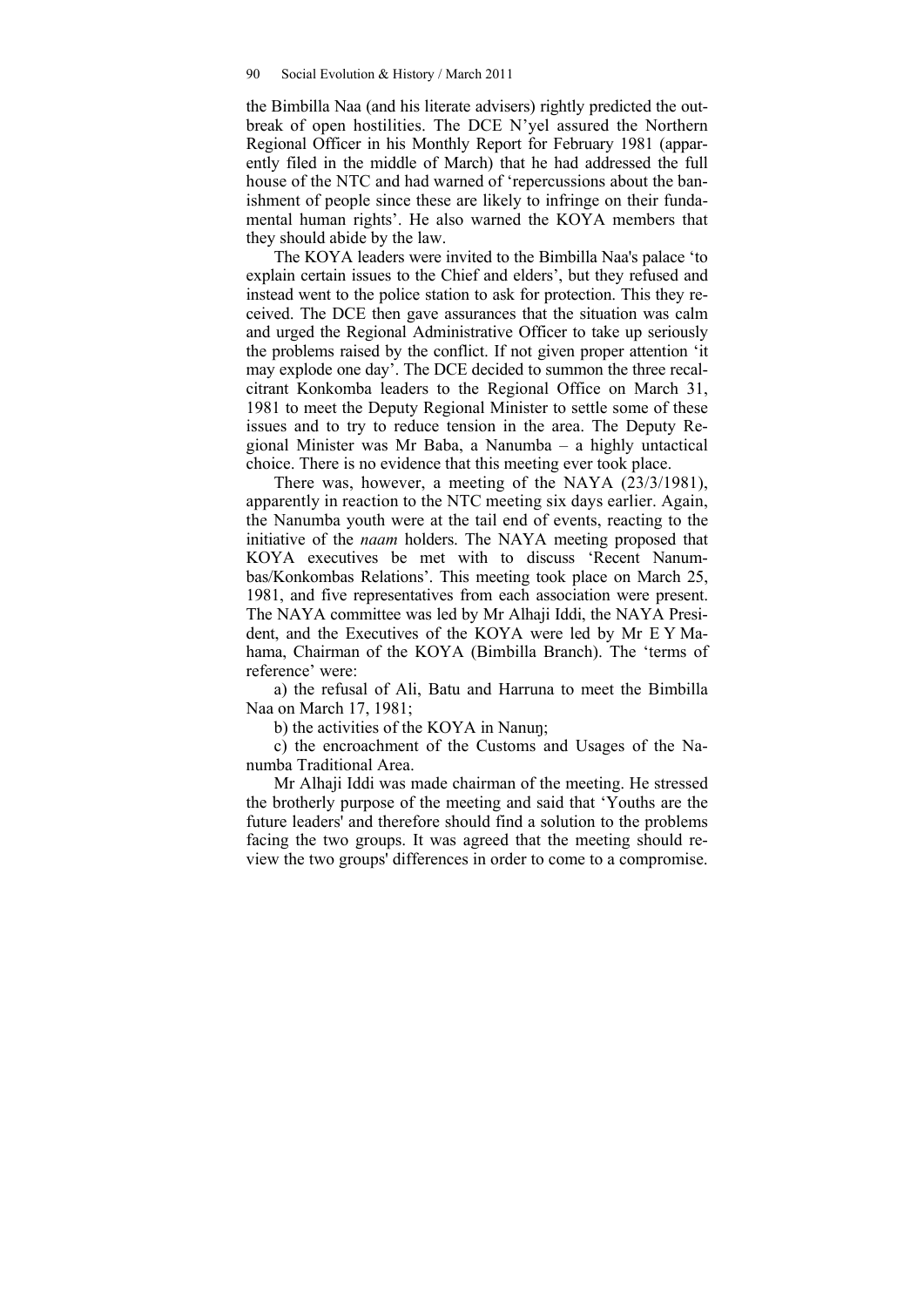the Bimbilla Naa (and his literate advisers) rightly predicted the outbreak of open hostilities. The DCE N'yel assured the Northern Regional Officer in his Monthly Report for February 1981 (apparently filed in the middle of March) that he had addressed the full house of the NTC and had warned of 'repercussions about the banishment of people since these are likely to infringe on their fundamental human rights'. He also warned the KOYA members that they should abide by the law.

The KOYA leaders were invited to the Bimbilla Naa's palace 'to explain certain issues to the Chief and elders', but they refused and instead went to the police station to ask for protection. This they received. The DCE then gave assurances that the situation was calm and urged the Regional Administrative Officer to take up seriously the problems raised by the conflict. If not given proper attention 'it may explode one day'. The DCE decided to summon the three recalcitrant Konkomba leaders to the Regional Office on March 31, 1981 to meet the Deputy Regional Minister to settle some of these issues and to try to reduce tension in the area. The Deputy Regional Minister was Mr Baba, a Nanumba – a highly untactical choice. There is no evidence that this meeting ever took place.

There was, however, a meeting of the NAYA (23/3/1981), apparently in reaction to the NTC meeting six days earlier. Again, the Nanumba youth were at the tail end of events, reacting to the initiative of the *naam* holders. The NAYA meeting proposed that KOYA executives be met with to discuss 'Recent Nanumbas/Konkombas Relations'. This meeting took place on March 25, 1981, and five representatives from each association were present. The NAYA committee was led by Mr Alhaji Iddi, the NAYA President, and the Executives of the KOYA were led by Mr E Y Mahama, Chairman of the KOYA (Bimbilla Branch). The 'terms of reference' were:

a) the refusal of Ali, Batu and Harruna to meet the Bimbilla Naa on March 17, 1981;

b) the activities of the KOYA in Nanuŋ;

c) the encroachment of the Customs and Usages of the Nanumba Traditional Area.

Mr Alhaji Iddi was made chairman of the meeting. He stressed the brotherly purpose of the meeting and said that 'Youths are the future leaders' and therefore should find a solution to the problems facing the two groups. It was agreed that the meeting should review the two groups' differences in order to come to a compromise.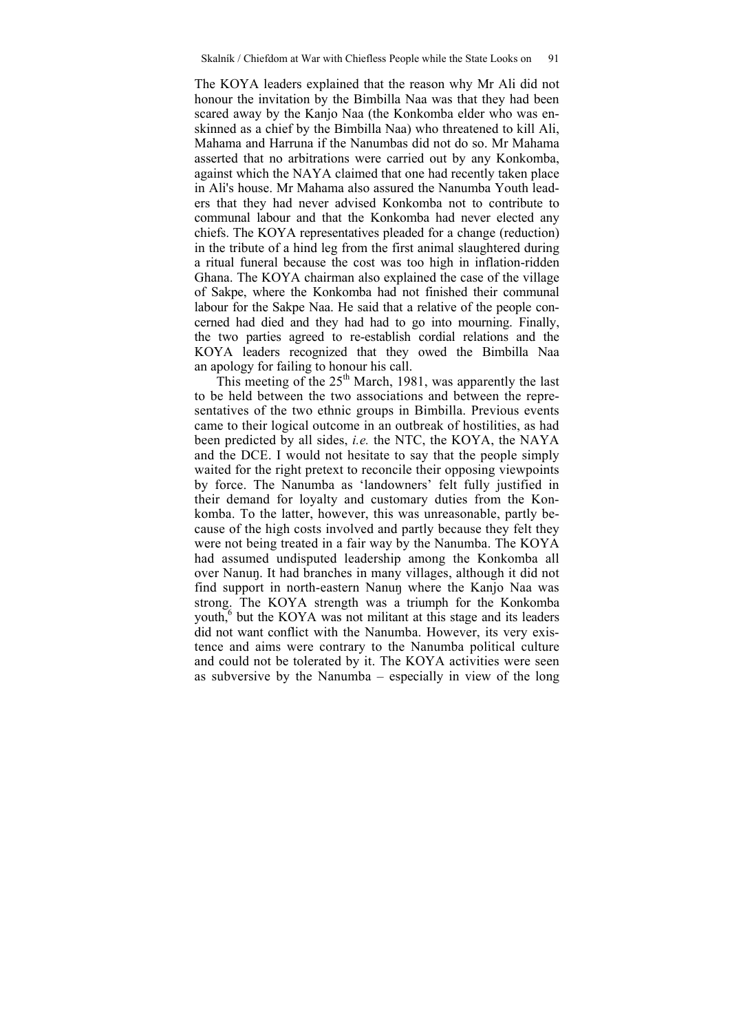The KOYA leaders explained that the reason why Mr Ali did not honour the invitation by the Bimbilla Naa was that they had been scared away by the Kanjo Naa (the Konkomba elder who was enskinned as a chief by the Bimbilla Naa) who threatened to kill Ali, Mahama and Harruna if the Nanumbas did not do so. Mr Mahama asserted that no arbitrations were carried out by any Konkomba, against which the NAYA claimed that one had recently taken place in Ali's house. Mr Mahama also assured the Nanumba Youth leaders that they had never advised Konkomba not to contribute to communal labour and that the Konkomba had never elected any chiefs. The KOYA representatives pleaded for a change (reduction) in the tribute of a hind leg from the first animal slaughtered during a ritual funeral because the cost was too high in inflation-ridden Ghana. The KOYA chairman also explained the case of the village of Sakpe, where the Konkomba had not finished their communal labour for the Sakpe Naa. He said that a relative of the people concerned had died and they had had to go into mourning. Finally, the two parties agreed to re-establish cordial relations and the KOYA leaders recognized that they owed the Bimbilla Naa an apology for failing to honour his call.

This meeting of the 25th March, 1981, was apparently the last to be held between the two associations and between the representatives of the two ethnic groups in Bimbilla. Previous events came to their logical outcome in an outbreak of hostilities, as had been predicted by all sides, *i.e.* the NTC, the KOYA, the NAYA and the DCE. I would not hesitate to say that the people simply waited for the right pretext to reconcile their opposing viewpoints by force. The Nanumba as 'landowners' felt fully justified in their demand for loyalty and customary duties from the Konkomba. To the latter, however, this was unreasonable, partly because of the high costs involved and partly because they felt they were not being treated in a fair way by the Nanumba. The KOYA had assumed undisputed leadership among the Konkomba all over Nanuŋ. It had branches in many villages, although it did not find support in north-eastern Nanuŋ where the Kanjo Naa was strong. The KOYA strength was a triumph for the Konkomba youth,[6] but the KOYA was not militant at this stage and its leaders did not want conflict with the Nanumba. However, its very existence and aims were contrary to the Nanumba political culture and could not be tolerated by it. The KOYA activities were seen as subversive by the Nanumba – especially in view of the long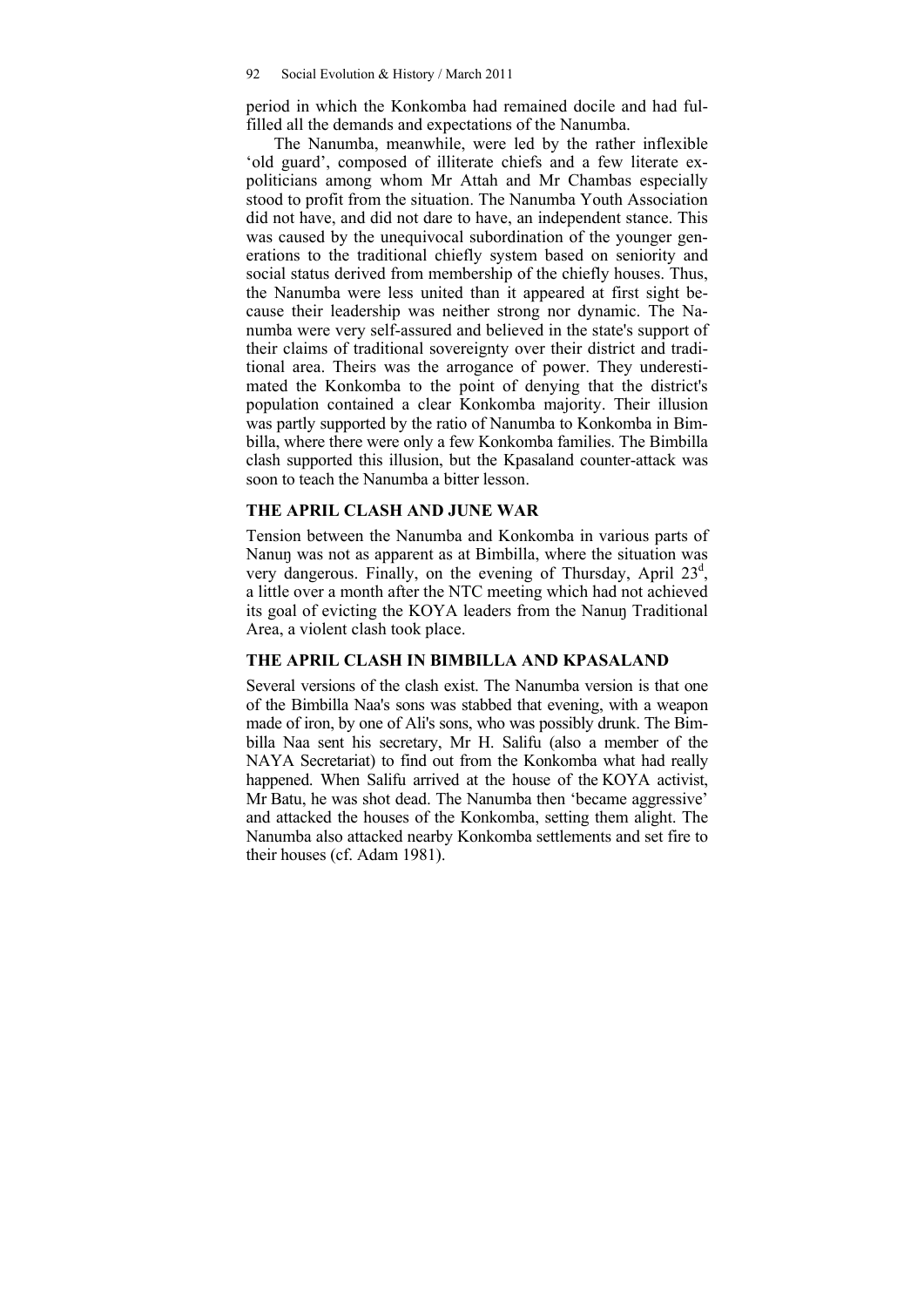period in which the Konkomba had remained docile and had fulfilled all the demands and expectations of the Nanumba.

The Nanumba, meanwhile, were led by the rather inflexible 'old guard', composed of illiterate chiefs and a few literate ex-politicians among whom Mr Attah and Mr Chambas especially stood to profit from the situation. The Nanumba Youth Association did not have, and did not dare to have, an independent stance. This was caused by the unequivocal subordination of the younger generations to the traditional chiefly system based on seniority and social status derived from membership of the chiefly houses. Thus, the Nanumba were less united than it appeared at first sight because their leadership was neither strong nor dynamic. The Nanumba were very self-assured and believed in the state's support of their claims of traditional sovereignty over their district and traditional area. Theirs was the arrogance of power. They underestimated the Konkomba to the point of denying that the district's population contained a clear Konkomba majority. Their illusion was partly supported by the ratio of Nanumba to Konkomba in Bimbilla, where there were only a few Konkomba families. The Bimbilla clash supported this illusion, but the Kpasaland counter-attack was soon to teach the Nanumba a bitter lesson.

## THE APRIL CLASH AND JUNE WAR

Tension between the Nanumba and Konkomba in various parts of Nanuŋ was not as apparent as at Bimbilla, where the situation was very dangerous. Finally, on the evening of Thursday, April 23[d], a little over a month after the NTC meeting which had not achieved its goal of evicting the KOYA leaders from the Nanuŋ Traditional Area, a violent clash took place.

## THE APRIL CLASH IN BIMBILLA AND KPASALAND

Several versions of the clash exist. The Nanumba version is that one of the Bimbilla Naa's sons was stabbed that evening, with a weapon made of iron, by one of Ali's sons, who was possibly drunk. The Bimbilla Naa sent his secretary, Mr H. Salifu (also a member of the NAYA Secretariat) to find out from the Konkomba what had really happened. When Salifu arrived at the house of the KOYA activist, Mr Batu, he was shot dead. The Nanumba then 'became aggressive' and attacked the houses of the Konkomba, setting them alight. The Nanumba also attacked nearby Konkomba settlements and set fire to their houses (cf. Adam 1981).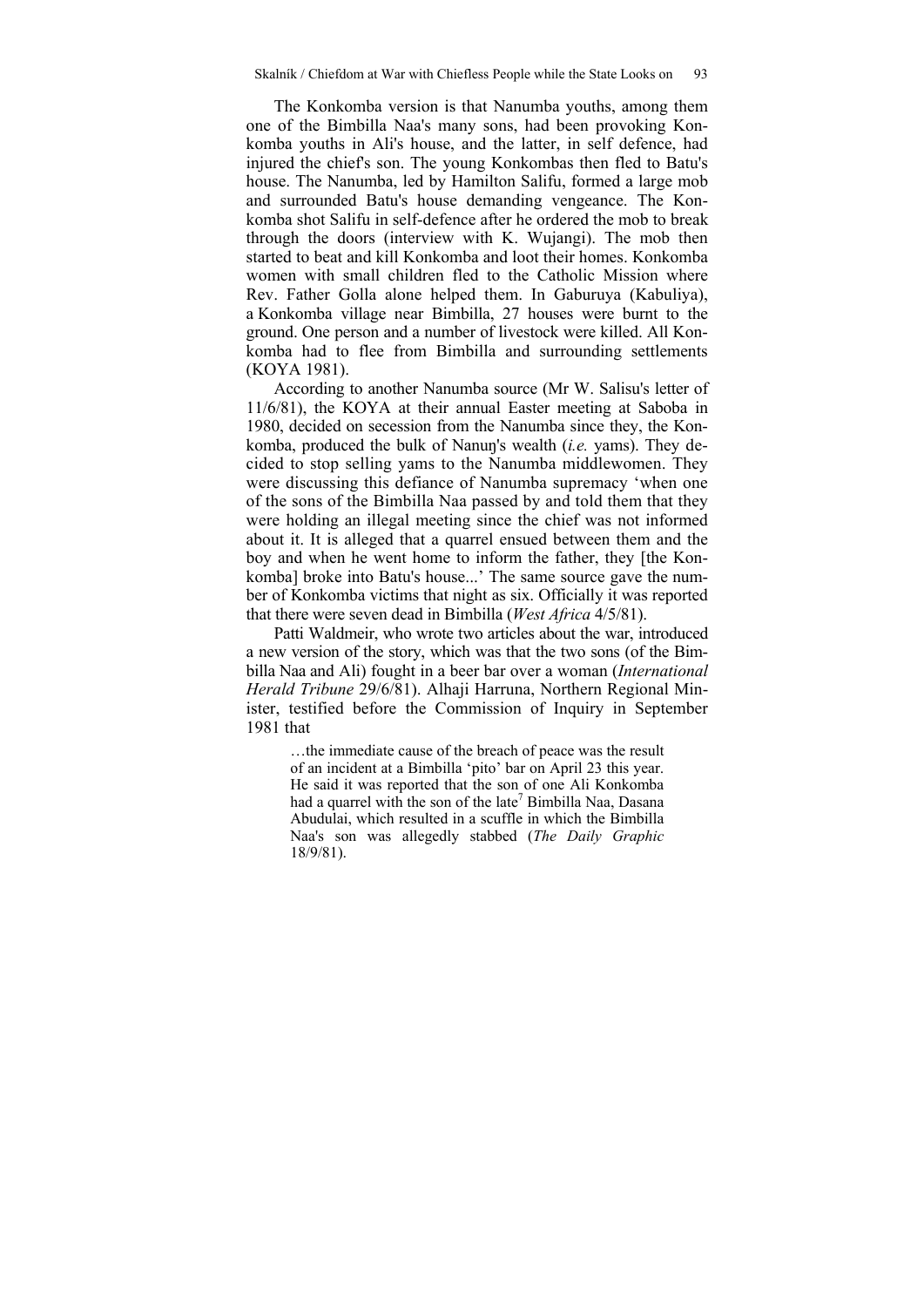The Konkomba version is that Nanumba youths, among them one of the Bimbilla Naa's many sons, had been provoking Konkomba youths in Ali's house, and the latter, in self defence, had injured the chief's son. The young Konkombas then fled to Batu's house. The Nanumba, led by Hamilton Salifu, formed a large mob and surrounded Batu's house demanding vengeance. The Konkomba shot Salifu in self-defence after he ordered the mob to break through the doors (interview with K. Wujangi). The mob then started to beat and kill Konkomba and loot their homes. Konkomba women with small children fled to the Catholic Mission where Rev. Father Golla alone helped them. In Gaburuya (Kabuliya), a Konkomba village near Bimbilla, 27 houses were burnt to the ground. One person and a number of livestock were killed. All Konkomba had to flee from Bimbilla and surrounding settlements (KOYA 1981).

According to another Nanumba source (Mr W. Salisu's letter of 11/6/81), the KOYA at their annual Easter meeting at Saboba in 1980, decided on secession from the Nanumba since they, the Konkomba, produced the bulk of Nanuŋ's wealth (*i.e.* yams). They decided to stop selling yams to the Nanumba middlewomen. They were discussing this defiance of Nanumba supremacy 'when one of the sons of the Bimbilla Naa passed by and told them that they were holding an illegal meeting since the chief was not informed about it. It is alleged that a quarrel ensued between them and the boy and when he went home to inform the father, they [the Konkomba] broke into Batu's house...' The same source gave the number of Konkomba victims that night as six. Officially it was reported that there were seven dead in Bimbilla (*West Africa* 4/5/81).

Patti Waldmeir, who wrote two articles about the war, introduced a new version of the story, which was that the two sons (of the Bimbilla Naa and Ali) fought in a beer bar over a woman (*International Herald Tribune* 29/6/81). Alhaji Harruna, Northern Regional Minister, testified before the Commission of Inquiry in September 1981 that

> …the immediate cause of the breach of peace was the result of an incident at a Bimbilla 'pito' bar on April 23 this year. He said it was reported that the son of one Ali Konkomba had a quarrel with the son of the late[7] Bimbilla Naa, Dasana Abudulai, which resulted in a scuffle in which the Bimbilla Naa's son was allegedly stabbed (*The Daily Graphic* 18/9/81).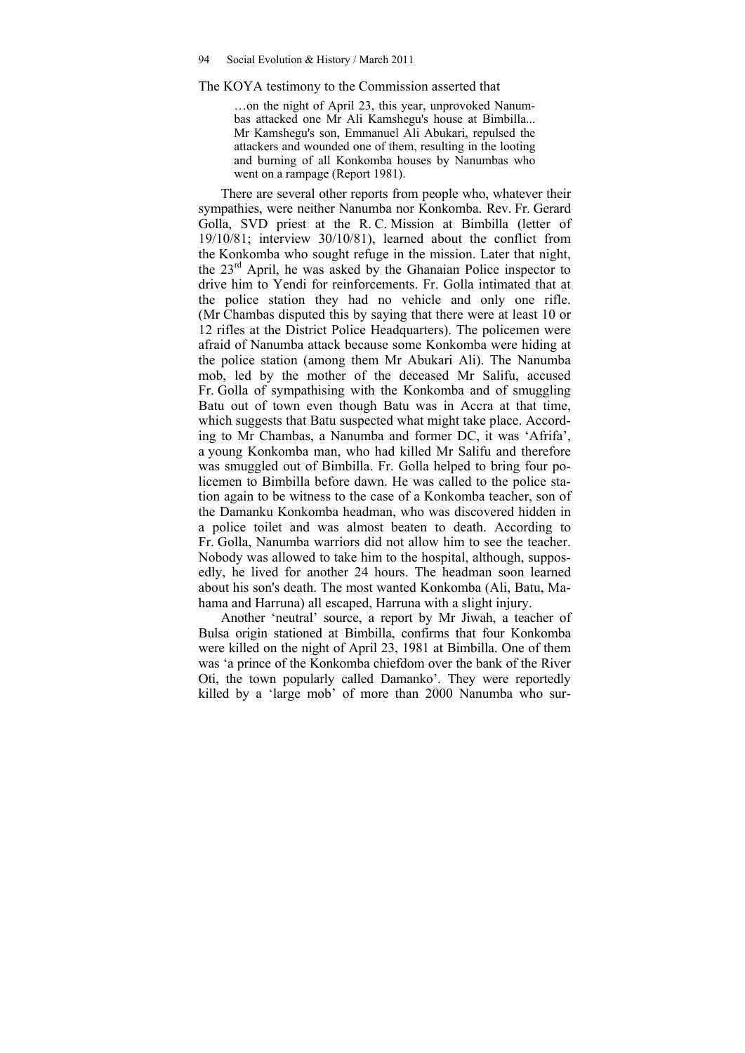The KOYA testimony to the Commission asserted that

> …on the night of April 23, this year, unprovoked Nanumbas attacked one Mr Ali Kamshegu's house at Bimbilla... Mr Kamshegu's son, Emmanuel Ali Abukari, repulsed the attackers and wounded one of them, resulting in the looting and burning of all Konkomba houses by Nanumbas who went on a rampage (Report 1981).

There are several other reports from people who, whatever their sympathies, were neither Nanumba nor Konkomba. Rev. Fr. Gerard Golla, SVD priest at the R. C. Mission at Bimbilla (letter of 19/10/81; interview 30/10/81), learned about the conflict from the Konkomba who sought refuge in the mission. Later that night, the 23rd April, he was asked by the Ghanaian Police inspector to drive him to Yendi for reinforcements. Fr. Golla intimated that at the police station they had no vehicle and only one rifle. (Mr Chambas disputed this by saying that there were at least 10 or 12 rifles at the District Police Headquarters). The policemen were afraid of Nanumba attack because some Konkomba were hiding at the police station (among them Mr Abukari Ali). The Nanumba mob, led by the mother of the deceased Mr Salifu, accused Fr. Golla of sympathising with the Konkomba and of smuggling Batu out of town even though Batu was in Accra at that time, which suggests that Batu suspected what might take place. According to Mr Chambas, a Nanumba and former DC, it was 'Afrifa', a young Konkomba man, who had killed Mr Salifu and therefore was smuggled out of Bimbilla. Fr. Golla helped to bring four policemen to Bimbilla before dawn. He was called to the police station again to be witness to the case of a Konkomba teacher, son of the Damanku Konkomba headman, who was discovered hidden in a police toilet and was almost beaten to death. According to Fr. Golla, Nanumba warriors did not allow him to see the teacher. Nobody was allowed to take him to the hospital, although, supposedly, he lived for another 24 hours. The headman soon learned about his son's death. The most wanted Konkomba (Ali, Batu, Mahama and Harruna) all escaped, Harruna with a slight injury.

Another 'neutral' source, a report by Mr Jiwah, a teacher of Bulsa origin stationed at Bimbilla, confirms that four Konkomba were killed on the night of April 23, 1981 at Bimbilla. One of them was 'a prince of the Konkomba chiefdom over the bank of the River Oti, the town popularly called Damanko'. They were reportedly killed by a 'large mob' of more than 2000 Nanumba who sur-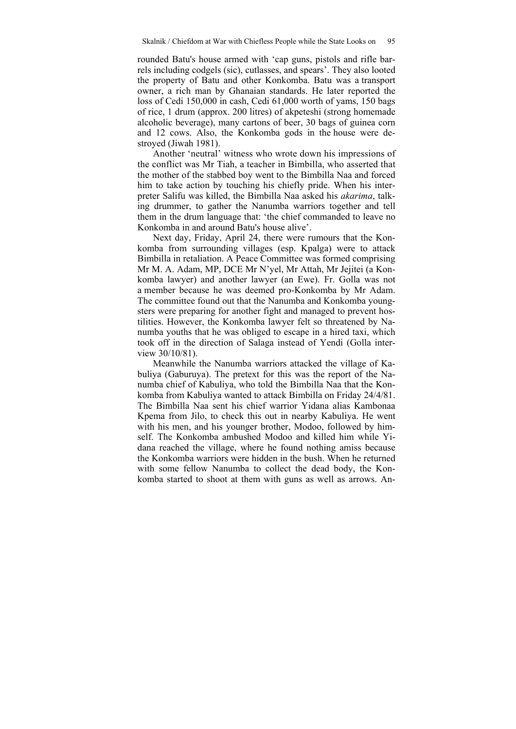rounded Batu's house armed with 'cap guns, pistols and rifle barrels including codgels (sic), cutlasses, and spears'. They also looted the property of Batu and other Konkomba. Batu was a transport owner, a rich man by Ghanaian standards. He later reported the loss of Cedi 150,000 in cash, Cedi 61,000 worth of yams, 150 bags of rice, 1 drum (approx. 200 litres) of akpeteshi (strong homemade alcoholic beverage), many cartons of beer, 30 bags of guinea corn and 12 cows. Also, the Konkomba gods in the house were destroyed (Jiwah 1981).

Another 'neutral' witness who wrote down his impressions of the conflict was Mr Tiah, a teacher in Bimbilla, who asserted that the mother of the stabbed boy went to the Bimbilla Naa and forced him to take action by touching his chiefly pride. When his interpreter Salifu was killed, the Bimbilla Naa asked his *akarima*, talking drummer, to gather the Nanumba warriors together and tell them in the drum language that: 'the chief commanded to leave no Konkomba in and around Batu's house alive'.

Next day, Friday, April 24, there were rumours that the Konkomba from surrounding villages (esp. Kpalga) were to attack Bimbilla in retaliation. A Peace Committee was formed comprising Mr M. A. Adam, MP, DCE Mr N'yel, Mr Attah, Mr Jejitei (a Konkomba lawyer) and another lawyer (an Ewe). Fr. Golla was not a member because he was deemed pro-Konkomba by Mr Adam. The committee found out that the Nanumba and Konkomba youngsters were preparing for another fight and managed to prevent hostilities. However, the Konkomba lawyer felt so threatened by Nanumba youths that he was obliged to escape in a hired taxi, which took off in the direction of Salaga instead of Yendi (Golla interview 30/10/81).

Meanwhile the Nanumba warriors attacked the village of Kabuliya (Gaburuya). The pretext for this was the report of the Nanumba chief of Kabuliya, who told the Bimbilla Naa that the Konkomba from Kabuliya wanted to attack Bimbilla on Friday 24/4/81. The Bimbilla Naa sent his chief warrior Yidana alias Kambonaa Kpema from Jilo, to check this out in nearby Kabuliya. He went with his men, and his younger brother, Modoo, followed by himself. The Konkomba ambushed Modoo and killed him while Yidana reached the village, where he found nothing amiss because the Konkomba warriors were hidden in the bush. When he returned with some fellow Nanumba to collect the dead body, the Konkomba started to shoot at them with guns as well as arrows. An-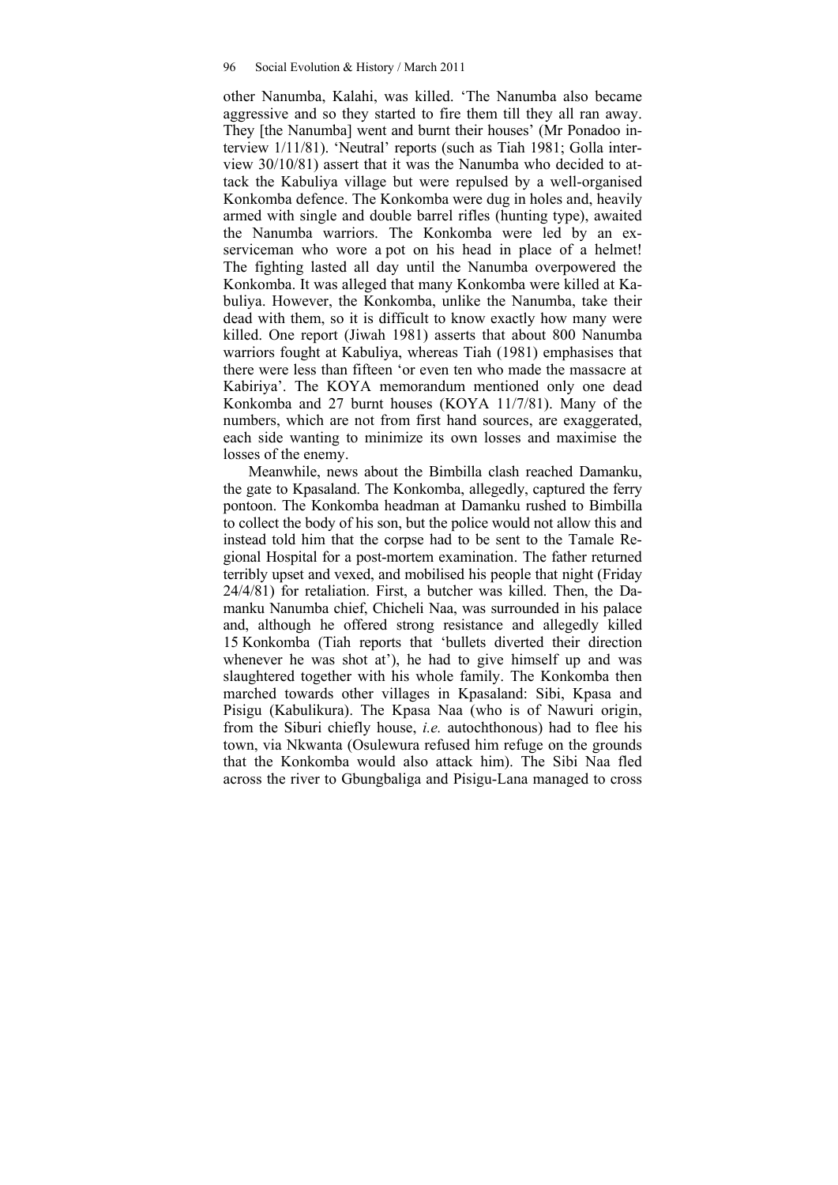other Nanumba, Kalahi, was killed. 'The Nanumba also became aggressive and so they started to fire them till they all ran away. They [the Nanumba] went and burnt their houses' (Mr Ponadoo interview 1/11/81). 'Neutral' reports (such as Tiah 1981; Golla interview 30/10/81) assert that it was the Nanumba who decided to attack the Kabuliya village but were repulsed by a well-organised Konkomba defence. The Konkomba were dug in holes and, heavily armed with single and double barrel rifles (hunting type), awaited the Nanumba warriors. The Konkomba were led by an ex-serviceman who wore a pot on his head in place of a helmet! The fighting lasted all day until the Nanumba overpowered the Konkomba. It was alleged that many Konkomba were killed at Kabuliya. However, the Konkomba, unlike the Nanumba, take their dead with them, so it is difficult to know exactly how many were killed. One report (Jiwah 1981) asserts that about 800 Nanumba warriors fought at Kabuliya, whereas Tiah (1981) emphasises that there were less than fifteen 'or even ten who made the massacre at Kabiriya'. The KOYA memorandum mentioned only one dead Konkomba and 27 burnt houses (KOYA 11/7/81). Many of the numbers, which are not from first hand sources, are exaggerated, each side wanting to minimize its own losses and maximise the losses of the enemy.

Meanwhile, news about the Bimbilla clash reached Damanku, the gate to Kpasaland. The Konkomba, allegedly, captured the ferry pontoon. The Konkomba headman at Damanku rushed to Bimbilla to collect the body of his son, but the police would not allow this and instead told him that the corpse had to be sent to the Tamale Regional Hospital for a post-mortem examination. The father returned terribly upset and vexed, and mobilised his people that night (Friday 24/4/81) for retaliation. First, a butcher was killed. Then, the Damanku Nanumba chief, Chicheli Naa, was surrounded in his palace and, although he offered strong resistance and allegedly killed 15 Konkomba (Tiah reports that 'bullets diverted their direction whenever he was shot at'), he had to give himself up and was slaughtered together with his whole family. The Konkomba then marched towards other villages in Kpasaland: Sibi, Kpasa and Pisigu (Kabulikura). The Kpasa Naa (who is of Nawuri origin, from the Siburi chiefly house, *i.e.* autochthonous) had to flee his town, via Nkwanta (Osulewura refused him refuge on the grounds that the Konkomba would also attack him). The Sibi Naa fled across the river to Gbungbaliga and Pisigu-Lana managed to cross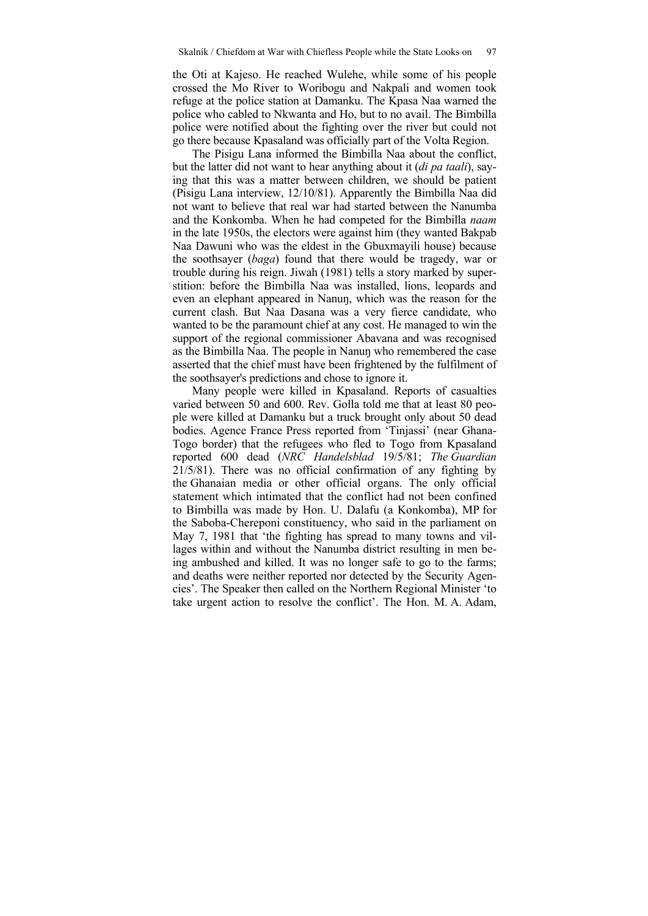the Oti at Kajeso. He reached Wulehe, while some of his people crossed the Mo River to Woribogu and Nakpali and women took refuge at the police station at Damanku. The Kpasa Naa warned the police who cabled to Nkwanta and Ho, but to no avail. The Bimbilla police were notified about the fighting over the river but could not go there because Kpasaland was officially part of the Volta Region.

The Pisigu Lana informed the Bimbilla Naa about the conflict, but the latter did not want to hear anything about it (*di pa taali*), saying that this was a matter between children, we should be patient (Pisigu Lana interview, 12/10/81). Apparently the Bimbilla Naa did not want to believe that real war had started between the Nanumba and the Konkomba. When he had competed for the Bimbilla *naam* in the late 1950s, the electors were against him (they wanted Bakpab Naa Dawuni who was the eldest in the Gbuxmayili house) because the soothsayer (*baga*) found that there would be tragedy, war or trouble during his reign. Jiwah (1981) tells a story marked by superstition: before the Bimbilla Naa was installed, lions, leopards and even an elephant appeared in Nanuŋ, which was the reason for the current clash. But Naa Dasana was a very fierce candidate, who wanted to be the paramount chief at any cost. He managed to win the support of the regional commissioner Abavana and was recognised as the Bimbilla Naa. The people in Nanuŋ who remembered the case asserted that the chief must have been frightened by the fulfilment of the soothsayer's predictions and chose to ignore it.

Many people were killed in Kpasaland. Reports of casualties varied between 50 and 600. Rev. Golla told me that at least 80 people were killed at Damanku but a truck brought only about 50 dead bodies. Agence France Press reported from 'Tinjassi' (near Ghana-Togo border) that the refugees who fled to Togo from Kpasaland reported 600 dead (*NRC Handelsblad* 19/5/81; *The Guardian* 21/5/81). There was no official confirmation of any fighting by the Ghanaian media or other official organs. The only official statement which intimated that the conflict had not been confined to Bimbilla was made by Hon. U. Dalafu (a Konkomba), MP for the Saboba-Chereponi constituency, who said in the parliament on May 7, 1981 that 'the fighting has spread to many towns and villages within and without the Nanumba district resulting in men being ambushed and killed. It was no longer safe to go to the farms; and deaths were neither reported nor detected by the Security Agencies'. The Speaker then called on the Northern Regional Minister 'to take urgent action to resolve the conflict'. The Hon. M. A. Adam,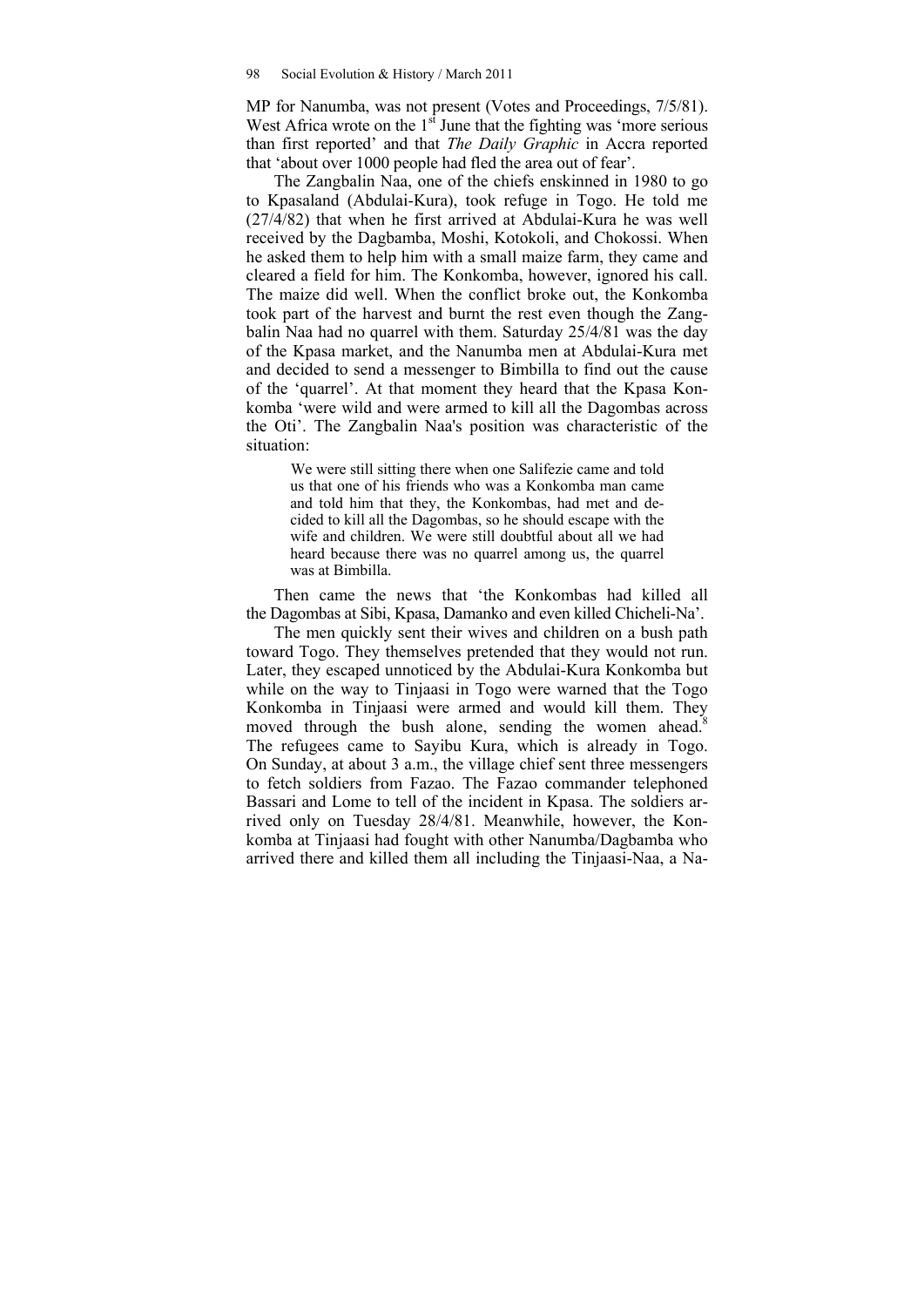MP for Nanumba, was not present (Votes and Proceedings, 7/5/81). West Africa wrote on the 1st June that the fighting was 'more serious than first reported' and that *The Daily Graphic* in Accra reported that 'about over 1000 people had fled the area out of fear'.

The Zangbalin Naa, one of the chiefs enskinned in 1980 to go to Kpasaland (Abdulai-Kura), took refuge in Togo. He told me (27/4/82) that when he first arrived at Abdulai-Kura he was well received by the Dagbamba, Moshi, Kotokoli, and Chokossi. When he asked them to help him with a small maize farm, they came and cleared a field for him. The Konkomba, however, ignored his call. The maize did well. When the conflict broke out, the Konkomba took part of the harvest and burnt the rest even though the Zangbalin Naa had no quarrel with them. Saturday 25/4/81 was the day of the Kpasa market, and the Nanumba men at Abdulai-Kura met and decided to send a messenger to Bimbilla to find out the cause of the 'quarrel'. At that moment they heard that the Kpasa Konkomba 'were wild and were armed to kill all the Dagombas across the Oti'. The Zangbalin Naa's position was characteristic of the situation:

> We were still sitting there when one Salifezie came and told us that one of his friends who was a Konkomba man came and told him that they, the Konkombas, had met and decided to kill all the Dagombas, so he should escape with the wife and children. We were still doubtful about all we had heard because there was no quarrel among us, the quarrel was at Bimbilla.

Then came the news that 'the Konkombas had killed all the Dagombas at Sibi, Kpasa, Damanko and even killed Chicheli-Na'.

The men quickly sent their wives and children on a bush path toward Togo. They themselves pretended that they would not run. Later, they escaped unnoticed by the Abdulai-Kura Konkomba but while on the way to Tinjaasi in Togo were warned that the Togo Konkomba in Tinjaasi were armed and would kill them. They moved through the bush alone, sending the women ahead.[8] The refugees came to Sayibu Kura, which is already in Togo. On Sunday, at about 3 a.m., the village chief sent three messengers to fetch soldiers from Fazao. The Fazao commander telephoned Bassari and Lome to tell of the incident in Kpasa. The soldiers arrived only on Tuesday 28/4/81. Meanwhile, however, the Konkomba at Tinjaasi had fought with other Nanumba/Dagbamba who arrived there and killed them all including the Tinjaasi-Naa, a Na-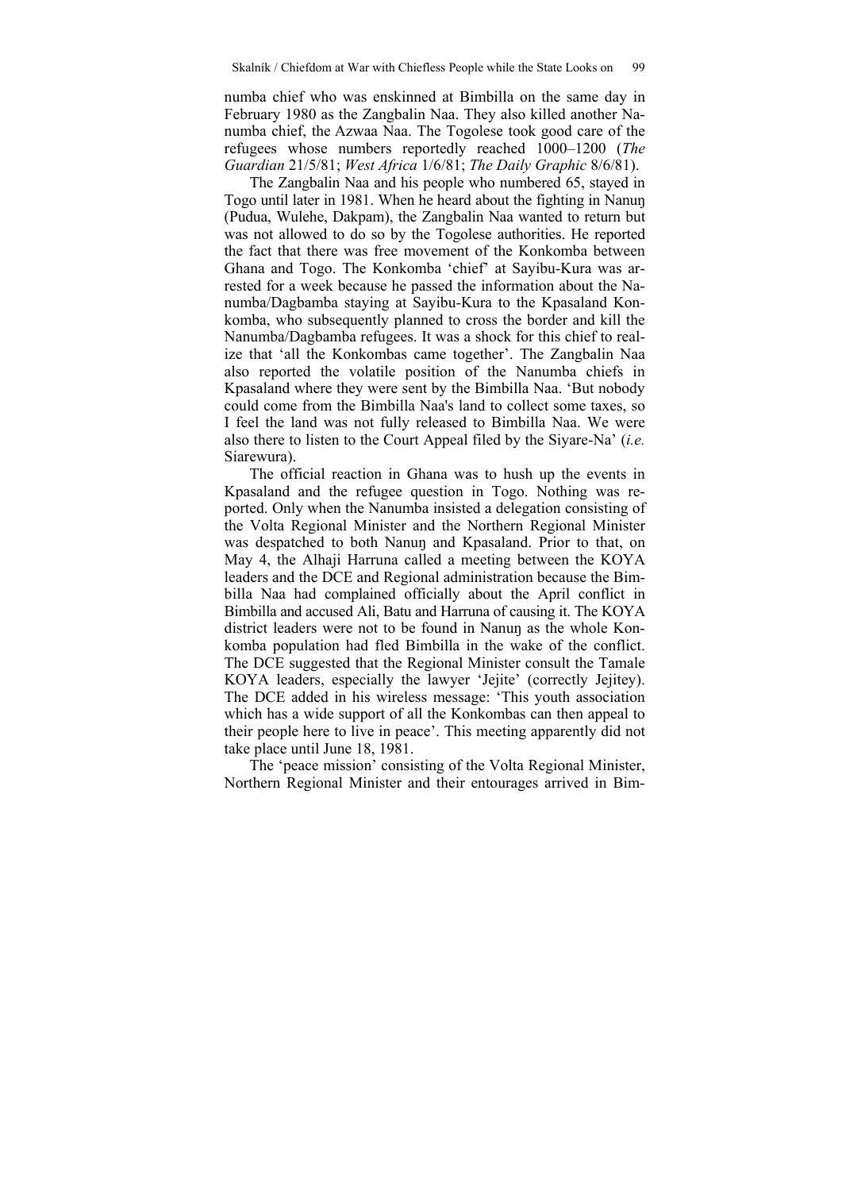numba chief who was enskinned at Bimbilla on the same day in February 1980 as the Zangbalin Naa. They also killed another Nanumba chief, the Azwaa Naa. The Togolese took good care of the refugees whose numbers reportedly reached 1000–1200 (*The Guardian* 21/5/81; *West Africa* 1/6/81; *The Daily Graphic* 8/6/81).

The Zangbalin Naa and his people who numbered 65, stayed in Togo until later in 1981. When he heard about the fighting in Nanuŋ (Pudua, Wulehe, Dakpam), the Zangbalin Naa wanted to return but was not allowed to do so by the Togolese authorities. He reported the fact that there was free movement of the Konkomba between Ghana and Togo. The Konkomba 'chief' at Sayibu-Kura was arrested for a week because he passed the information about the Nanumba/Dagbamba staying at Sayibu-Kura to the Kpasaland Konkomba, who subsequently planned to cross the border and kill the Nanumba/Dagbamba refugees. It was a shock for this chief to realize that 'all the Konkombas came together'. The Zangbalin Naa also reported the volatile position of the Nanumba chiefs in Kpasaland where they were sent by the Bimbilla Naa. 'But nobody could come from the Bimbilla Naa's land to collect some taxes, so I feel the land was not fully released to Bimbilla Naa. We were also there to listen to the Court Appeal filed by the Siyare-Na' (*i.e.* Siarewura).

The official reaction in Ghana was to hush up the events in Kpasaland and the refugee question in Togo. Nothing was reported. Only when the Nanumba insisted a delegation consisting of the Volta Regional Minister and the Northern Regional Minister was despatched to both Nanuŋ and Kpasaland. Prior to that, on May 4, the Alhaji Harruna called a meeting between the KOYA leaders and the DCE and Regional administration because the Bimbilla Naa had complained officially about the April conflict in Bimbilla and accused Ali, Batu and Harruna of causing it. The KOYA district leaders were not to be found in Nanuŋ as the whole Konkomba population had fled Bimbilla in the wake of the conflict. The DCE suggested that the Regional Minister consult the Tamale KOYA leaders, especially the lawyer 'Jejite' (correctly Jejitey). The DCE added in his wireless message: 'This youth association which has a wide support of all the Konkombas can then appeal to their people here to live in peace'. This meeting apparently did not take place until June 18, 1981.

The 'peace mission' consisting of the Volta Regional Minister, Northern Regional Minister and their entourages arrived in Bim-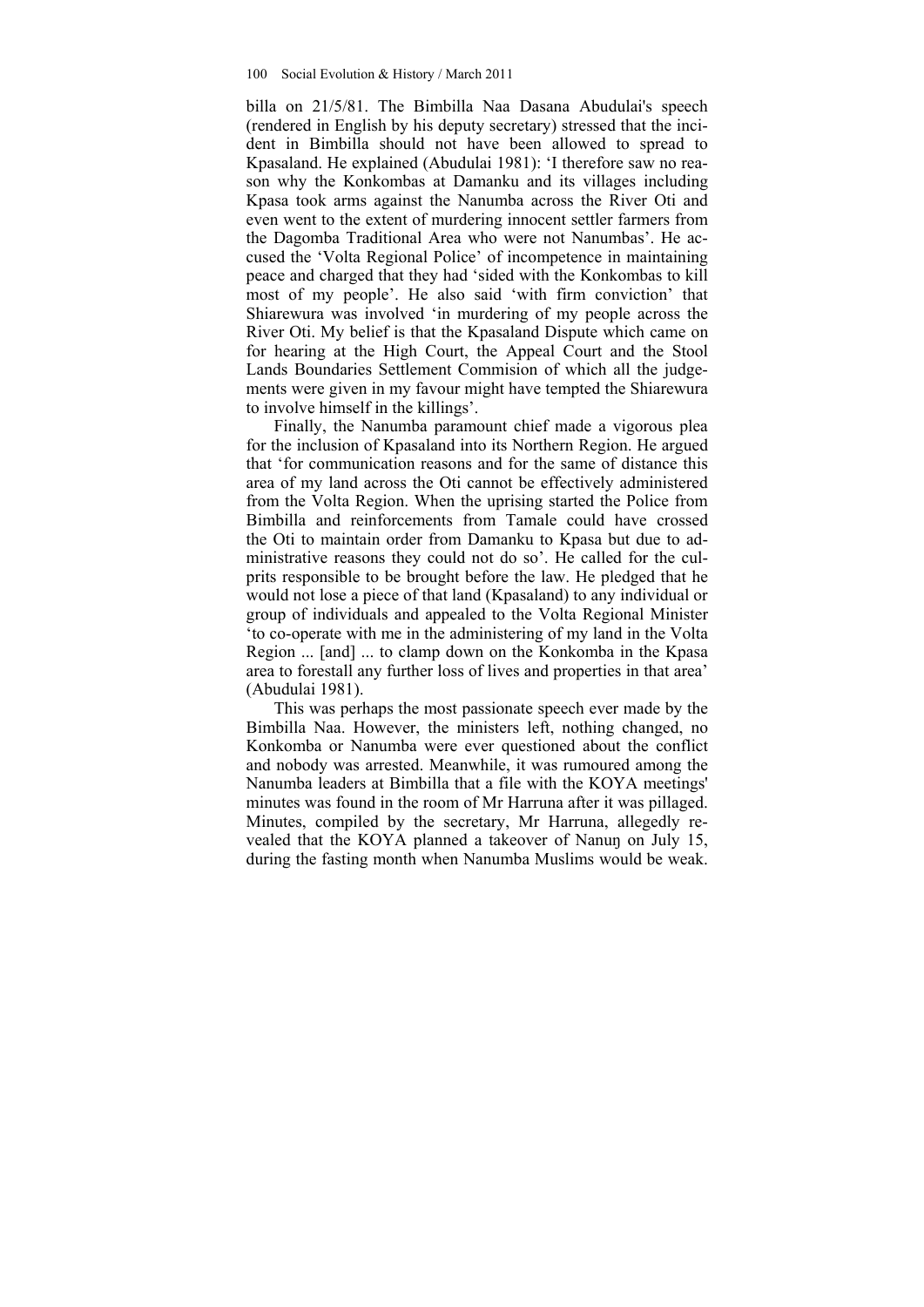billa on 21/5/81. The Bimbilla Naa Dasana Abudulai's speech (rendered in English by his deputy secretary) stressed that the incident in Bimbilla should not have been allowed to spread to Kpasaland. He explained (Abudulai 1981): 'I therefore saw no reason why the Konkombas at Damanku and its villages including Kpasa took arms against the Nanumba across the River Oti and even went to the extent of murdering innocent settler farmers from the Dagomba Traditional Area who were not Nanumbas'. He accused the 'Volta Regional Police' of incompetence in maintaining peace and charged that they had 'sided with the Konkombas to kill most of my people'. He also said 'with firm conviction' that Shiarewura was involved 'in murdering of my people across the River Oti. My belief is that the Kpasaland Dispute which came on for hearing at the High Court, the Appeal Court and the Stool Lands Boundaries Settlement Commision of which all the judgements were given in my favour might have tempted the Shiarewura to involve himself in the killings'.

Finally, the Nanumba paramount chief made a vigorous plea for the inclusion of Kpasaland into its Northern Region. He argued that 'for communication reasons and for the same of distance this area of my land across the Oti cannot be effectively administered from the Volta Region. When the uprising started the Police from Bimbilla and reinforcements from Tamale could have crossed the Oti to maintain order from Damanku to Kpasa but due to administrative reasons they could not do so'. He called for the culprits responsible to be brought before the law. He pledged that he would not lose a piece of that land (Kpasaland) to any individual or group of individuals and appealed to the Volta Regional Minister 'to co-operate with me in the administering of my land in the Volta Region ... [and] ... to clamp down on the Konkomba in the Kpasa area to forestall any further loss of lives and properties in that area' (Abudulai 1981).

This was perhaps the most passionate speech ever made by the Bimbilla Naa. However, the ministers left, nothing changed, no Konkomba or Nanumba were ever questioned about the conflict and nobody was arrested. Meanwhile, it was rumoured among the Nanumba leaders at Bimbilla that a file with the KOYA meetings' minutes was found in the room of Mr Harruna after it was pillaged. Minutes, compiled by the secretary, Mr Harruna, allegedly revealed that the KOYA planned a takeover of Nanuŋ on July 15, during the fasting month when Nanumba Muslims would be weak.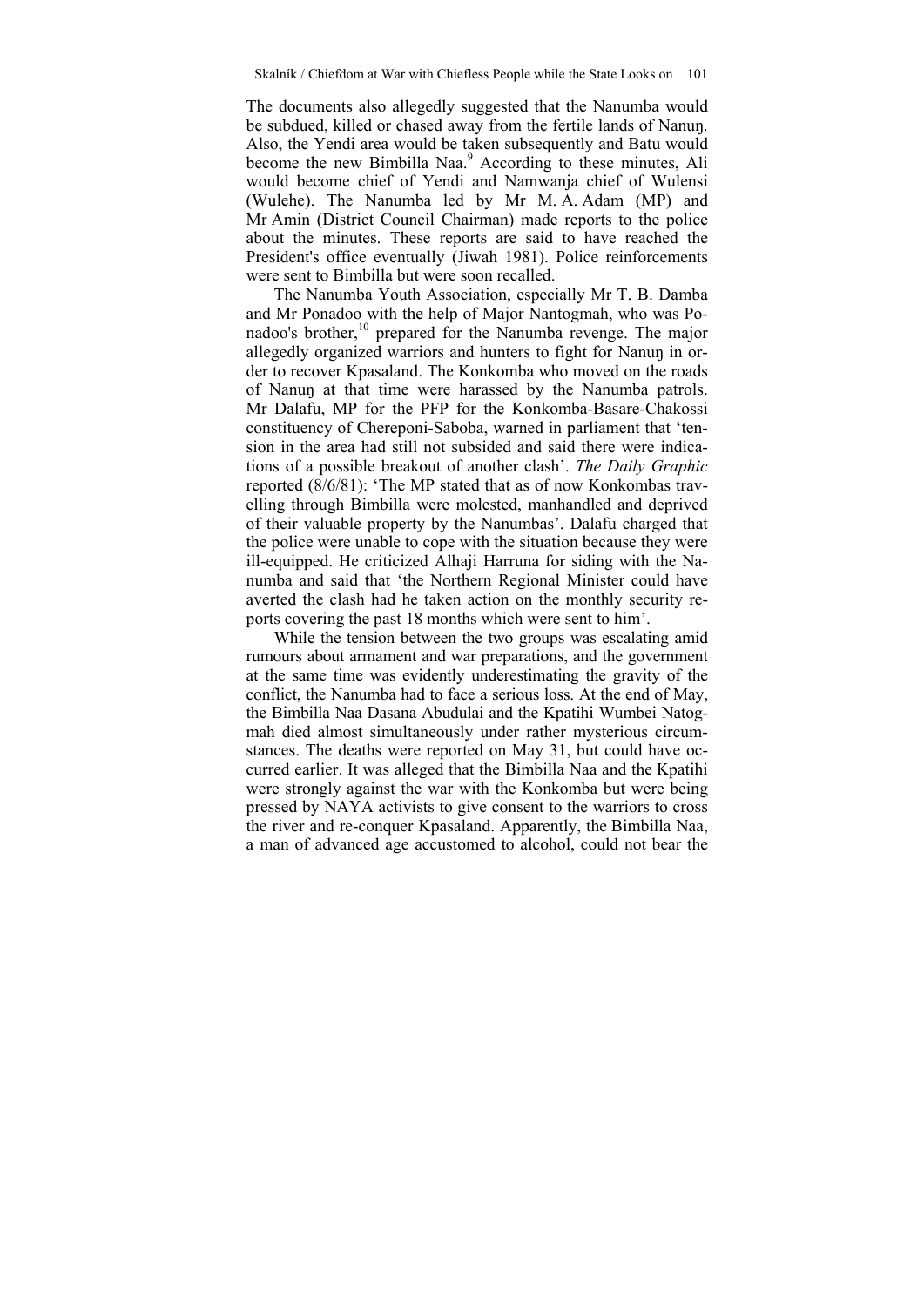The documents also allegedly suggested that the Nanumba would be subdued, killed or chased away from the fertile lands of Nanuŋ. Also, the Yendi area would be taken subsequently and Batu would become the new Bimbilla Naa.[9] According to these minutes, Ali would become chief of Yendi and Namwanja chief of Wulensi (Wulehe). The Nanumba led by Mr M. A. Adam (MP) and Mr Amin (District Council Chairman) made reports to the police about the minutes. These reports are said to have reached the President's office eventually (Jiwah 1981). Police reinforcements were sent to Bimbilla but were soon recalled.

The Nanumba Youth Association, especially Mr T. B. Damba and Mr Ponadoo with the help of Major Nantogmah, who was Ponadoo's brother,[10] prepared for the Nanumba revenge. The major allegedly organized warriors and hunters to fight for Nanuŋ in order to recover Kpasaland. The Konkomba who moved on the roads of Nanuŋ at that time were harassed by the Nanumba patrols. Mr Dalafu, MP for the PFP for the Konkomba-Basare-Chakossi constituency of Chereponi-Saboba, warned in parliament that 'tension in the area had still not subsided and said there were indications of a possible breakout of another clash'. *The Daily Graphic* reported (8/6/81): 'The MP stated that as of now Konkombas travelling through Bimbilla were molested, manhandled and deprived of their valuable property by the Nanumbas'. Dalafu charged that the police were unable to cope with the situation because they were ill-equipped. He criticized Alhaji Harruna for siding with the Nanumba and said that 'the Northern Regional Minister could have averted the clash had he taken action on the monthly security reports covering the past 18 months which were sent to him'.

While the tension between the two groups was escalating amid rumours about armament and war preparations, and the government at the same time was evidently underestimating the gravity of the conflict, the Nanumba had to face a serious loss. At the end of May, the Bimbilla Naa Dasana Abudulai and the Kpatihi Wumbei Natogmah died almost simultaneously under rather mysterious circumstances. The deaths were reported on May 31, but could have occurred earlier. It was alleged that the Bimbilla Naa and the Kpatihi were strongly against the war with the Konkomba but were being pressed by NAYA activists to give consent to the warriors to cross the river and re-conquer Kpasaland. Apparently, the Bimbilla Naa, a man of advanced age accustomed to alcohol, could not bear the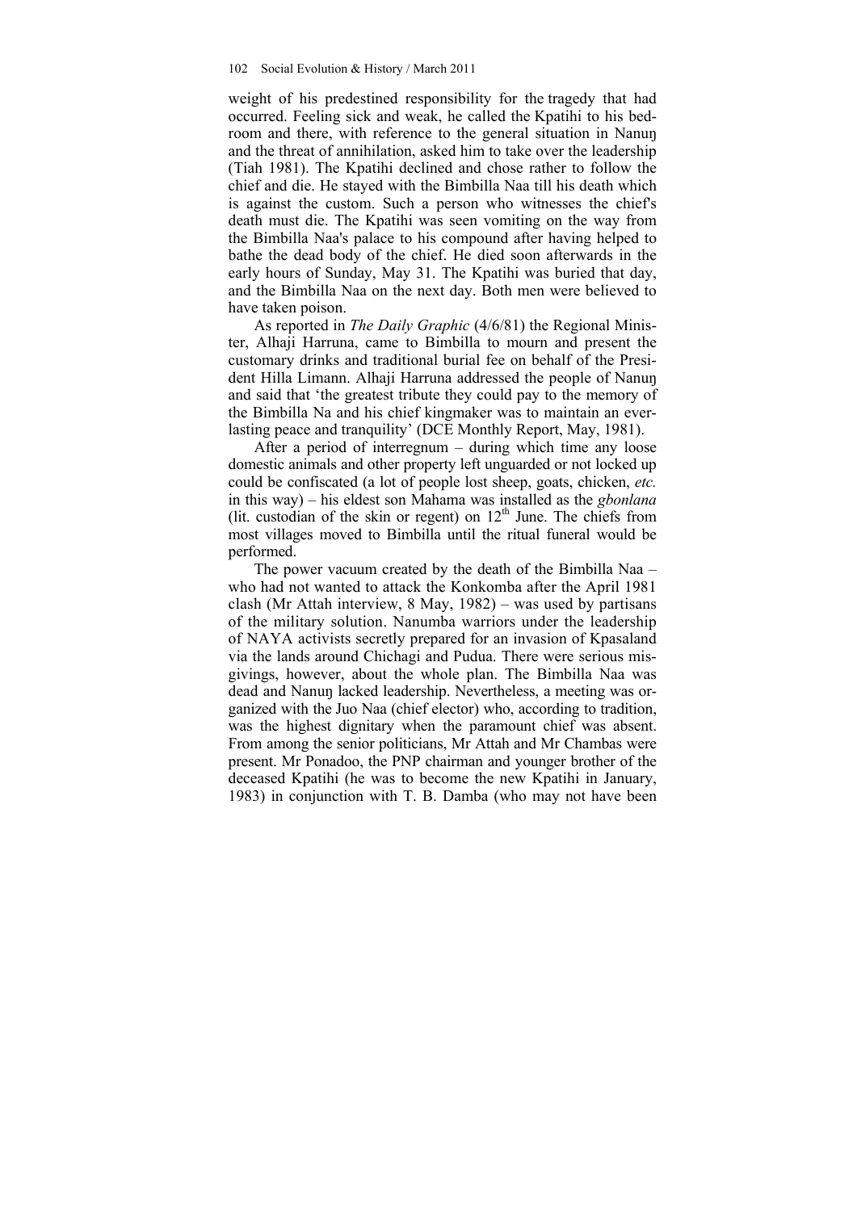weight of his predestined responsibility for the tragedy that had occurred. Feeling sick and weak, he called the Kpatihi to his bedroom and there, with reference to the general situation in Nanuŋ and the threat of annihilation, asked him to take over the leadership (Tiah 1981). The Kpatihi declined and chose rather to follow the chief and die. He stayed with the Bimbilla Naa till his death which is against the custom. Such a person who witnesses the chief's death must die. The Kpatihi was seen vomiting on the way from the Bimbilla Naa's palace to his compound after having helped to bathe the dead body of the chief. He died soon afterwards in the early hours of Sunday, May 31. The Kpatihi was buried that day, and the Bimbilla Naa on the next day. Both men were believed to have taken poison.

As reported in *The Daily Graphic* (4/6/81) the Regional Minister, Alhaji Harruna, came to Bimbilla to mourn and present the customary drinks and traditional burial fee on behalf of the President Hilla Limann. Alhaji Harruna addressed the people of Nanuŋ and said that 'the greatest tribute they could pay to the memory of the Bimbilla Na and his chief kingmaker was to maintain an everlasting peace and tranquility' (DCE Monthly Report, May, 1981).

After a period of interregnum – during which time any loose domestic animals and other property left unguarded or not locked up could be confiscated (a lot of people lost sheep, goats, chicken, *etc.* in this way) – his eldest son Mahama was installed as the *gbonlana* (lit. custodian of the skin or regent) on 12th June. The chiefs from most villages moved to Bimbilla until the ritual funeral would be performed.

The power vacuum created by the death of the Bimbilla Naa – who had not wanted to attack the Konkomba after the April 1981 clash (Mr Attah interview, 8 May, 1982) – was used by partisans of the military solution. Nanumba warriors under the leadership of NAYA activists secretly prepared for an invasion of Kpasaland via the lands around Chichagi and Pudua. There were serious misgivings, however, about the whole plan. The Bimbilla Naa was dead and Nanuŋ lacked leadership. Nevertheless, a meeting was organized with the Juo Naa (chief elector) who, according to tradition, was the highest dignitary when the paramount chief was absent. From among the senior politicians, Mr Attah and Mr Chambas were present. Mr Ponadoo, the PNP chairman and younger brother of the deceased Kpatihi (he was to become the new Kpatihi in January, 1983) in conjunction with T. B. Damba (who may not have been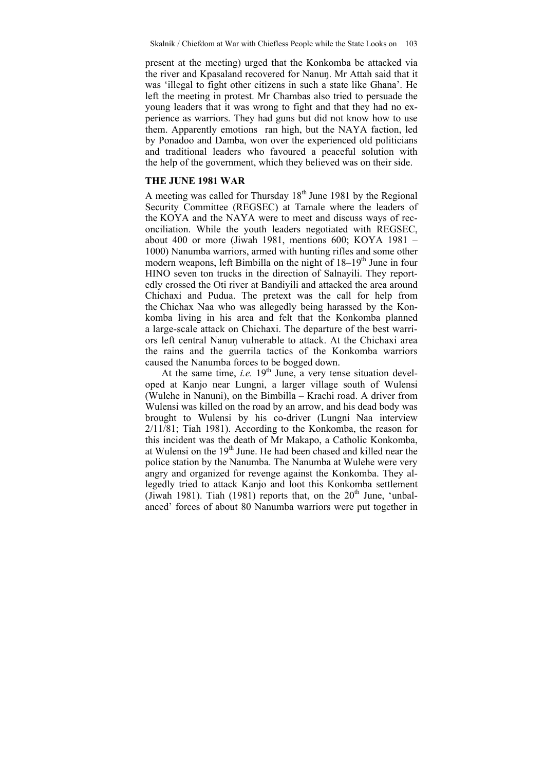present at the meeting) urged that the Konkomba be attacked via the river and Kpasaland recovered for Nanuŋ. Mr Attah said that it was 'illegal to fight other citizens in such a state like Ghana'. He left the meeting in protest. Mr Chambas also tried to persuade the young leaders that it was wrong to fight and that they had no experience as warriors. They had guns but did not know how to use them. Apparently emotions ran high, but the NAYA faction, led by Ponadoo and Damba, won over the experienced old politicians and traditional leaders who favoured a peaceful solution with the help of the government, which they believed was on their side.

## THE JUNE 1981 WAR

A meeting was called for Thursday 18th June 1981 by the Regional Security Committee (REGSEC) at Tamale where the leaders of the KOYA and the NAYA were to meet and discuss ways of reconciliation. While the youth leaders negotiated with REGSEC, about 400 or more (Jiwah 1981, mentions 600; KOYA 1981 – 1000) Nanumba warriors, armed with hunting rifles and some other modern weapons, left Bimbilla on the night of 18–19th June in four HINO seven ton trucks in the direction of Salnayili. They reportedly crossed the Oti river at Bandiyili and attacked the area around Chichaxi and Pudua. The pretext was the call for help from the Chichax Naa who was allegedly being harassed by the Konkomba living in his area and felt that the Konkomba planned a large-scale attack on Chichaxi. The departure of the best warriors left central Nanuŋ vulnerable to attack. At the Chichaxi area the rains and the guerrila tactics of the Konkomba warriors caused the Nanumba forces to be bogged down.

At the same time, *i.e.* 19th June, a very tense situation developed at Kanjo near Lungni, a larger village south of Wulensi (Wulehe in Nanuni), on the Bimbilla – Krachi road. A driver from Wulensi was killed on the road by an arrow, and his dead body was brought to Wulensi by his co-driver (Lungni Naa interview 2/11/81; Tiah 1981). According to the Konkomba, the reason for this incident was the death of Mr Makapo, a Catholic Konkomba, at Wulensi on the 19th June. He had been chased and killed near the police station by the Nanumba. The Nanumba at Wulehe were very angry and organized for revenge against the Konkomba. They allegedly tried to attack Kanjo and loot this Konkomba settlement (Jiwah 1981). Tiah (1981) reports that, on the 20th June, 'unbalanced' forces of about 80 Nanumba warriors were put together in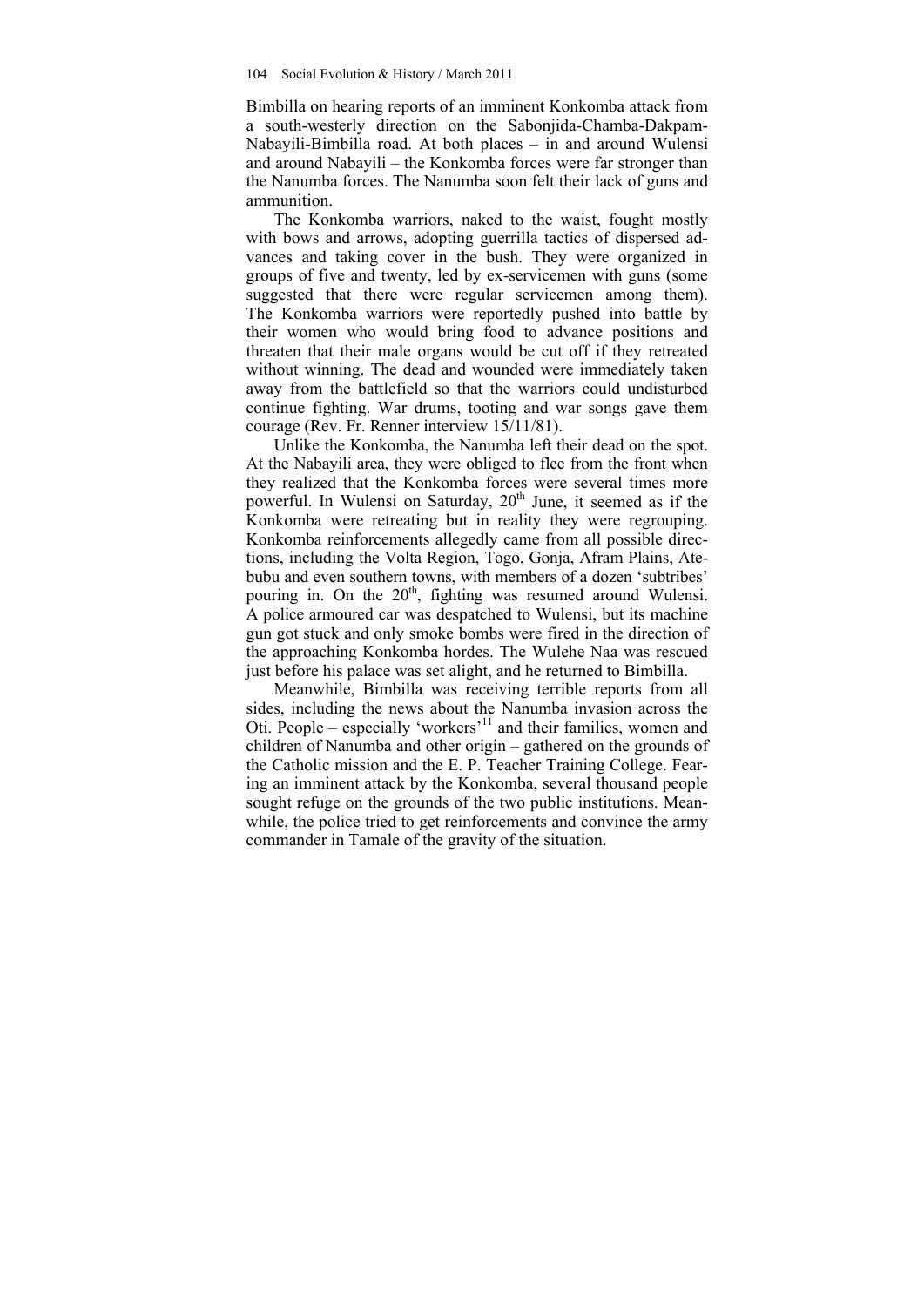Bimbilla on hearing reports of an imminent Konkomba attack from a south-westerly direction on the Sabonjida-Chamba-Dakpam-Nabayili-Bimbilla road. At both places – in and around Wulensi and around Nabayili – the Konkomba forces were far stronger than the Nanumba forces. The Nanumba soon felt their lack of guns and ammunition.

The Konkomba warriors, naked to the waist, fought mostly with bows and arrows, adopting guerrilla tactics of dispersed advances and taking cover in the bush. They were organized in groups of five and twenty, led by ex-servicemen with guns (some suggested that there were regular servicemen among them). The Konkomba warriors were reportedly pushed into battle by their women who would bring food to advance positions and threaten that their male organs would be cut off if they retreated without winning. The dead and wounded were immediately taken away from the battlefield so that the warriors could undisturbed continue fighting. War drums, tooting and war songs gave them courage (Rev. Fr. Renner interview 15/11/81).

Unlike the Konkomba, the Nanumba left their dead on the spot. At the Nabayili area, they were obliged to flee from the front when they realized that the Konkomba forces were several times more powerful. In Wulensi on Saturday, 20th June, it seemed as if the Konkomba were retreating but in reality they were regrouping. Konkomba reinforcements allegedly came from all possible directions, including the Volta Region, Togo, Gonja, Afram Plains, Atebubu and even southern towns, with members of a dozen 'subtribes' pouring in. On the 20th, fighting was resumed around Wulensi. A police armoured car was despatched to Wulensi, but its machine gun got stuck and only smoke bombs were fired in the direction of the approaching Konkomba hordes. The Wulehe Naa was rescued just before his palace was set alight, and he returned to Bimbilla.

Meanwhile, Bimbilla was receiving terrible reports from all sides, including the news about the Nanumba invasion across the Oti. People – especially 'workers'[11] and their families, women and children of Nanumba and other origin – gathered on the grounds of the Catholic mission and the E. P. Teacher Training College. Fearing an imminent attack by the Konkomba, several thousand people sought refuge on the grounds of the two public institutions. Meanwhile, the police tried to get reinforcements and convince the army commander in Tamale of the gravity of the situation.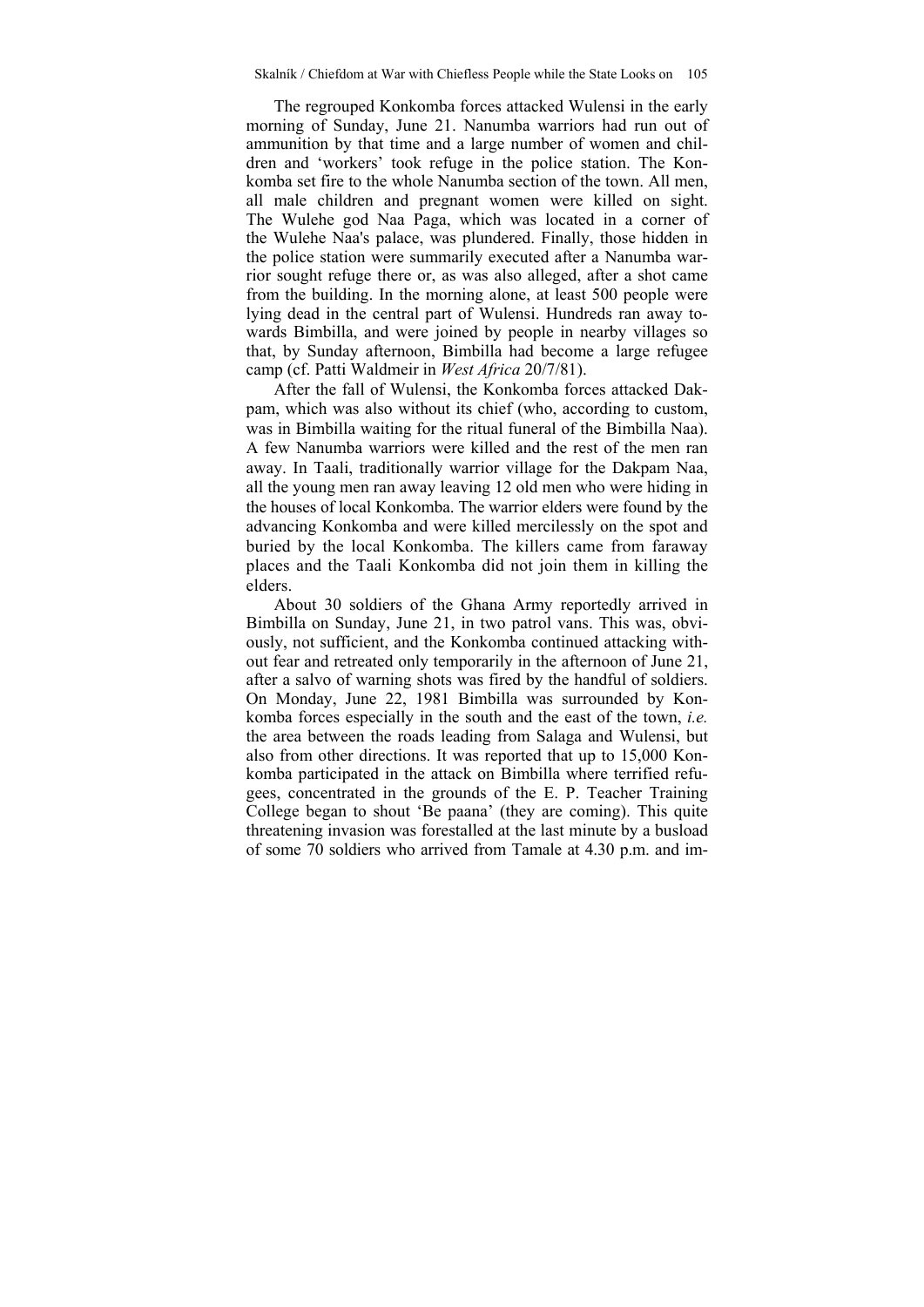The regrouped Konkomba forces attacked Wulensi in the early morning of Sunday, June 21. Nanumba warriors had run out of ammunition by that time and a large number of women and children and 'workers' took refuge in the police station. The Konkomba set fire to the whole Nanumba section of the town. All men, all male children and pregnant women were killed on sight. The Wulehe god Naa Paga, which was located in a corner of the Wulehe Naa's palace, was plundered. Finally, those hidden in the police station were summarily executed after a Nanumba warrior sought refuge there or, as was also alleged, after a shot came from the building. In the morning alone, at least 500 people were lying dead in the central part of Wulensi. Hundreds ran away towards Bimbilla, and were joined by people in nearby villages so that, by Sunday afternoon, Bimbilla had become a large refugee camp (cf. Patti Waldmeir in *West Africa* 20/7/81).

After the fall of Wulensi, the Konkomba forces attacked Dakpam, which was also without its chief (who, according to custom, was in Bimbilla waiting for the ritual funeral of the Bimbilla Naa). A few Nanumba warriors were killed and the rest of the men ran away. In Taali, traditionally warrior village for the Dakpam Naa, all the young men ran away leaving 12 old men who were hiding in the houses of local Konkomba. The warrior elders were found by the advancing Konkomba and were killed mercilessly on the spot and buried by the local Konkomba. The killers came from faraway places and the Taali Konkomba did not join them in killing the elders.

About 30 soldiers of the Ghana Army reportedly arrived in Bimbilla on Sunday, June 21, in two patrol vans. This was, obviously, not sufficient, and the Konkomba continued attacking without fear and retreated only temporarily in the afternoon of June 21, after a salvo of warning shots was fired by the handful of soldiers. On Monday, June 22, 1981 Bimbilla was surrounded by Konkomba forces especially in the south and the east of the town, *i.e.* the area between the roads leading from Salaga and Wulensi, but also from other directions. It was reported that up to 15,000 Konkomba participated in the attack on Bimbilla where terrified refugees, concentrated in the grounds of the E. P. Teacher Training College began to shout 'Be paana' (they are coming). This quite threatening invasion was forestalled at the last minute by a busload of some 70 soldiers who arrived from Tamale at 4.30 p.m. and im-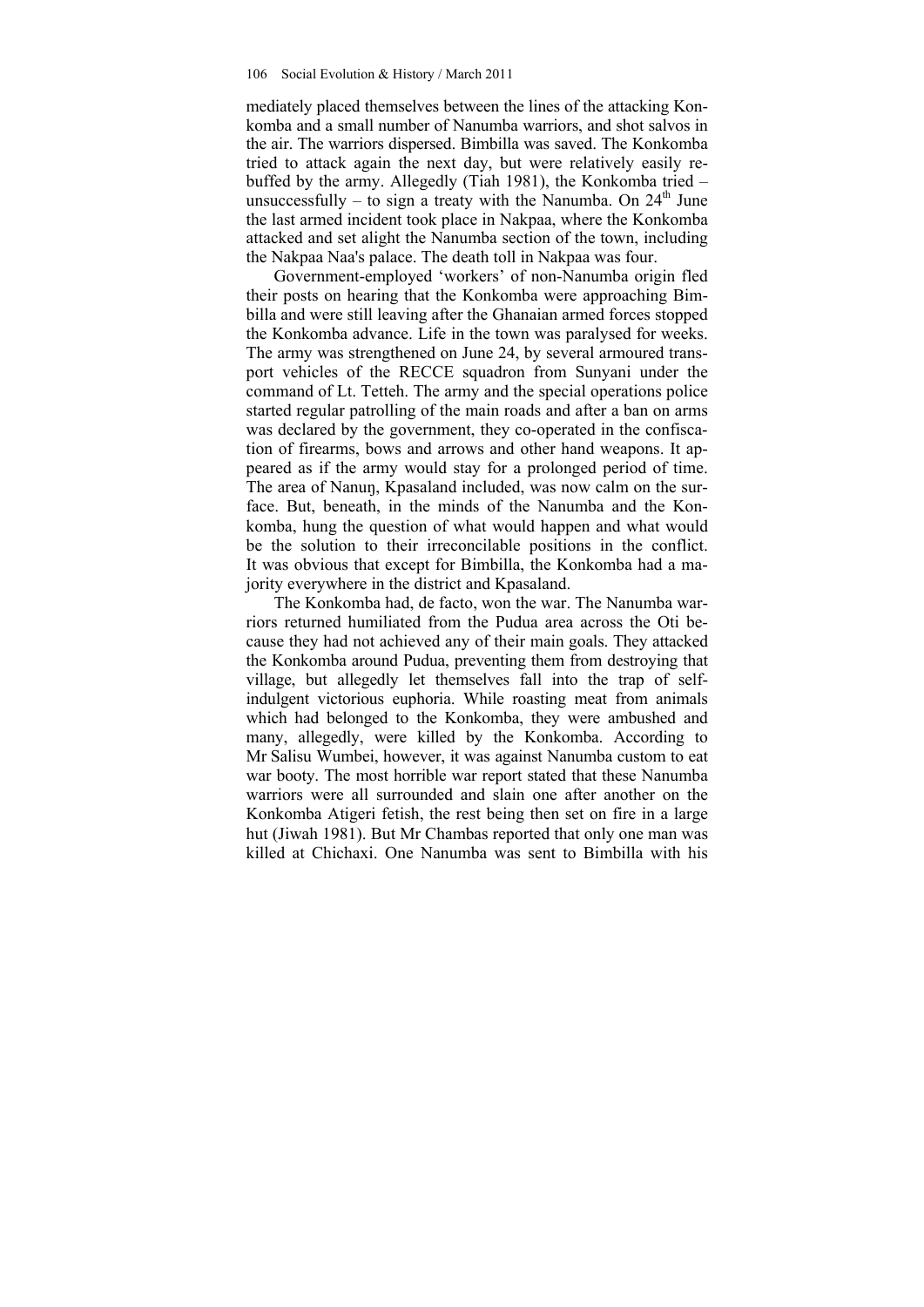mediately placed themselves between the lines of the attacking Konkomba and a small number of Nanumba warriors, and shot salvos in the air. The warriors dispersed. Bimbilla was saved. The Konkomba tried to attack again the next day, but were relatively easily rebuffed by the army. Allegedly (Tiah 1981), the Konkomba tried – unsuccessfully – to sign a treaty with the Nanumba. On 24th June the last armed incident took place in Nakpaa, where the Konkomba attacked and set alight the Nanumba section of the town, including the Nakpaa Naa's palace. The death toll in Nakpaa was four.

Government-employed 'workers' of non-Nanumba origin fled their posts on hearing that the Konkomba were approaching Bimbilla and were still leaving after the Ghanaian armed forces stopped the Konkomba advance. Life in the town was paralysed for weeks. The army was strengthened on June 24, by several armoured transport vehicles of the RECCE squadron from Sunyani under the command of Lt. Tetteh. The army and the special operations police started regular patrolling of the main roads and after a ban on arms was declared by the government, they co-operated in the confiscation of firearms, bows and arrows and other hand weapons. It appeared as if the army would stay for a prolonged period of time. The area of Nanuŋ, Kpasaland included, was now calm on the surface. But, beneath, in the minds of the Nanumba and the Konkomba, hung the question of what would happen and what would be the solution to their irreconcilable positions in the conflict. It was obvious that except for Bimbilla, the Konkomba had a majority everywhere in the district and Kpasaland.

The Konkomba had, de facto, won the war. The Nanumba warriors returned humiliated from the Pudua area across the Oti because they had not achieved any of their main goals. They attacked the Konkomba around Pudua, preventing them from destroying that village, but allegedly let themselves fall into the trap of self-indulgent victorious euphoria. While roasting meat from animals which had belonged to the Konkomba, they were ambushed and many, allegedly, were killed by the Konkomba. According to Mr Salisu Wumbei, however, it was against Nanumba custom to eat war booty. The most horrible war report stated that these Nanumba warriors were all surrounded and slain one after another on the Konkomba Atigeri fetish, the rest being then set on fire in a large hut (Jiwah 1981). But Mr Chambas reported that only one man was killed at Chichaxi. One Nanumba was sent to Bimbilla with his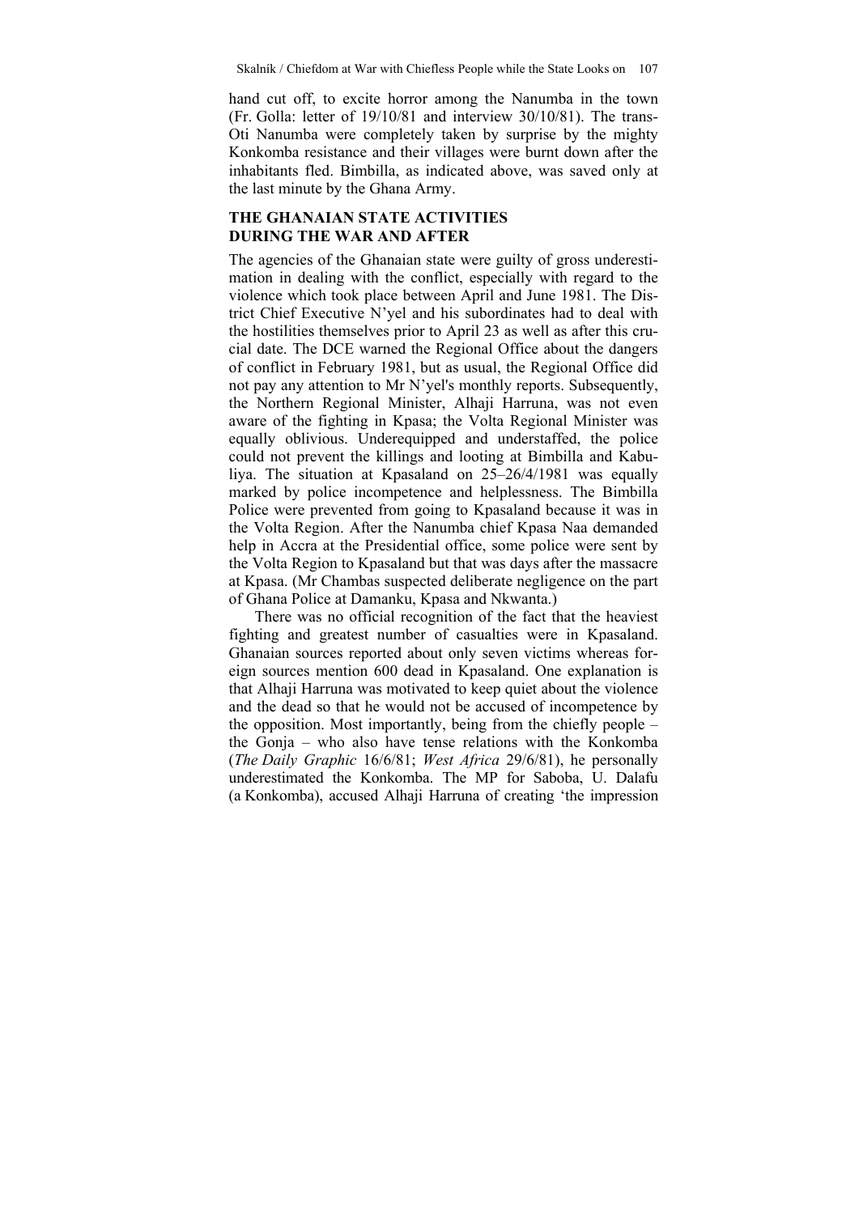hand cut off, to excite horror among the Nanumba in the town (Fr. Golla: letter of 19/10/81 and interview 30/10/81). The trans-Oti Nanumba were completely taken by surprise by the mighty Konkomba resistance and their villages were burnt down after the inhabitants fled. Bimbilla, as indicated above, was saved only at the last minute by the Ghana Army.

## THE GHANAIAN STATE ACTIVITIES DURING THE WAR AND AFTER

The agencies of the Ghanaian state were guilty of gross underestimation in dealing with the conflict, especially with regard to the violence which took place between April and June 1981. The District Chief Executive N'yel and his subordinates had to deal with the hostilities themselves prior to April 23 as well as after this crucial date. The DCE warned the Regional Office about the dangers of conflict in February 1981, but as usual, the Regional Office did not pay any attention to Mr N'yel's monthly reports. Subsequently, the Northern Regional Minister, Alhaji Harruna, was not even aware of the fighting in Kpasa; the Volta Regional Minister was equally oblivious. Underequipped and understaffed, the police could not prevent the killings and looting at Bimbilla and Kabuliya. The situation at Kpasaland on 25–26/4/1981 was equally marked by police incompetence and helplessness. The Bimbilla Police were prevented from going to Kpasaland because it was in the Volta Region. After the Nanumba chief Kpasa Naa demanded help in Accra at the Presidential office, some police were sent by the Volta Region to Kpasaland but that was days after the massacre at Kpasa. (Mr Chambas suspected deliberate negligence on the part of Ghana Police at Damanku, Kpasa and Nkwanta.)

There was no official recognition of the fact that the heaviest fighting and greatest number of casualties were in Kpasaland. Ghanaian sources reported about only seven victims whereas foreign sources mention 600 dead in Kpasaland. One explanation is that Alhaji Harruna was motivated to keep quiet about the violence and the dead so that he would not be accused of incompetence by the opposition. Most importantly, being from the chiefly people – the Gonja – who also have tense relations with the Konkomba (*The Daily Graphic* 16/6/81; *West Africa* 29/6/81), he personally underestimated the Konkomba. The MP for Saboba, U. Dalafu (a Konkomba), accused Alhaji Harruna of creating 'the impression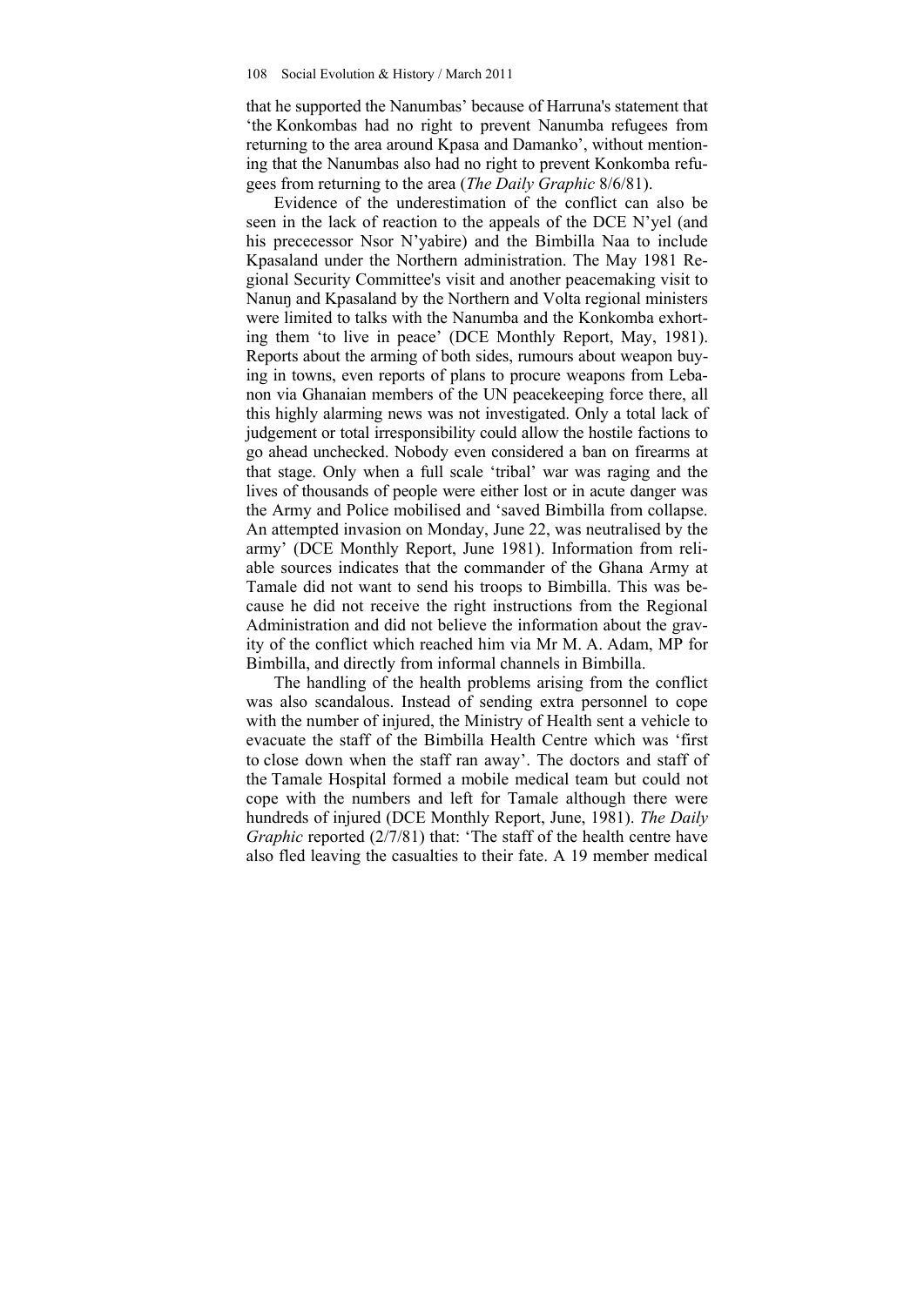that he supported the Nanumbas' because of Harruna's statement that 'the Konkombas had no right to prevent Nanumba refugees from returning to the area around Kpasa and Damanko', without mentioning that the Nanumbas also had no right to prevent Konkomba refugees from returning to the area (*The Daily Graphic* 8/6/81).

Evidence of the underestimation of the conflict can also be seen in the lack of reaction to the appeals of the DCE N'yel (and his prececessor Nsor N'yabire) and the Bimbilla Naa to include Kpasaland under the Northern administration. The May 1981 Regional Security Committee's visit and another peacemaking visit to Nanuŋ and Kpasaland by the Northern and Volta regional ministers were limited to talks with the Nanumba and the Konkomba exhorting them 'to live in peace' (DCE Monthly Report, May, 1981). Reports about the arming of both sides, rumours about weapon buying in towns, even reports of plans to procure weapons from Lebanon via Ghanaian members of the UN peacekeeping force there, all this highly alarming news was not investigated. Only a total lack of judgement or total irresponsibility could allow the hostile factions to go ahead unchecked. Nobody even considered a ban on firearms at that stage. Only when a full scale 'tribal' war was raging and the lives of thousands of people were either lost or in acute danger was the Army and Police mobilised and 'saved Bimbilla from collapse. An attempted invasion on Monday, June 22, was neutralised by the army' (DCE Monthly Report, June 1981). Information from reliable sources indicates that the commander of the Ghana Army at Tamale did not want to send his troops to Bimbilla. This was because he did not receive the right instructions from the Regional Administration and did not believe the information about the gravity of the conflict which reached him via Mr M. A. Adam, MP for Bimbilla, and directly from informal channels in Bimbilla.

The handling of the health problems arising from the conflict was also scandalous. Instead of sending extra personnel to cope with the number of injured, the Ministry of Health sent a vehicle to evacuate the staff of the Bimbilla Health Centre which was 'first to close down when the staff ran away'. The doctors and staff of the Tamale Hospital formed a mobile medical team but could not cope with the numbers and left for Tamale although there were hundreds of injured (DCE Monthly Report, June, 1981). *The Daily Graphic* reported (2/7/81) that: 'The staff of the health centre have also fled leaving the casualties to their fate. A 19 member medical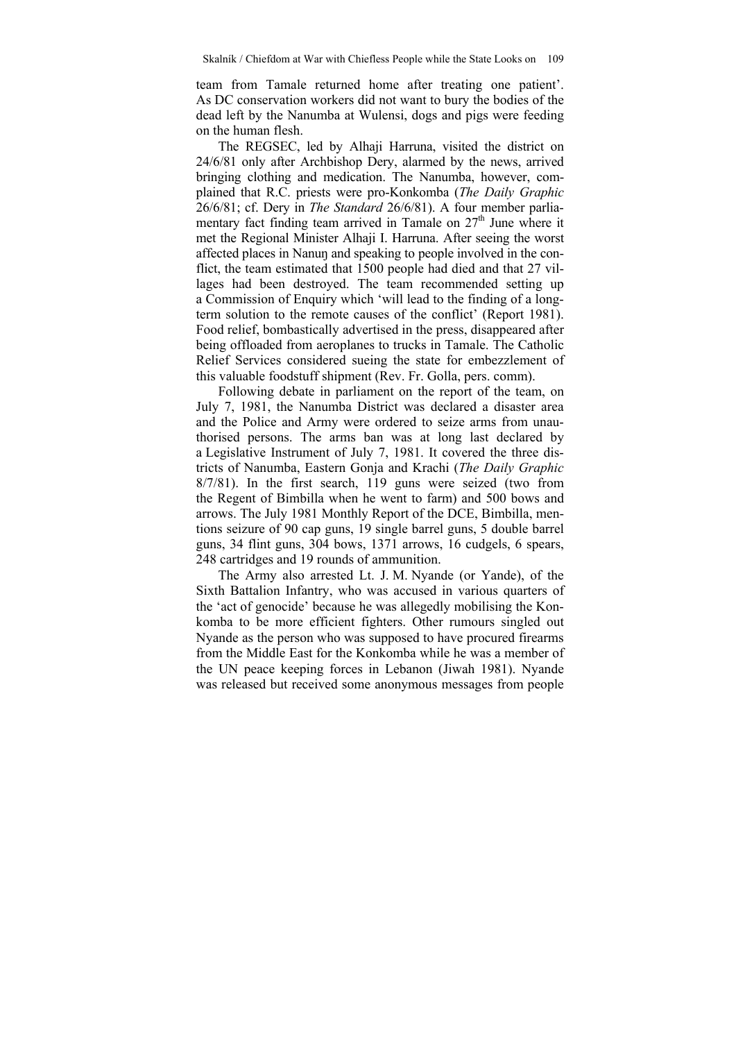team from Tamale returned home after treating one patient'. As DC conservation workers did not want to bury the bodies of the dead left by the Nanumba at Wulensi, dogs and pigs were feeding on the human flesh.

The REGSEC, led by Alhaji Harruna, visited the district on 24/6/81 only after Archbishop Dery, alarmed by the news, arrived bringing clothing and medication. The Nanumba, however, complained that R.C. priests were pro-Konkomba (*The Daily Graphic* 26/6/81; cf. Dery in *The Standard* 26/6/81). A four member parliamentary fact finding team arrived in Tamale on 27th June where it met the Regional Minister Alhaji I. Harruna. After seeing the worst affected places in Nanuŋ and speaking to people involved in the conflict, the team estimated that 1500 people had died and that 27 villages had been destroyed. The team recommended setting up a Commission of Enquiry which 'will lead to the finding of a long-term solution to the remote causes of the conflict' (Report 1981). Food relief, bombastically advertised in the press, disappeared after being offloaded from aeroplanes to trucks in Tamale. The Catholic Relief Services considered sueing the state for embezzlement of this valuable foodstuff shipment (Rev. Fr. Golla, pers. comm).

Following debate in parliament on the report of the team, on July 7, 1981, the Nanumba District was declared a disaster area and the Police and Army were ordered to seize arms from unauthorised persons. The arms ban was at long last declared by a Legislative Instrument of July 7, 1981. It covered the three districts of Nanumba, Eastern Gonja and Krachi (*The Daily Graphic* 8/7/81). In the first search, 119 guns were seized (two from the Regent of Bimbilla when he went to farm) and 500 bows and arrows. The July 1981 Monthly Report of the DCE, Bimbilla, mentions seizure of 90 cap guns, 19 single barrel guns, 5 double barrel guns, 34 flint guns, 304 bows, 1371 arrows, 16 cudgels, 6 spears, 248 cartridges and 19 rounds of ammunition.

The Army also arrested Lt. J. M. Nyande (or Yande), of the Sixth Battalion Infantry, who was accused in various quarters of the 'act of genocide' because he was allegedly mobilising the Konkomba to be more efficient fighters. Other rumours singled out Nyande as the person who was supposed to have procured firearms from the Middle East for the Konkomba while he was a member of the UN peace keeping forces in Lebanon (Jiwah 1981). Nyande was released but received some anonymous messages from people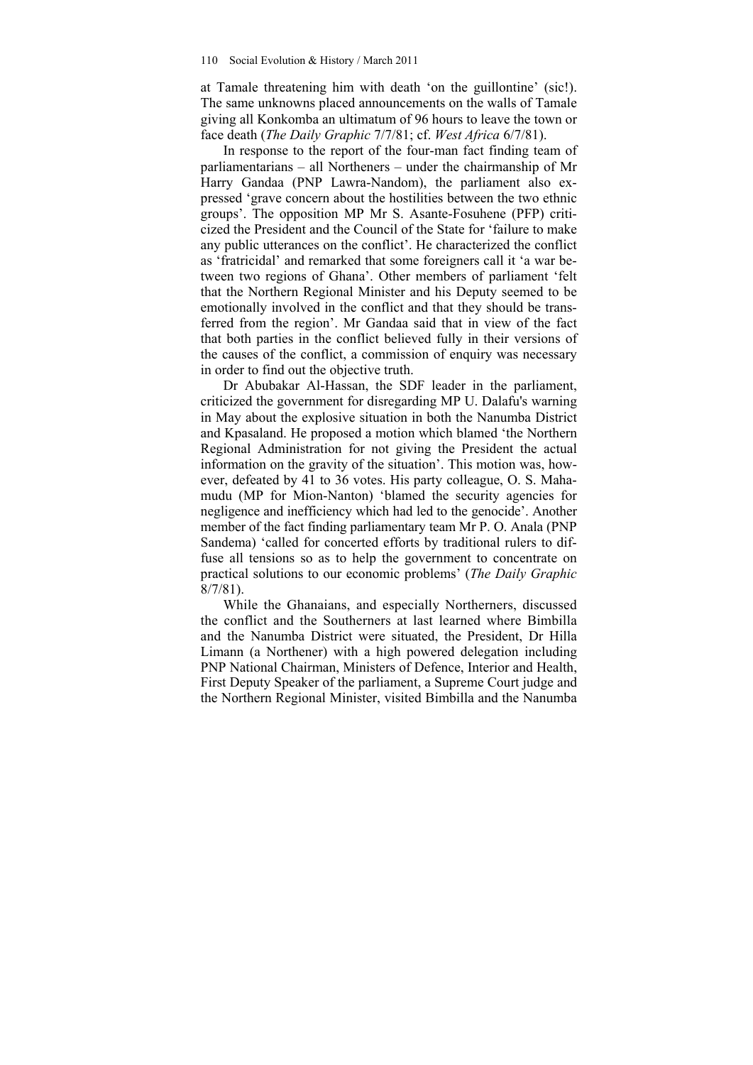at Tamale threatening him with death 'on the guillontine' (sic!). The same unknowns placed announcements on the walls of Tamale giving all Konkomba an ultimatum of 96 hours to leave the town or face death (*The Daily Graphic* 7/7/81; cf. *West Africa* 6/7/81).

In response to the report of the four-man fact finding team of parliamentarians – all Northeners – under the chairmanship of Mr Harry Gandaa (PNP Lawra-Nandom), the parliament also expressed 'grave concern about the hostilities between the two ethnic groups'. The opposition MP Mr S. Asante-Fosuhene (PFP) criticized the President and the Council of the State for 'failure to make any public utterances on the conflict'. He characterized the conflict as 'fratricidal' and remarked that some foreigners call it 'a war between two regions of Ghana'. Other members of parliament 'felt that the Northern Regional Minister and his Deputy seemed to be emotionally involved in the conflict and that they should be transferred from the region'. Mr Gandaa said that in view of the fact that both parties in the conflict believed fully in their versions of the causes of the conflict, a commission of enquiry was necessary in order to find out the objective truth.

Dr Abubakar Al-Hassan, the SDF leader in the parliament, criticized the government for disregarding MP U. Dalafu's warning in May about the explosive situation in both the Nanumba District and Kpasaland. He proposed a motion which blamed 'the Northern Regional Administration for not giving the President the actual information on the gravity of the situation'. This motion was, however, defeated by 41 to 36 votes. His party colleague, O. S. Mahamudu (MP for Mion-Nanton) 'blamed the security agencies for negligence and inefficiency which had led to the genocide'. Another member of the fact finding parliamentary team Mr P. O. Anala (PNP Sandema) 'called for concerted efforts by traditional rulers to diffuse all tensions so as to help the government to concentrate on practical solutions to our economic problems' (*The Daily Graphic* 8/7/81).

While the Ghanaians, and especially Northerners, discussed the conflict and the Southerners at last learned where Bimbilla and the Nanumba District were situated, the President, Dr Hilla Limann (a Northener) with a high powered delegation including PNP National Chairman, Ministers of Defence, Interior and Health, First Deputy Speaker of the parliament, a Supreme Court judge and the Northern Regional Minister, visited Bimbilla and the Nanumba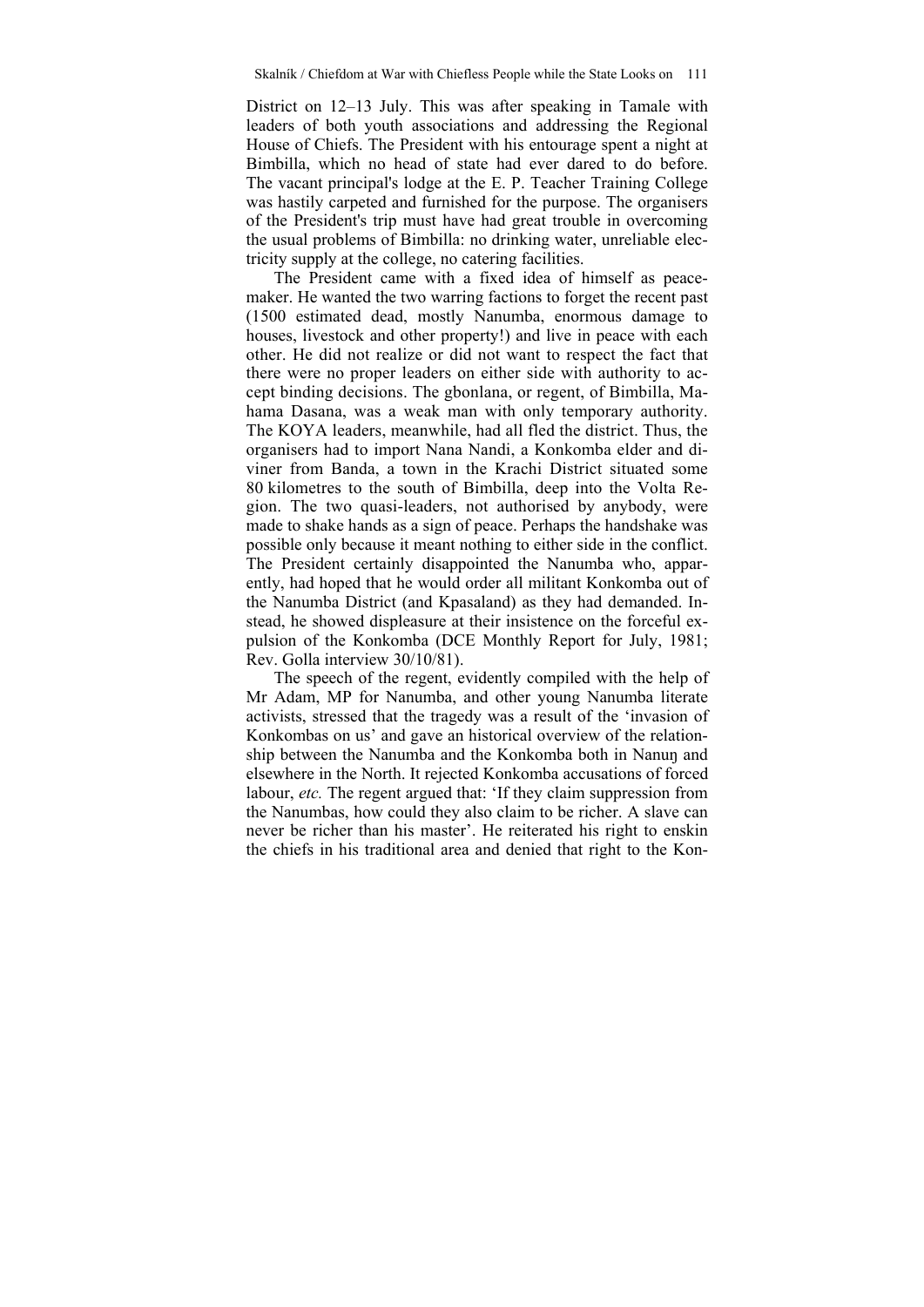District on 12–13 July. This was after speaking in Tamale with leaders of both youth associations and addressing the Regional House of Chiefs. The President with his entourage spent a night at Bimbilla, which no head of state had ever dared to do before. The vacant principal's lodge at the E. P. Teacher Training College was hastily carpeted and furnished for the purpose. The organisers of the President's trip must have had great trouble in overcoming the usual problems of Bimbilla: no drinking water, unreliable electricity supply at the college, no catering facilities.

The President came with a fixed idea of himself as peacemaker. He wanted the two warring factions to forget the recent past (1500 estimated dead, mostly Nanumba, enormous damage to houses, livestock and other property!) and live in peace with each other. He did not realize or did not want to respect the fact that there were no proper leaders on either side with authority to accept binding decisions. The gbonlana, or regent, of Bimbilla, Mahama Dasana, was a weak man with only temporary authority. The KOYA leaders, meanwhile, had all fled the district. Thus, the organisers had to import Nana Nandi, a Konkomba elder and diviner from Banda, a town in the Krachi District situated some 80 kilometres to the south of Bimbilla, deep into the Volta Region. The two quasi-leaders, not authorised by anybody, were made to shake hands as a sign of peace. Perhaps the handshake was possible only because it meant nothing to either side in the conflict. The President certainly disappointed the Nanumba who, apparently, had hoped that he would order all militant Konkomba out of the Nanumba District (and Kpasaland) as they had demanded. Instead, he showed displeasure at their insistence on the forceful expulsion of the Konkomba (DCE Monthly Report for July, 1981; Rev. Golla interview 30/10/81).

The speech of the regent, evidently compiled with the help of Mr Adam, MP for Nanumba, and other young Nanumba literate activists, stressed that the tragedy was a result of the 'invasion of Konkombas on us' and gave an historical overview of the relationship between the Nanumba and the Konkomba both in Nanuŋ and elsewhere in the North. It rejected Konkomba accusations of forced labour, *etc.* The regent argued that: 'If they claim suppression from the Nanumbas, how could they also claim to be richer. A slave can never be richer than his master'. He reiterated his right to enskin the chiefs in his traditional area and denied that right to the Kon-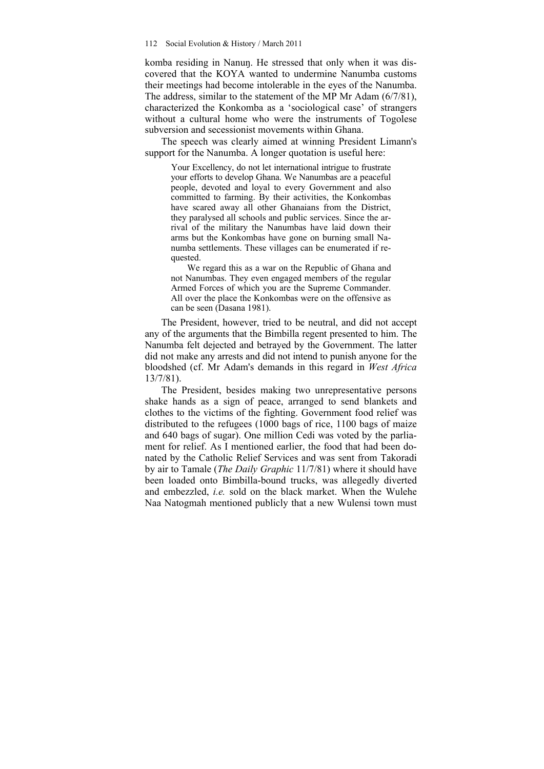komba residing in Nanuŋ. He stressed that only when it was discovered that the KOYA wanted to undermine Nanumba customs their meetings had become intolerable in the eyes of the Nanumba. The address, similar to the statement of the MP Mr Adam (6/7/81), characterized the Konkomba as a 'sociological case' of strangers without a cultural home who were the instruments of Togolese subversion and secessionist movements within Ghana.

The speech was clearly aimed at winning President Limann's support for the Nanumba. A longer quotation is useful here:

> Your Excellency, do not let international intrigue to frustrate your efforts to develop Ghana. We Nanumbas are a peaceful people, devoted and loyal to every Government and also committed to farming. By their activities, the Konkombas have scared away all other Ghanaians from the District, they paralysed all schools and public services. Since the arrival of the military the Nanumbas have laid down their arms but the Konkombas have gone on burning small Nanumba settlements. These villages can be enumerated if requested.
>
> We regard this as a war on the Republic of Ghana and not Nanumbas. They even engaged members of the regular Armed Forces of which you are the Supreme Commander. All over the place the Konkombas were on the offensive as can be seen (Dasana 1981).

The President, however, tried to be neutral, and did not accept any of the arguments that the Bimbilla regent presented to him. The Nanumba felt dejected and betrayed by the Government. The latter did not make any arrests and did not intend to punish anyone for the bloodshed (cf. Mr Adam's demands in this regard in *West Africa* 13/7/81).

The President, besides making two unrepresentative persons shake hands as a sign of peace, arranged to send blankets and clothes to the victims of the fighting. Government food relief was distributed to the refugees (1000 bags of rice, 1100 bags of maize and 640 bags of sugar). One million Cedi was voted by the parliament for relief. As I mentioned earlier, the food that had been donated by the Catholic Relief Services and was sent from Takoradi by air to Tamale (*The Daily Graphic* 11/7/81) where it should have been loaded onto Bimbilla-bound trucks, was allegedly diverted and embezzled, *i.e.* sold on the black market. When the Wulehe Naa Natogmah mentioned publicly that a new Wulensi town must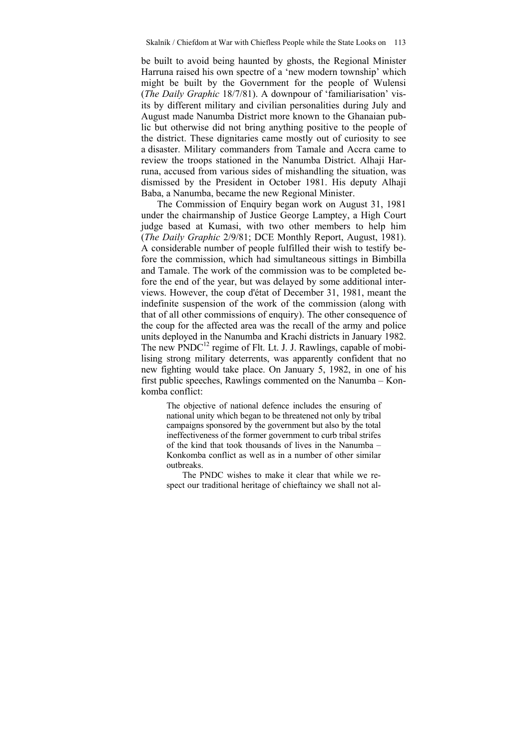be built to avoid being haunted by ghosts, the Regional Minister Harruna raised his own spectre of a 'new modern township' which might be built by the Government for the people of Wulensi (*The Daily Graphic* 18/7/81). A downpour of 'familiarisation' visits by different military and civilian personalities during July and August made Nanumba District more known to the Ghanaian public but otherwise did not bring anything positive to the people of the district. These dignitaries came mostly out of curiosity to see a disaster. Military commanders from Tamale and Accra came to review the troops stationed in the Nanumba District. Alhaji Harruna, accused from various sides of mishandling the situation, was dismissed by the President in October 1981. His deputy Alhaji Baba, a Nanumba, became the new Regional Minister.

The Commission of Enquiry began work on August 31, 1981 under the chairmanship of Justice George Lamptey, a High Court judge based at Kumasi, with two other members to help him (*The Daily Graphic* 2/9/81; DCE Monthly Report, August, 1981). A considerable number of people fulfilled their wish to testify before the commission, which had simultaneous sittings in Bimbilla and Tamale. The work of the commission was to be completed before the end of the year, but was delayed by some additional interviews. However, the coup d'état of December 31, 1981, meant the indefinite suspension of the work of the commission (along with that of all other commissions of enquiry). The other consequence of the coup for the affected area was the recall of the army and police units deployed in the Nanumba and Krachi districts in January 1982. The new PNDC[12] regime of Flt. Lt. J. J. Rawlings, capable of mobilising strong military deterrents, was apparently confident that no new fighting would take place. On January 5, 1982, in one of his first public speeches, Rawlings commented on the Nanumba – Konkomba conflict:

> The objective of national defence includes the ensuring of national unity which began to be threatened not only by tribal campaigns sponsored by the government but also by the total ineffectiveness of the former government to curb tribal strifes of the kind that took thousands of lives in the Nanumba – Konkomba conflict as well as in a number of other similar outbreaks.
>
> The PNDC wishes to make it clear that while we respect our traditional heritage of chieftaincy we shall not al-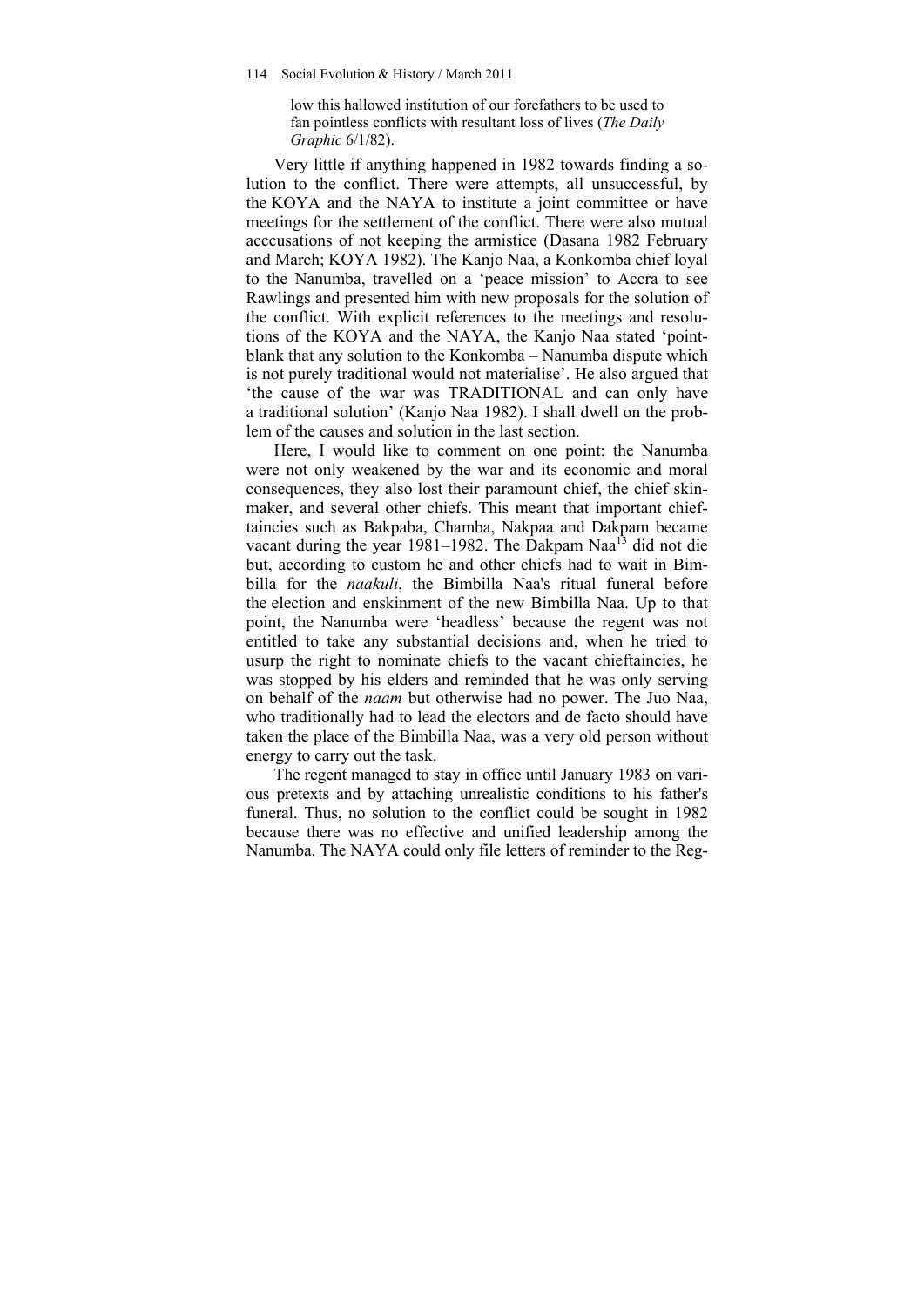> low this hallowed institution of our forefathers to be used to fan pointless conflicts with resultant loss of lives (*The Daily Graphic* 6/1/82).

Very little if anything happened in 1982 towards finding a solution to the conflict. There were attempts, all unsuccessful, by the KOYA and the NAYA to institute a joint committee or have meetings for the settlement of the conflict. There were also mutual acccusations of not keeping the armistice (Dasana 1982 February and March; KOYA 1982). The Kanjo Naa, a Konkomba chief loyal to the Nanumba, travelled on a 'peace mission' to Accra to see Rawlings and presented him with new proposals for the solution of the conflict. With explicit references to the meetings and resolutions of the KOYA and the NAYA, the Kanjo Naa stated 'point-blank that any solution to the Konkomba – Nanumba dispute which is not purely traditional would not materialise'. He also argued that 'the cause of the war was TRADITIONAL and can only have a traditional solution' (Kanjo Naa 1982). I shall dwell on the problem of the causes and solution in the last section.

Here, I would like to comment on one point: the Nanumba were not only weakened by the war and its economic and moral consequences, they also lost their paramount chief, the chief skin-maker, and several other chiefs. This meant that important chieftaincies such as Bakpaba, Chamba, Nakpaa and Dakpam became vacant during the year 1981–1982. The Dakpam Naa[13] did not die but, according to custom he and other chiefs had to wait in Bimbilla for the *naakuli*, the Bimbilla Naa's ritual funeral before the election and enskinment of the new Bimbilla Naa. Up to that point, the Nanumba were 'headless' because the regent was not entitled to take any substantial decisions and, when he tried to usurp the right to nominate chiefs to the vacant chieftaincies, he was stopped by his elders and reminded that he was only serving on behalf of the *naam* but otherwise had no power. The Juo Naa, who traditionally had to lead the electors and de facto should have taken the place of the Bimbilla Naa, was a very old person without energy to carry out the task.

The regent managed to stay in office until January 1983 on various pretexts and by attaching unrealistic conditions to his father's funeral. Thus, no solution to the conflict could be sought in 1982 because there was no effective and unified leadership among the Nanumba. The NAYA could only file letters of reminder to the Reg-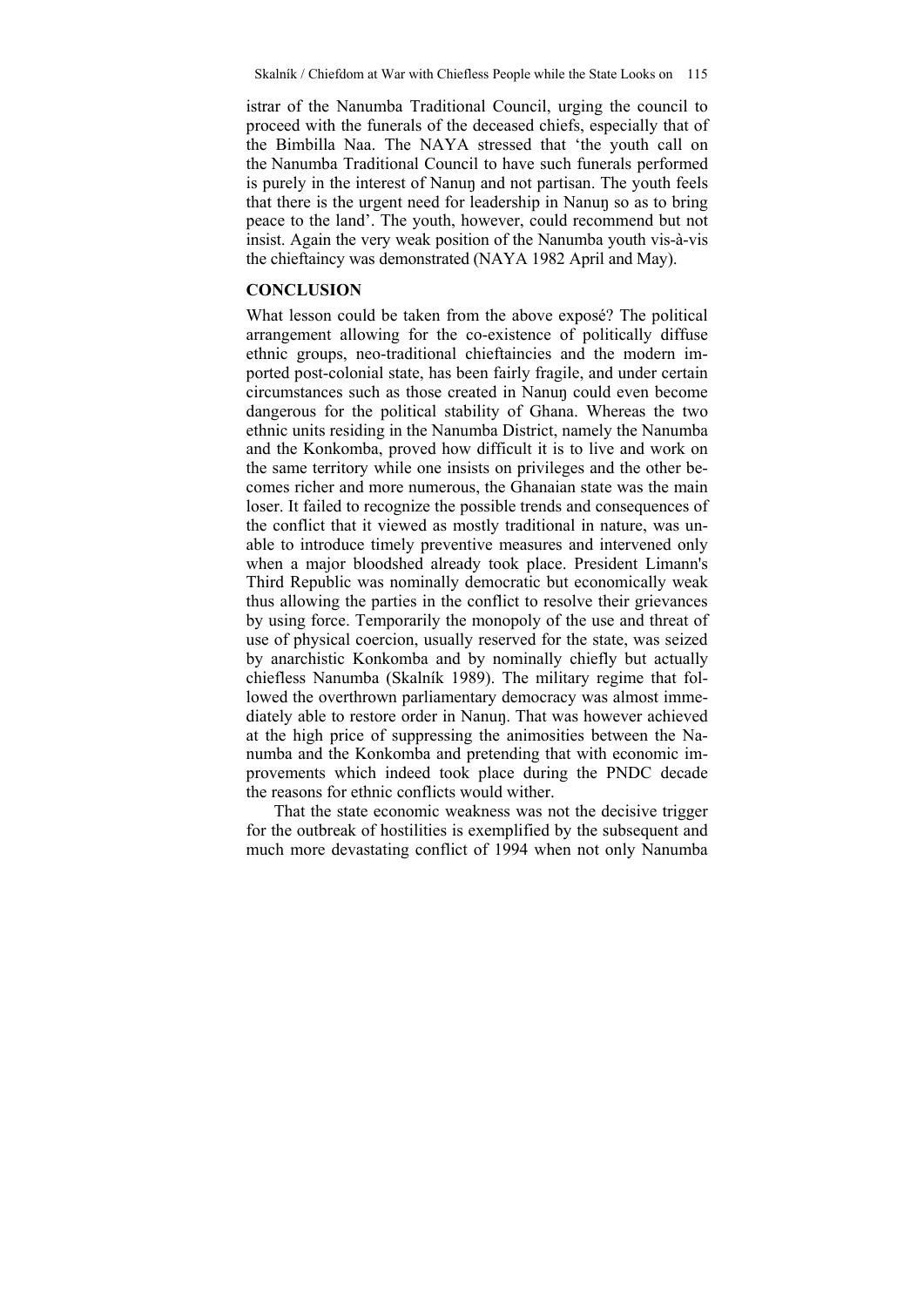istrar of the Nanumba Traditional Council, urging the council to proceed with the funerals of the deceased chiefs, especially that of the Bimbilla Naa. The NAYA stressed that 'the youth call on the Nanumba Traditional Council to have such funerals performed is purely in the interest of Nanuŋ and not partisan. The youth feels that there is the urgent need for leadership in Nanuŋ so as to bring peace to the land'. The youth, however, could recommend but not insist. Again the very weak position of the Nanumba youth vis-à-vis the chieftaincy was demonstrated (NAYA 1982 April and May).

## CONCLUSION

What lesson could be taken from the above exposé? The political arrangement allowing for the co-existence of politically diffuse ethnic groups, neo-traditional chieftaincies and the modern imported post-colonial state, has been fairly fragile, and under certain circumstances such as those created in Nanuŋ could even become dangerous for the political stability of Ghana. Whereas the two ethnic units residing in the Nanumba District, namely the Nanumba and the Konkomba, proved how difficult it is to live and work on the same territory while one insists on privileges and the other becomes richer and more numerous, the Ghanaian state was the main loser. It failed to recognize the possible trends and consequences of the conflict that it viewed as mostly traditional in nature, was unable to introduce timely preventive measures and intervened only when a major bloodshed already took place. President Limann's Third Republic was nominally democratic but economically weak thus allowing the parties in the conflict to resolve their grievances by using force. Temporarily the monopoly of the use and threat of use of physical coercion, usually reserved for the state, was seized by anarchistic Konkomba and by nominally chiefly but actually chiefless Nanumba (Skalník 1989). The military regime that followed the overthrown parliamentary democracy was almost immediately able to restore order in Nanuŋ. That was however achieved at the high price of suppressing the animosities between the Nanumba and the Konkomba and pretending that with economic improvements which indeed took place during the PNDC decade the reasons for ethnic conflicts would wither.

That the state economic weakness was not the decisive trigger for the outbreak of hostilities is exemplified by the subsequent and much more devastating conflict of 1994 when not only Nanumba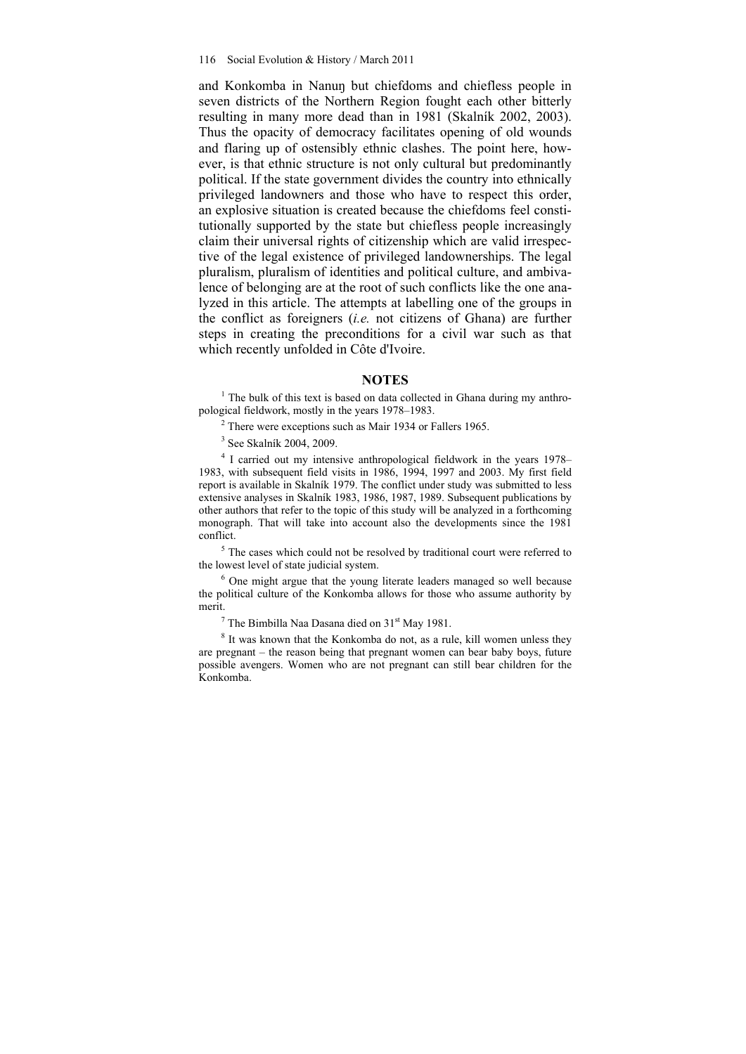and Konkomba in Nanuŋ but chiefdoms and chiefless people in seven districts of the Northern Region fought each other bitterly resulting in many more dead than in 1981 (Skalník 2002, 2003). Thus the opacity of democracy facilitates opening of old wounds and flaring up of ostensibly ethnic clashes. The point here, however, is that ethnic structure is not only cultural but predominantly political. If the state government divides the country into ethnically privileged landowners and those who have to respect this order, an explosive situation is created because the chiefdoms feel constitutionally supported by the state but chiefless people increasingly claim their universal rights of citizenship which are valid irrespective of the legal existence of privileged landownerships. The legal pluralism, pluralism of identities and political culture, and ambivalence of belonging are at the root of such conflicts like the one analyzed in this article. The attempts at labelling one of the groups in the conflict as foreigners (*i.e.* not citizens of Ghana) are further steps in creating the preconditions for a civil war such as that which recently unfolded in Côte d'Ivoire.

## NOTES

[1] The bulk of this text is based on data collected in Ghana during my anthropological fieldwork, mostly in the years 1978–1983.

[2] There were exceptions such as Mair 1934 or Fallers 1965.

[3] See Skalník 2004, 2009.

[4] I carried out my intensive anthropological fieldwork in the years 1978–1983, with subsequent field visits in 1986, 1994, 1997 and 2003. My first field report is available in Skalník 1979. The conflict under study was submitted to less extensive analyses in Skalník 1983, 1986, 1987, 1989. Subsequent publications by other authors that refer to the topic of this study will be analyzed in a forthcoming monograph. That will take into account also the developments since the 1981 conflict.

[5] The cases which could not be resolved by traditional court were referred to the lowest level of state judicial system.

[6] One might argue that the young literate leaders managed so well because the political culture of the Konkomba allows for those who assume authority by merit.

[7] The Bimbilla Naa Dasana died on 31st May 1981.

[8] It was known that the Konkomba do not, as a rule, kill women unless they are pregnant – the reason being that pregnant women can bear baby boys, future possible avengers. Women who are not pregnant can still bear children for the Konkomba.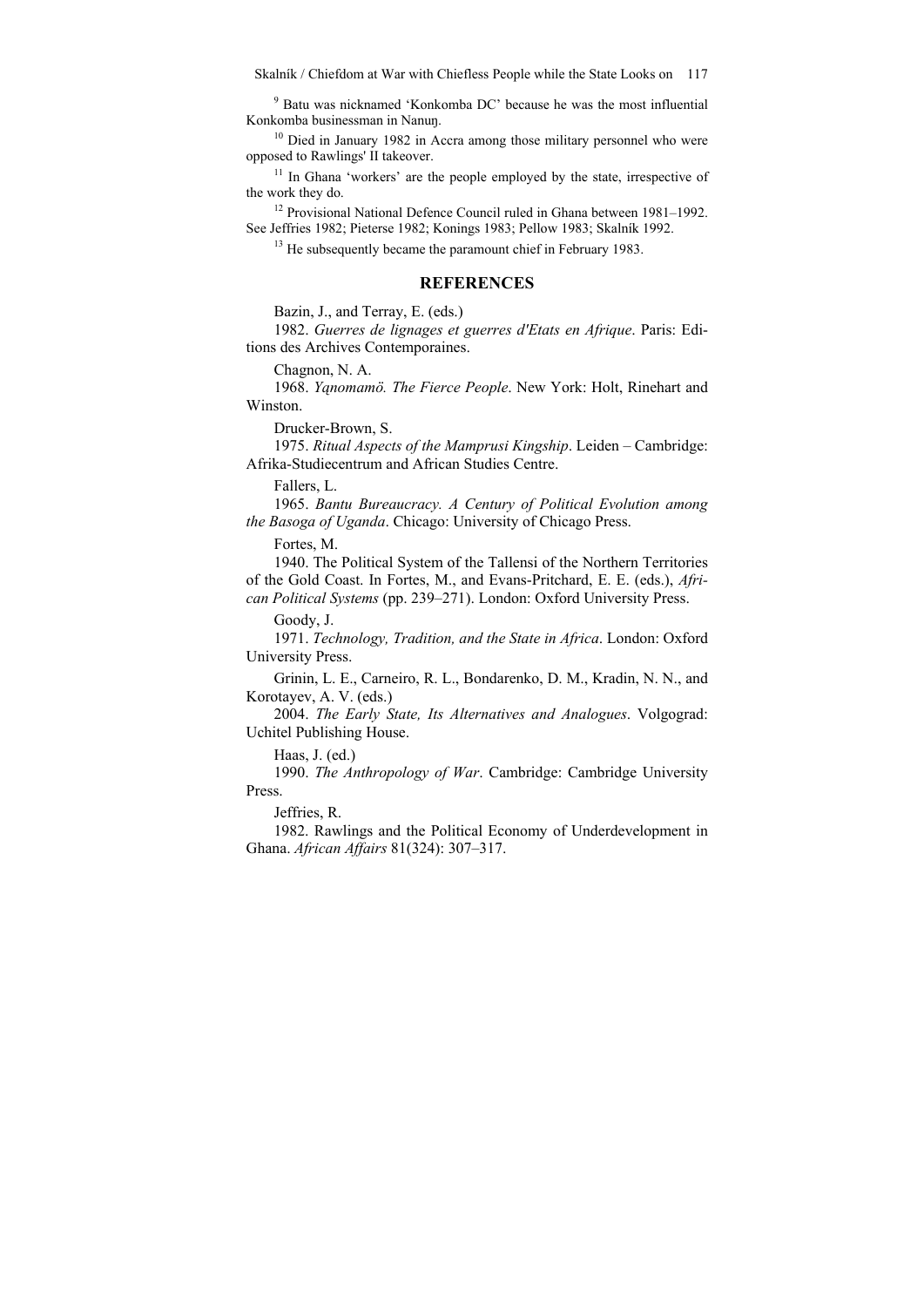[9] Batu was nicknamed 'Konkomba DC' because he was the most influential Konkomba businessman in Nanuŋ.

[10] Died in January 1982 in Accra among those military personnel who were opposed to Rawlings' II takeover.

[11] In Ghana 'workers' are the people employed by the state, irrespective of the work they do.

[12] Provisional National Defence Council ruled in Ghana between 1981–1992. See Jeffries 1982; Pieterse 1982; Konings 1983; Pellow 1983; Skalník 1992.

[13] He subsequently became the paramount chief in February 1983.

## REFERENCES

Bazin, J., and Terray, E. (eds.)

1982. *Guerres de lignages et guerres d'Etats en Afrique*. Paris: Editions des Archives Contemporaines.

Chagnon, N. A.

1968. *Yąnomamö. The Fierce People*. New York: Holt, Rinehart and Winston.

Drucker-Brown, S.

1975. *Ritual Aspects of the Mamprusi Kingship*. Leiden – Cambridge: Afrika-Studiecentrum and African Studies Centre.

Fallers, L.

1965. *Bantu Bureaucracy. A Century of Political Evolution among the Basoga of Uganda*. Chicago: University of Chicago Press.

Fortes, M.

1940. The Political System of the Tallensi of the Northern Territories of the Gold Coast. In Fortes, M., and Evans-Pritchard, E. E. (eds.), *African Political Systems* (pp. 239–271). London: Oxford University Press.

Goody, J.

1971. *Technology, Tradition, and the State in Africa*. London: Oxford University Press.

Grinin, L. E., Carneiro, R. L., Bondarenko, D. M., Kradin, N. N., and Korotayev, A. V. (eds.)

2004. *The Early State, Its Alternatives and Analogues*. Volgograd: Uchitel Publishing House.

Haas, J. (ed.)

1990. *The Anthropology of War*. Cambridge: Cambridge University Press.

Jeffries, R.

1982. Rawlings and the Political Economy of Underdevelopment in Ghana. *African Affairs* 81(324): 307–317.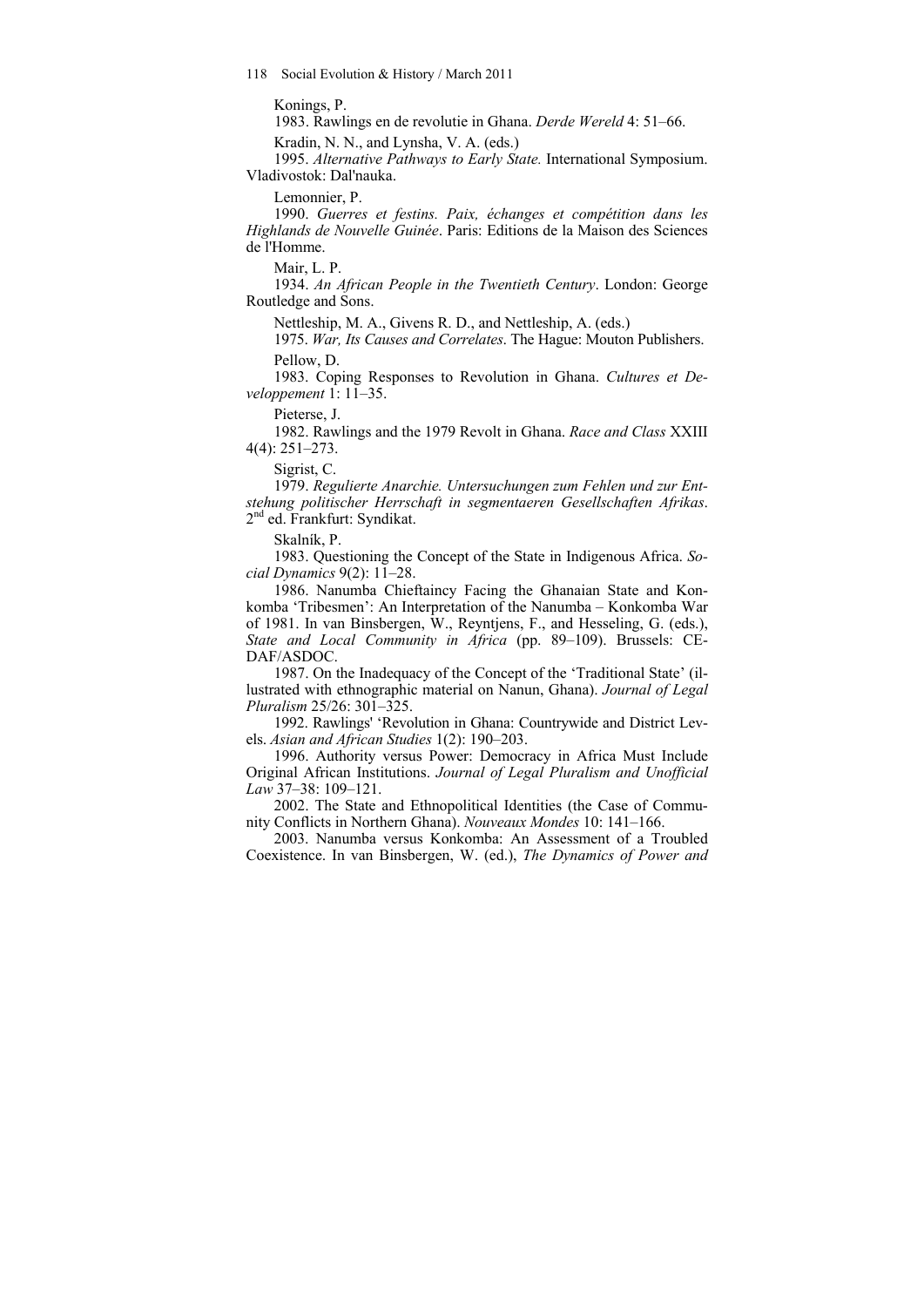Konings, P.

1983. Rawlings en de revolutie in Ghana. *Derde Wereld* 4: 51–66.

Kradin, N. N., and Lynsha, V. A. (eds.)

1995. *Alternative Pathways to Early State.* International Symposium. Vladivostok: Dal'nauka.

Lemonnier, P.

1990. *Guerres et festins. Paix, échanges et compétition dans les Highlands de Nouvelle Guinée*. Paris: Editions de la Maison des Sciences de l'Homme.

Mair, L. P.

1934. *An African People in the Twentieth Century*. London: George Routledge and Sons.

Nettleship, M. A., Givens R. D., and Nettleship, A. (eds.)

1975. *War, Its Causes and Correlates*. The Hague: Mouton Publishers.

Pellow, D.

1983. Coping Responses to Revolution in Ghana. *Cultures et Developpement* 1: 11–35.

Pieterse, J.

1982. Rawlings and the 1979 Revolt in Ghana. *Race and Class* XXIII 4(4): 251–273.

Sigrist, C.

1979. *Regulierte Anarchie. Untersuchungen zum Fehlen und zur Entstehung politischer Herrschaft in segmentaeren Gesellschaften Afrikas*. 2nd ed. Frankfurt: Syndikat.

Skalník, P.

1983. Questioning the Concept of the State in Indigenous Africa. *Social Dynamics* 9(2): 11–28.

1986. Nanumba Chieftaincy Facing the Ghanaian State and Konkomba 'Tribesmen': An Interpretation of the Nanumba – Konkomba War of 1981. In van Binsbergen, W., Reyntjens, F., and Hesseling, G. (eds.), *State and Local Community in Africa* (pp. 89–109). Brussels: CEDAF/ASDOC.

1987. On the Inadequacy of the Concept of the 'Traditional State' (illustrated with ethnographic material on Nanun, Ghana). *Journal of Legal Pluralism* 25/26: 301–325.

1992. Rawlings' 'Revolution in Ghana: Countrywide and District Levels. *Asian and African Studies* 1(2): 190–203.

1996. Authority versus Power: Democracy in Africa Must Include Original African Institutions. *Journal of Legal Pluralism and Unofficial Law* 37–38: 109–121.

2002. The State and Ethnopolitical Identities (the Case of Community Conflicts in Northern Ghana). *Nouveaux Mondes* 10: 141–166.

2003. Nanumba versus Konkomba: An Assessment of a Troubled Coexistence. In van Binsbergen, W. (ed.), *The Dynamics of Power and*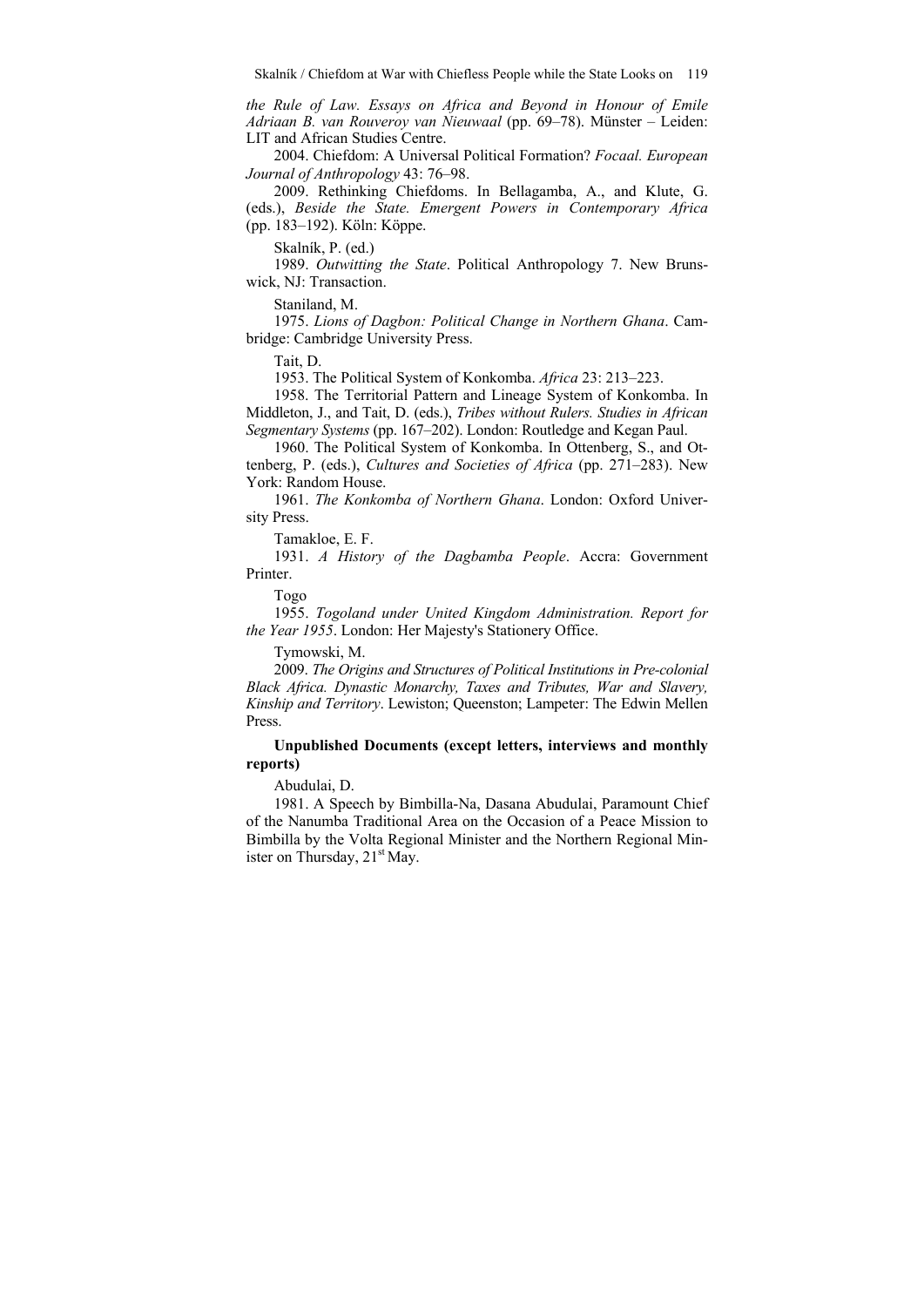*the Rule of Law. Essays on Africa and Beyond in Honour of Emile Adriaan B. van Rouveroy van Nieuwaal* (pp. 69–78). Münster – Leiden: LIT and African Studies Centre.

2004. Chiefdom: A Universal Political Formation? *Focaal. European Journal of Anthropology* 43: 76–98.

2009. Rethinking Chiefdoms. In Bellagamba, A., and Klute, G. (eds.), *Beside the State. Emergent Powers in Contemporary Africa* (pp. 183–192). Köln: Köppe.

Skalník, P. (ed.)

1989. *Outwitting the State*. Political Anthropology 7. New Brunswick, NJ: Transaction.

Staniland, M.

1975. *Lions of Dagbon: Political Change in Northern Ghana*. Cambridge: Cambridge University Press.

Tait, D.

1953. The Political System of Konkomba. *Africa* 23: 213–223.

1958. The Territorial Pattern and Lineage System of Konkomba. In Middleton, J., and Tait, D. (eds.), *Tribes without Rulers. Studies in African Segmentary Systems* (pp. 167–202). London: Routledge and Kegan Paul.

1960. The Political System of Konkomba. In Ottenberg, S., and Ottenberg, P. (eds.), *Cultures and Societies of Africa* (pp. 271–283). New York: Random House.

1961. *The Konkomba of Northern Ghana*. London: Oxford University Press.

Tamakloe, E. F.

1931. *A History of the Dagbamba People*. Accra: Government Printer.

Togo

1955. *Togoland under United Kingdom Administration. Report for the Year 1955*. London: Her Majesty's Stationery Office.

Tymowski, M.

2009. *The Origins and Structures of Political Institutions in Pre-colonial Black Africa. Dynastic Monarchy, Taxes and Tributes, War and Slavery, Kinship and Territory*. Lewiston; Queenston; Lampeter: The Edwin Mellen Press.

**Unpublished Documents (except letters, interviews and monthly reports)**

Abudulai, D.

1981. A Speech by Bimbilla-Na, Dasana Abudulai, Paramount Chief of the Nanumba Traditional Area on the Occasion of a Peace Mission to Bimbilla by the Volta Regional Minister and the Northern Regional Minister on Thursday, 21st May.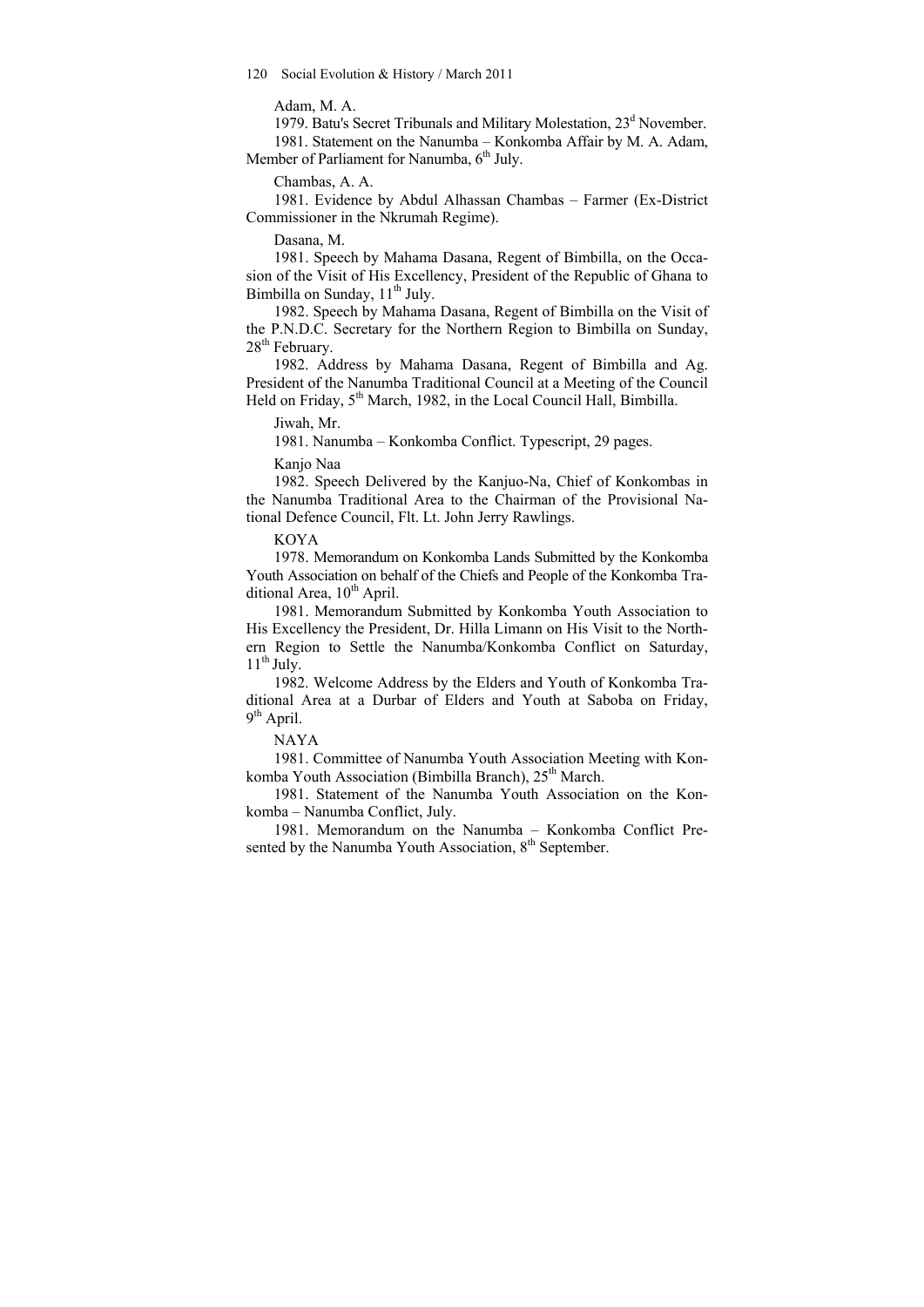Adam, M. A.

1979. Batu's Secret Tribunals and Military Molestation, 23[d] November.

1981. Statement on the Nanumba – Konkomba Affair by M. A. Adam, Member of Parliament for Nanumba, 6[th] July.

Chambas, A. A.

1981. Evidence by Abdul Alhassan Chambas – Farmer (Ex-District Commissioner in the Nkrumah Regime).

Dasana, M.

1981. Speech by Mahama Dasana, Regent of Bimbilla, on the Occasion of the Visit of His Excellency, President of the Republic of Ghana to Bimbilla on Sunday, 11[th] July.

1982. Speech by Mahama Dasana, Regent of Bimbilla on the Visit of the P.N.D.C. Secretary for the Northern Region to Bimbilla on Sunday, 28[th] February.

1982. Address by Mahama Dasana, Regent of Bimbilla and Ag. President of the Nanumba Traditional Council at a Meeting of the Council Held on Friday, 5[th] March, 1982, in the Local Council Hall, Bimbilla.

Jiwah, Mr.

1981. Nanumba – Konkomba Conflict. Typescript, 29 pages.

Kanjo Naa

1982. Speech Delivered by the Kanjuo-Na, Chief of Konkombas in the Nanumba Traditional Area to the Chairman of the Provisional National Defence Council, Flt. Lt. John Jerry Rawlings.

KOYA

1978. Memorandum on Konkomba Lands Submitted by the Konkomba Youth Association on behalf of the Chiefs and People of the Konkomba Traditional Area, 10[th] April.

1981. Memorandum Submitted by Konkomba Youth Association to His Excellency the President, Dr. Hilla Limann on His Visit to the Northern Region to Settle the Nanumba/Konkomba Conflict on Saturday, 11[th] July.

1982. Welcome Address by the Elders and Youth of Konkomba Traditional Area at a Durbar of Elders and Youth at Saboba on Friday, 9[th] April.

NAYA

1981. Committee of Nanumba Youth Association Meeting with Konkomba Youth Association (Bimbilla Branch), 25[th] March.

1981. Statement of the Nanumba Youth Association on the Konkomba – Nanumba Conflict, July.

1981. Memorandum on the Nanumba – Konkomba Conflict Presented by the Nanumba Youth Association, 8[th] September.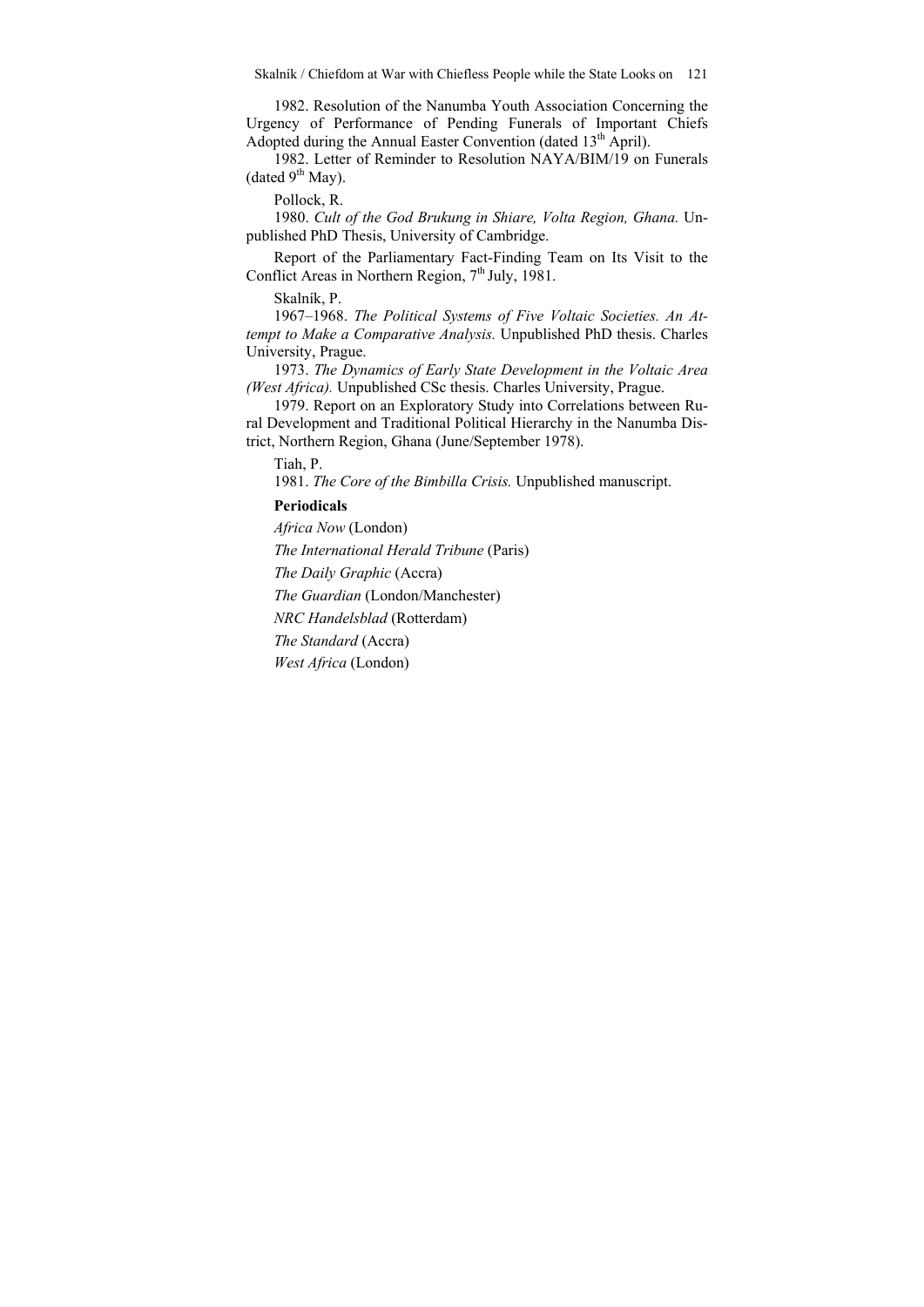1982. Resolution of the Nanumba Youth Association Concerning the Urgency of Performance of Pending Funerals of Important Chiefs Adopted during the Annual Easter Convention (dated 13th April).

1982. Letter of Reminder to Resolution NAYA/BIM/19 on Funerals (dated 9th May).

Pollock, R.

1980. *Cult of the God Brukung in Shiare, Volta Region, Ghana.* Unpublished PhD Thesis, University of Cambridge.

Report of the Parliamentary Fact-Finding Team on Its Visit to the Conflict Areas in Northern Region, 7th July, 1981.

Skalník, P.

1967–1968. *The Political Systems of Five Voltaic Societies. An Attempt to Make a Comparative Analysis.* Unpublished PhD thesis. Charles University, Prague.

1973. *The Dynamics of Early State Development in the Voltaic Area (West Africa).* Unpublished CSc thesis. Charles University, Prague.

1979. Report on an Exploratory Study into Correlations between Rural Development and Traditional Political Hierarchy in the Nanumba District, Northern Region, Ghana (June/September 1978).

Tiah, P.

1981. *The Core of the Bimbilla Crisis.* Unpublished manuscript.

**Periodicals**

*Africa Now* (London)

*The International Herald Tribune* (Paris)

*The Daily Graphic* (Accra)

*The Guardian* (London/Manchester)

*NRC Handelsblad* (Rotterdam)

*The Standard* (Accra)

*West Africa* (London)